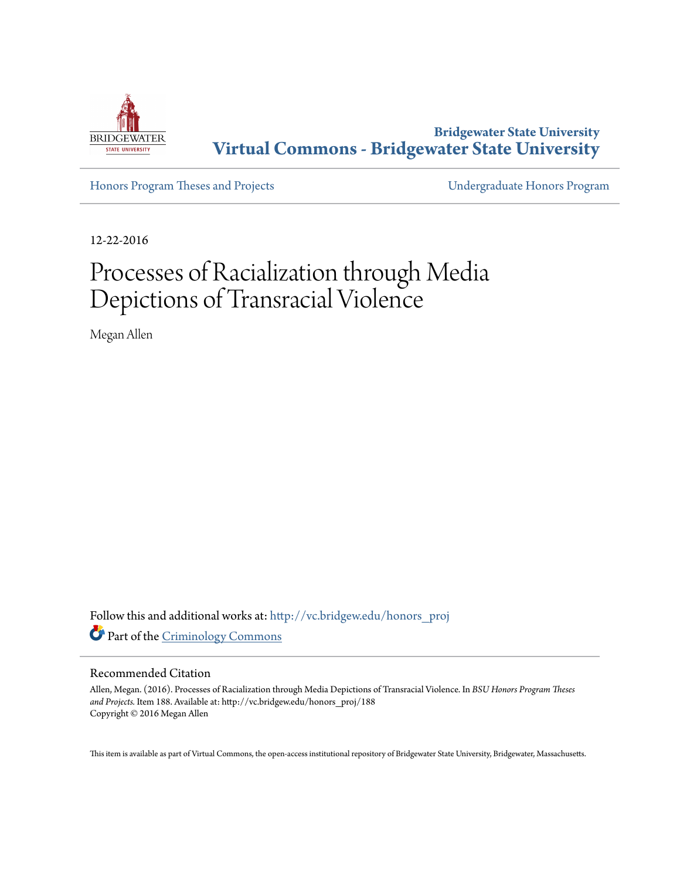Bridgewater State University

# Virtual Commons - Bridgewater State University

Honors Program Theses and Projects | Undergraduate Honors Program

12-22-2016

# Processes of Racialization through Media Depictions of Transracial Violence

Megan Allen

Follow this and additional works at: http://vc.bridgew.edu/honors_proj

Part of the Criminology Commons

## Recommended Citation

Allen, Megan. (2016). Processes of Racialization through Media Depictions of Transracial Violence. In *BSU Honors Program Theses and Projects.* Item 188. Available at: http://vc.bridgew.edu/honors_proj/188

Copyright © 2016 Megan Allen

This item is available as part of Virtual Commons, the open-access institutional repository of Bridgewater State University, Bridgewater, Massachusetts.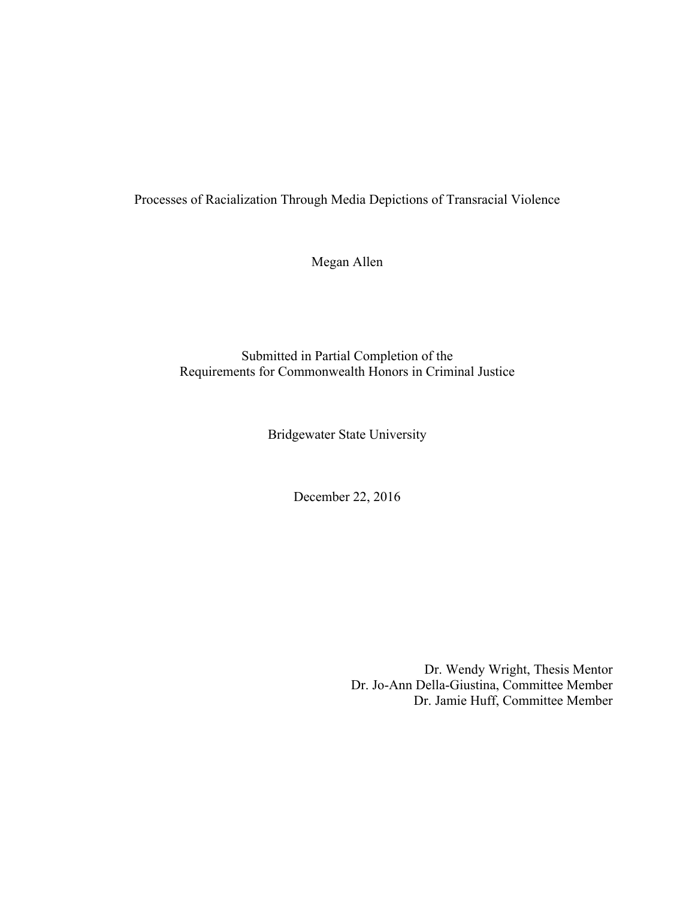Processes of Racialization Through Media Depictions of Transracial Violence

Megan Allen

Submitted in Partial Completion of the
Requirements for Commonwealth Honors in Criminal Justice

Bridgewater State University

December 22, 2016

Dr. Wendy Wright, Thesis Mentor
Dr. Jo-Ann Della-Giustina, Committee Member
Dr. Jamie Huff, Committee Member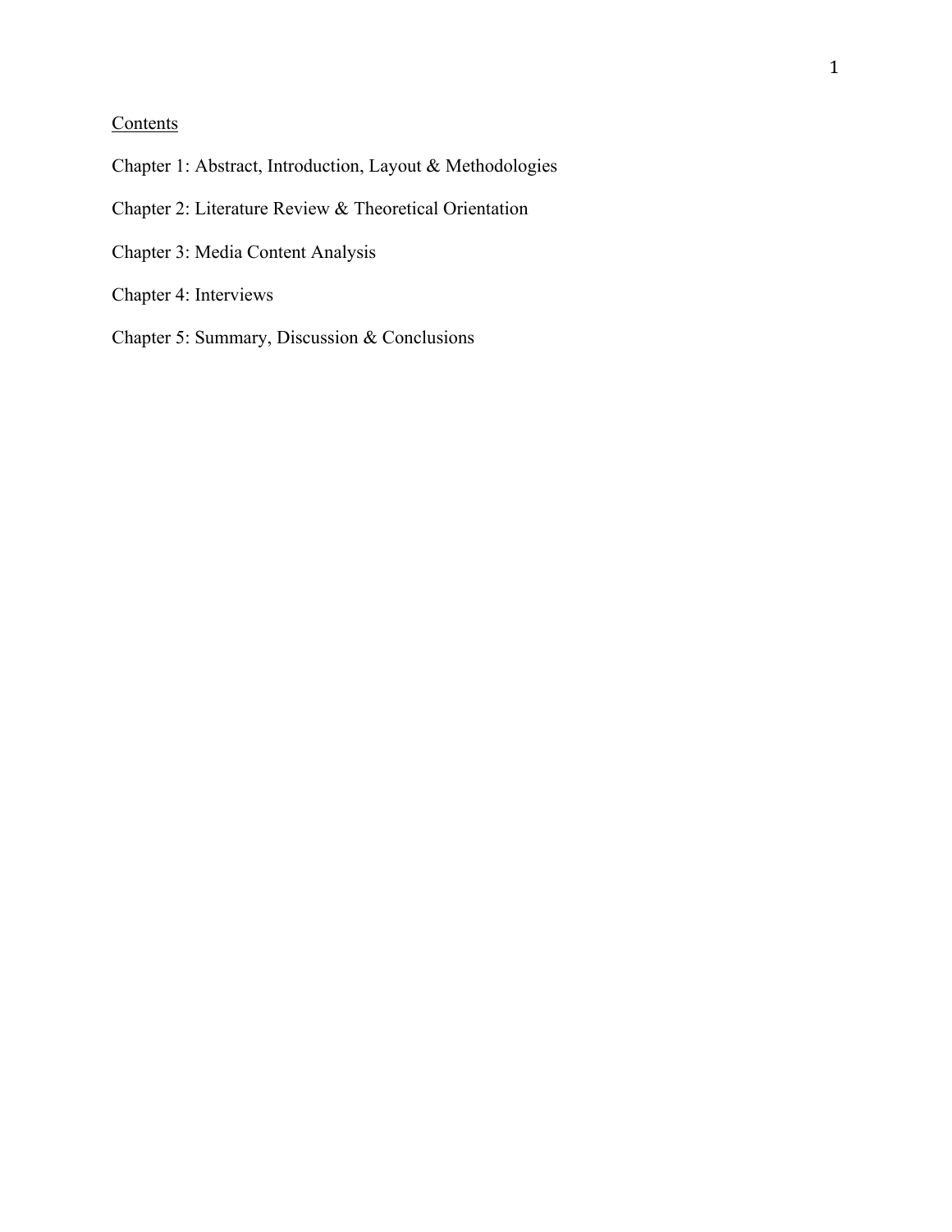Contents

Chapter 1: Abstract, Introduction, Layout & Methodologies

Chapter 2: Literature Review & Theoretical Orientation

Chapter 3: Media Content Analysis

Chapter 4: Interviews

Chapter 5: Summary, Discussion & Conclusions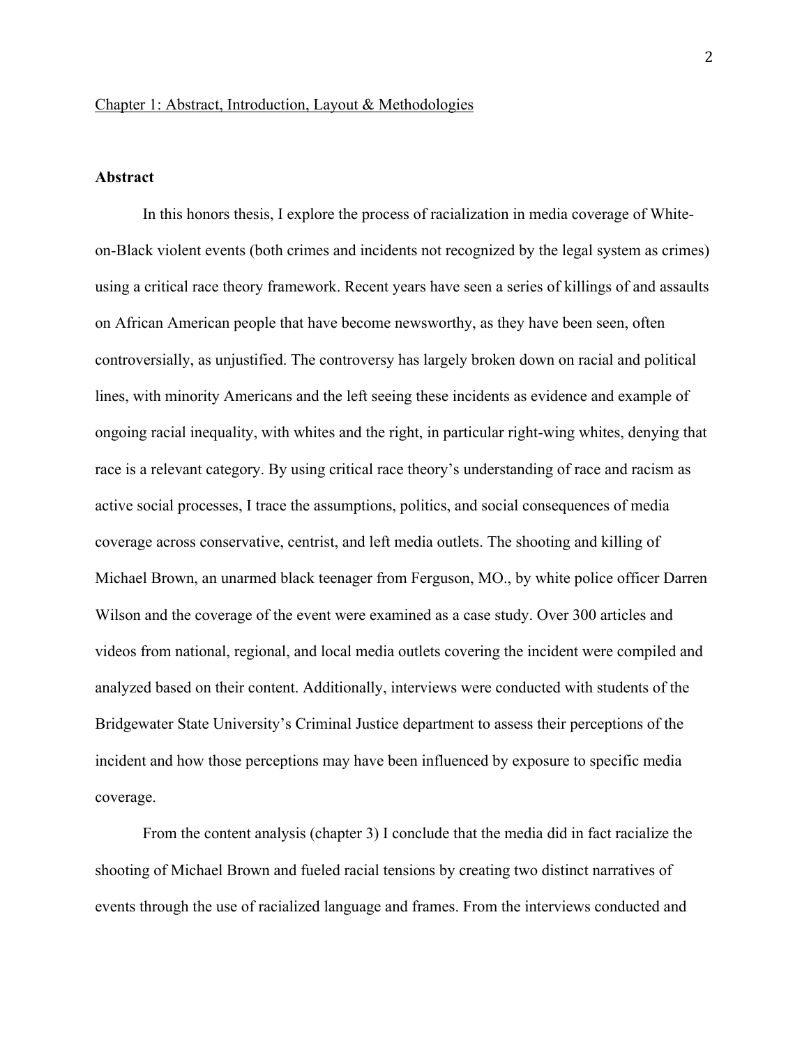Chapter 1: Abstract, Introduction, Layout & Methodologies

## Abstract

In this honors thesis, I explore the process of racialization in media coverage of White-on-Black violent events (both crimes and incidents not recognized by the legal system as crimes) using a critical race theory framework. Recent years have seen a series of killings of and assaults on African American people that have become newsworthy, as they have been seen, often controversially, as unjustified. The controversy has largely broken down on racial and political lines, with minority Americans and the left seeing these incidents as evidence and example of ongoing racial inequality, with whites and the right, in particular right-wing whites, denying that race is a relevant category. By using critical race theory's understanding of race and racism as active social processes, I trace the assumptions, politics, and social consequences of media coverage across conservative, centrist, and left media outlets. The shooting and killing of Michael Brown, an unarmed black teenager from Ferguson, MO., by white police officer Darren Wilson and the coverage of the event were examined as a case study. Over 300 articles and videos from national, regional, and local media outlets covering the incident were compiled and analyzed based on their content. Additionally, interviews were conducted with students of the Bridgewater State University's Criminal Justice department to assess their perceptions of the incident and how those perceptions may have been influenced by exposure to specific media coverage.

From the content analysis (chapter 3) I conclude that the media did in fact racialize the shooting of Michael Brown and fueled racial tensions by creating two distinct narratives of events through the use of racialized language and frames. From the interviews conducted and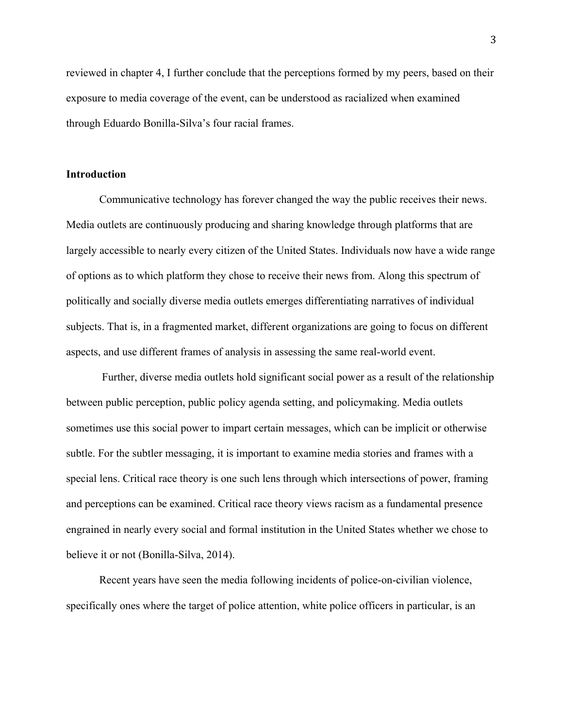reviewed in chapter 4, I further conclude that the perceptions formed by my peers, based on their exposure to media coverage of the event, can be understood as racialized when examined through Eduardo Bonilla-Silva's four racial frames.

## Introduction

Communicative technology has forever changed the way the public receives their news. Media outlets are continuously producing and sharing knowledge through platforms that are largely accessible to nearly every citizen of the United States. Individuals now have a wide range of options as to which platform they chose to receive their news from. Along this spectrum of politically and socially diverse media outlets emerges differentiating narratives of individual subjects. That is, in a fragmented market, different organizations are going to focus on different aspects, and use different frames of analysis in assessing the same real-world event.

Further, diverse media outlets hold significant social power as a result of the relationship between public perception, public policy agenda setting, and policymaking. Media outlets sometimes use this social power to impart certain messages, which can be implicit or otherwise subtle. For the subtler messaging, it is important to examine media stories and frames with a special lens. Critical race theory is one such lens through which intersections of power, framing and perceptions can be examined. Critical race theory views racism as a fundamental presence engrained in nearly every social and formal institution in the United States whether we chose to believe it or not (Bonilla-Silva, 2014).

Recent years have seen the media following incidents of police-on-civilian violence, specifically ones where the target of police attention, white police officers in particular, is an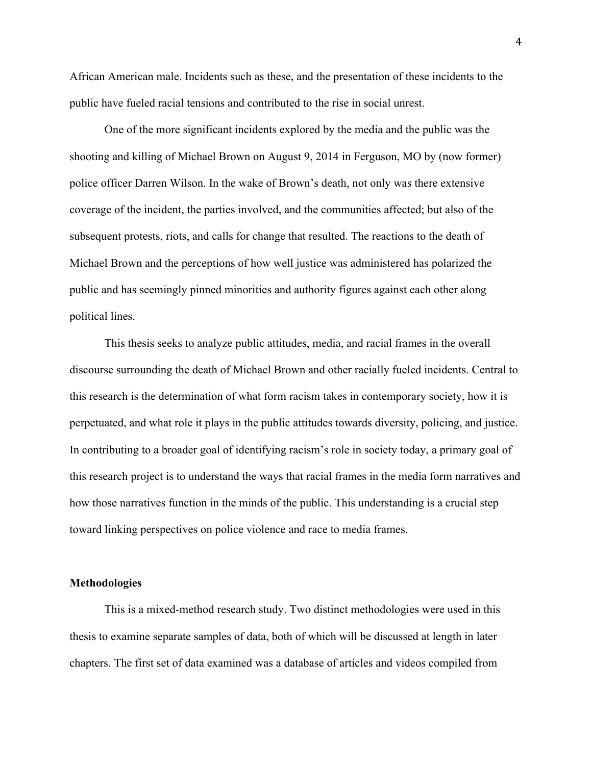African American male. Incidents such as these, and the presentation of these incidents to the public have fueled racial tensions and contributed to the rise in social unrest.

One of the more significant incidents explored by the media and the public was the shooting and killing of Michael Brown on August 9, 2014 in Ferguson, MO by (now former) police officer Darren Wilson. In the wake of Brown's death, not only was there extensive coverage of the incident, the parties involved, and the communities affected; but also of the subsequent protests, riots, and calls for change that resulted. The reactions to the death of Michael Brown and the perceptions of how well justice was administered has polarized the public and has seemingly pinned minorities and authority figures against each other along political lines.

This thesis seeks to analyze public attitudes, media, and racial frames in the overall discourse surrounding the death of Michael Brown and other racially fueled incidents. Central to this research is the determination of what form racism takes in contemporary society, how it is perpetuated, and what role it plays in the public attitudes towards diversity, policing, and justice. In contributing to a broader goal of identifying racism's role in society today, a primary goal of this research project is to understand the ways that racial frames in the media form narratives and how those narratives function in the minds of the public. This understanding is a crucial step toward linking perspectives on police violence and race to media frames.

**Methodologies**

This is a mixed-method research study. Two distinct methodologies were used in this thesis to examine separate samples of data, both of which will be discussed at length in later chapters. The first set of data examined was a database of articles and videos compiled from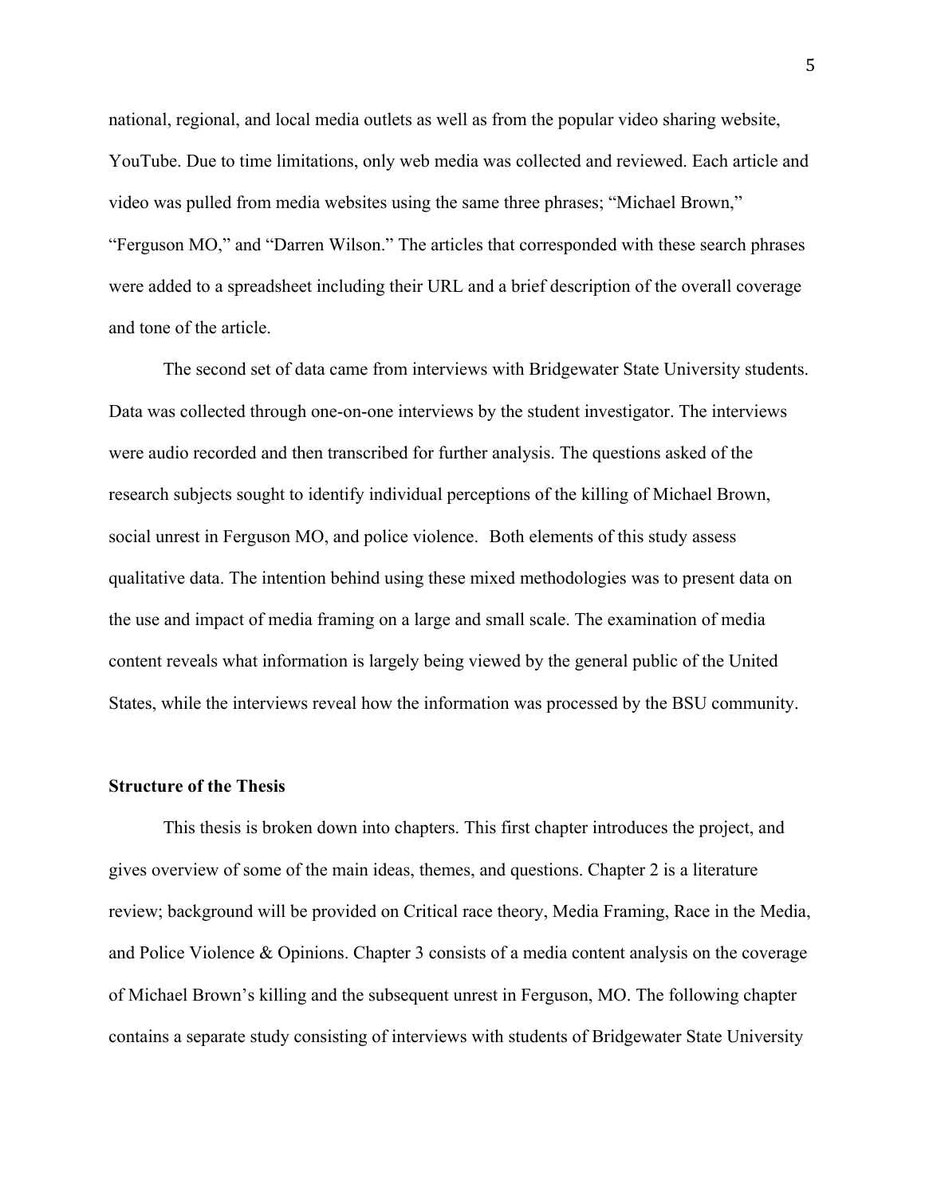national, regional, and local media outlets as well as from the popular video sharing website, YouTube. Due to time limitations, only web media was collected and reviewed. Each article and video was pulled from media websites using the same three phrases; "Michael Brown," "Ferguson MO," and "Darren Wilson." The articles that corresponded with these search phrases were added to a spreadsheet including their URL and a brief description of the overall coverage and tone of the article.

The second set of data came from interviews with Bridgewater State University students. Data was collected through one-on-one interviews by the student investigator. The interviews were audio recorded and then transcribed for further analysis. The questions asked of the research subjects sought to identify individual perceptions of the killing of Michael Brown, social unrest in Ferguson MO, and police violence. Both elements of this study assess qualitative data. The intention behind using these mixed methodologies was to present data on the use and impact of media framing on a large and small scale. The examination of media content reveals what information is largely being viewed by the general public of the United States, while the interviews reveal how the information was processed by the BSU community.

**Structure of the Thesis**

This thesis is broken down into chapters. This first chapter introduces the project, and gives overview of some of the main ideas, themes, and questions. Chapter 2 is a literature review; background will be provided on Critical race theory, Media Framing, Race in the Media, and Police Violence & Opinions. Chapter 3 consists of a media content analysis on the coverage of Michael Brown's killing and the subsequent unrest in Ferguson, MO. The following chapter contains a separate study consisting of interviews with students of Bridgewater State University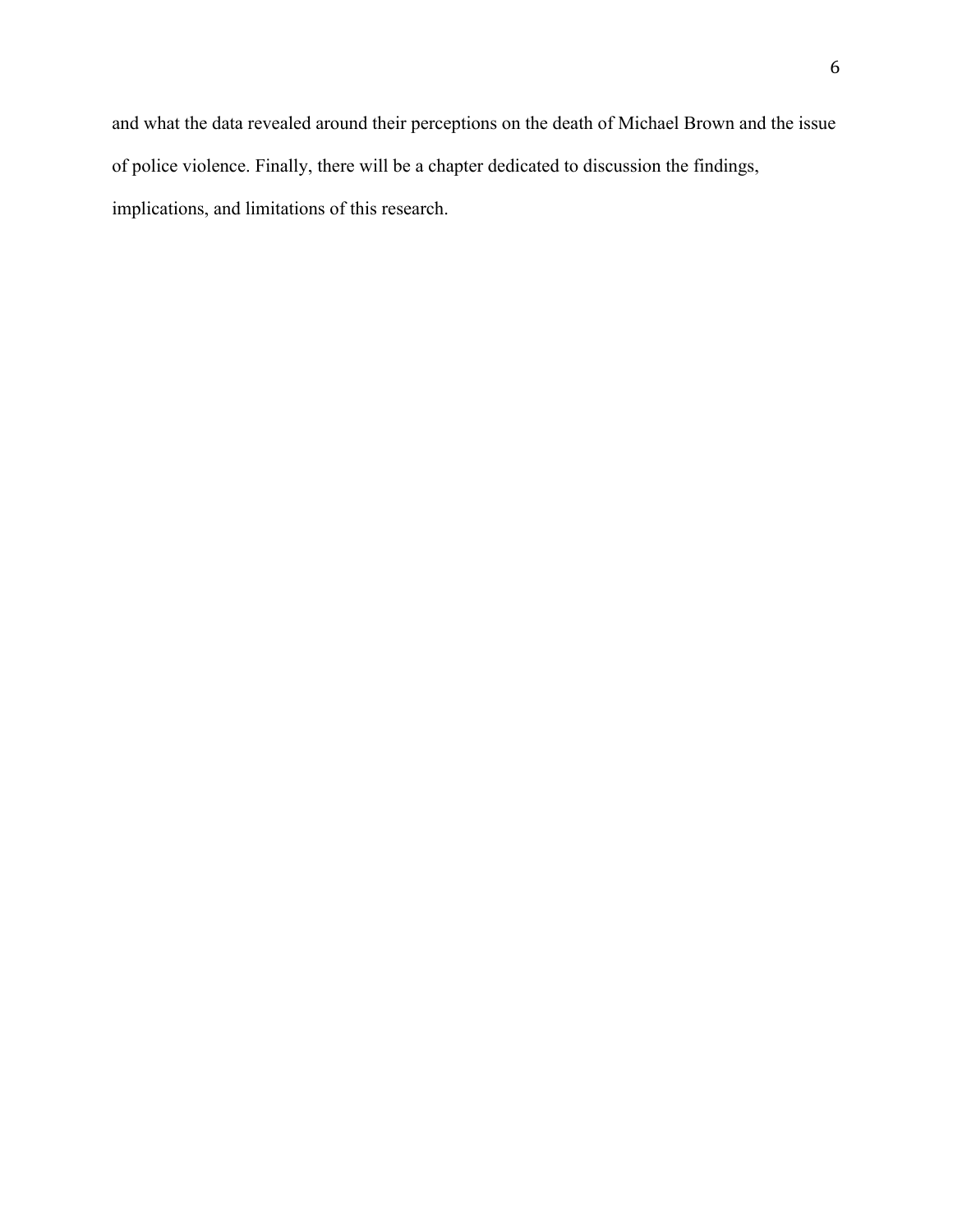and what the data revealed around their perceptions on the death of Michael Brown and the issue of police violence. Finally, there will be a chapter dedicated to discussion the findings, implications, and limitations of this research.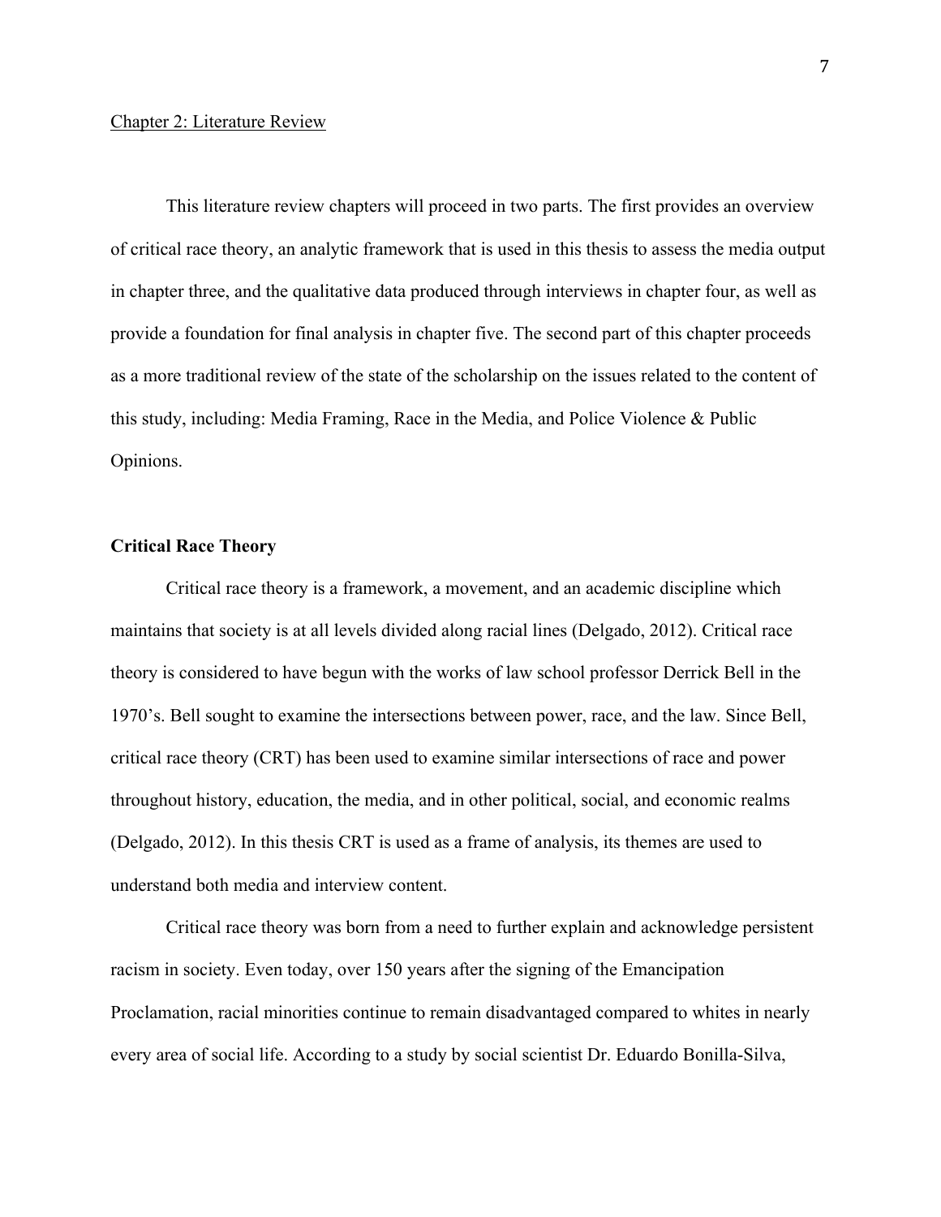## Chapter 2: Literature Review

This literature review chapters will proceed in two parts. The first provides an overview of critical race theory, an analytic framework that is used in this thesis to assess the media output in chapter three, and the qualitative data produced through interviews in chapter four, as well as provide a foundation for final analysis in chapter five. The second part of this chapter proceeds as a more traditional review of the state of the scholarship on the issues related to the content of this study, including: Media Framing, Race in the Media, and Police Violence & Public Opinions.

### Critical Race Theory

Critical race theory is a framework, a movement, and an academic discipline which maintains that society is at all levels divided along racial lines (Delgado, 2012). Critical race theory is considered to have begun with the works of law school professor Derrick Bell in the 1970's. Bell sought to examine the intersections between power, race, and the law. Since Bell, critical race theory (CRT) has been used to examine similar intersections of race and power throughout history, education, the media, and in other political, social, and economic realms (Delgado, 2012). In this thesis CRT is used as a frame of analysis, its themes are used to understand both media and interview content.

Critical race theory was born from a need to further explain and acknowledge persistent racism in society. Even today, over 150 years after the signing of the Emancipation Proclamation, racial minorities continue to remain disadvantaged compared to whites in nearly every area of social life. According to a study by social scientist Dr. Eduardo Bonilla-Silva,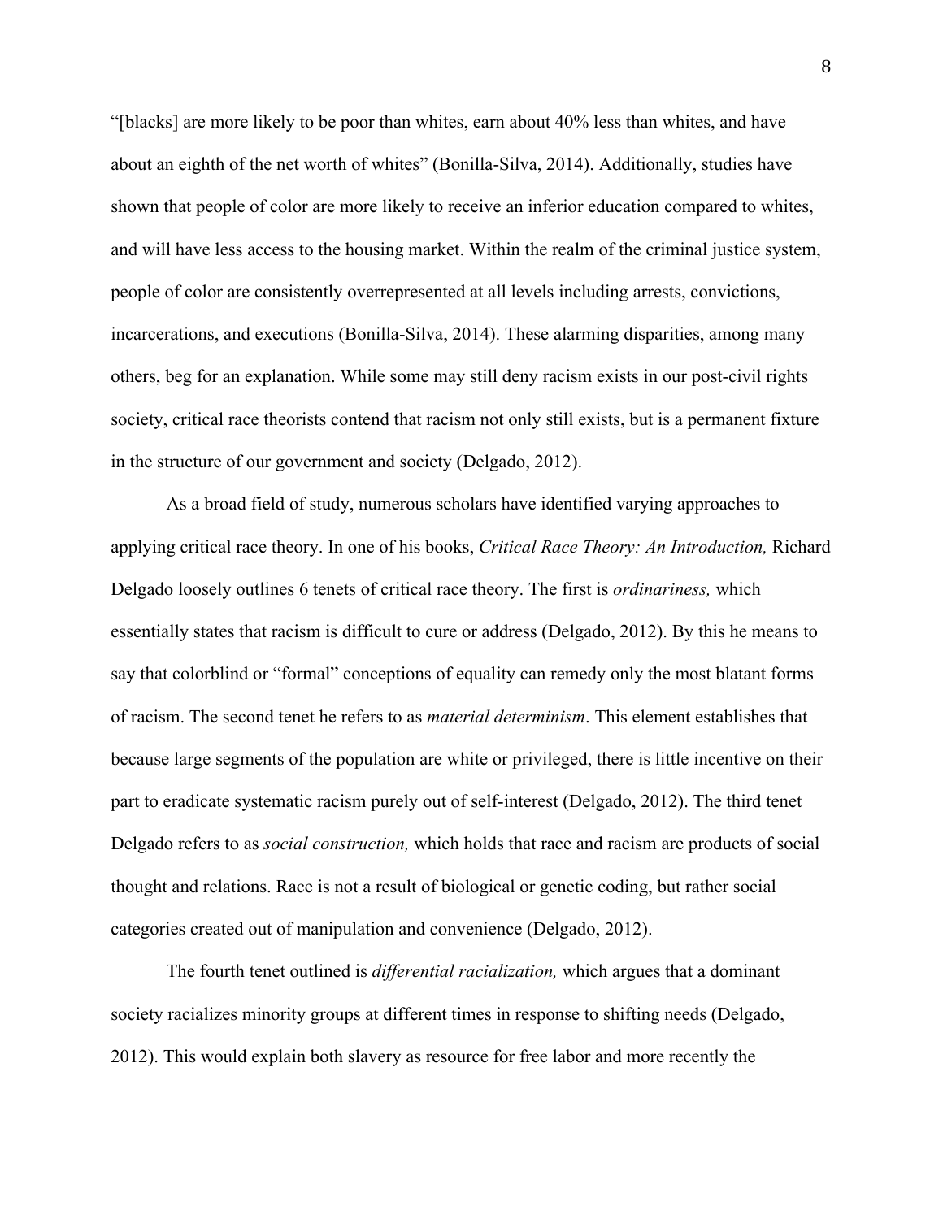"[blacks] are more likely to be poor than whites, earn about 40% less than whites, and have about an eighth of the net worth of whites" (Bonilla-Silva, 2014). Additionally, studies have shown that people of color are more likely to receive an inferior education compared to whites, and will have less access to the housing market. Within the realm of the criminal justice system, people of color are consistently overrepresented at all levels including arrests, convictions, incarcerations, and executions (Bonilla-Silva, 2014). These alarming disparities, among many others, beg for an explanation. While some may still deny racism exists in our post-civil rights society, critical race theorists contend that racism not only still exists, but is a permanent fixture in the structure of our government and society (Delgado, 2012).

As a broad field of study, numerous scholars have identified varying approaches to applying critical race theory. In one of his books, *Critical Race Theory: An Introduction,* Richard Delgado loosely outlines 6 tenets of critical race theory. The first is *ordinariness,* which essentially states that racism is difficult to cure or address (Delgado, 2012). By this he means to say that colorblind or "formal" conceptions of equality can remedy only the most blatant forms of racism. The second tenet he refers to as *material determinism*. This element establishes that because large segments of the population are white or privileged, there is little incentive on their part to eradicate systematic racism purely out of self-interest (Delgado, 2012). The third tenet Delgado refers to as *social construction,* which holds that race and racism are products of social thought and relations. Race is not a result of biological or genetic coding, but rather social categories created out of manipulation and convenience (Delgado, 2012).

The fourth tenet outlined is *differential racialization,* which argues that a dominant society racializes minority groups at different times in response to shifting needs (Delgado, 2012). This would explain both slavery as resource for free labor and more recently the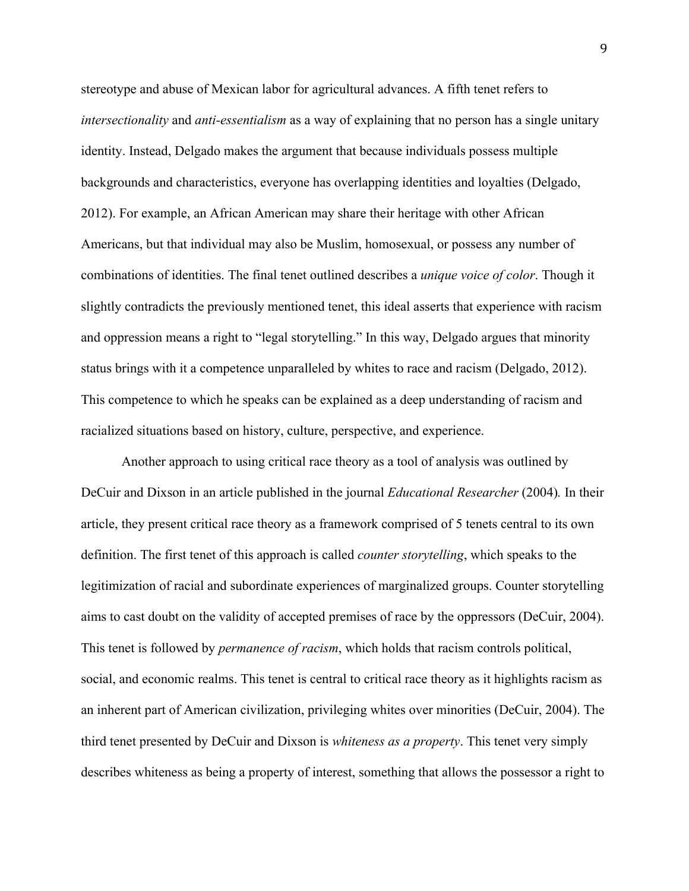stereotype and abuse of Mexican labor for agricultural advances. A fifth tenet refers to *intersectionality* and *anti-essentialism* as a way of explaining that no person has a single unitary identity. Instead, Delgado makes the argument that because individuals possess multiple backgrounds and characteristics, everyone has overlapping identities and loyalties (Delgado, 2012). For example, an African American may share their heritage with other African Americans, but that individual may also be Muslim, homosexual, or possess any number of combinations of identities. The final tenet outlined describes a *unique voice of color*. Though it slightly contradicts the previously mentioned tenet, this ideal asserts that experience with racism and oppression means a right to "legal storytelling." In this way, Delgado argues that minority status brings with it a competence unparalleled by whites to race and racism (Delgado, 2012). This competence to which he speaks can be explained as a deep understanding of racism and racialized situations based on history, culture, perspective, and experience.

Another approach to using critical race theory as a tool of analysis was outlined by DeCuir and Dixson in an article published in the journal *Educational Researcher* (2004). In their article, they present critical race theory as a framework comprised of 5 tenets central to its own definition. The first tenet of this approach is called *counter storytelling*, which speaks to the legitimization of racial and subordinate experiences of marginalized groups. Counter storytelling aims to cast doubt on the validity of accepted premises of race by the oppressors (DeCuir, 2004). This tenet is followed by *permanence of racism*, which holds that racism controls political, social, and economic realms. This tenet is central to critical race theory as it highlights racism as an inherent part of American civilization, privileging whites over minorities (DeCuir, 2004). The third tenet presented by DeCuir and Dixson is *whiteness as a property*. This tenet very simply describes whiteness as being a property of interest, something that allows the possessor a right to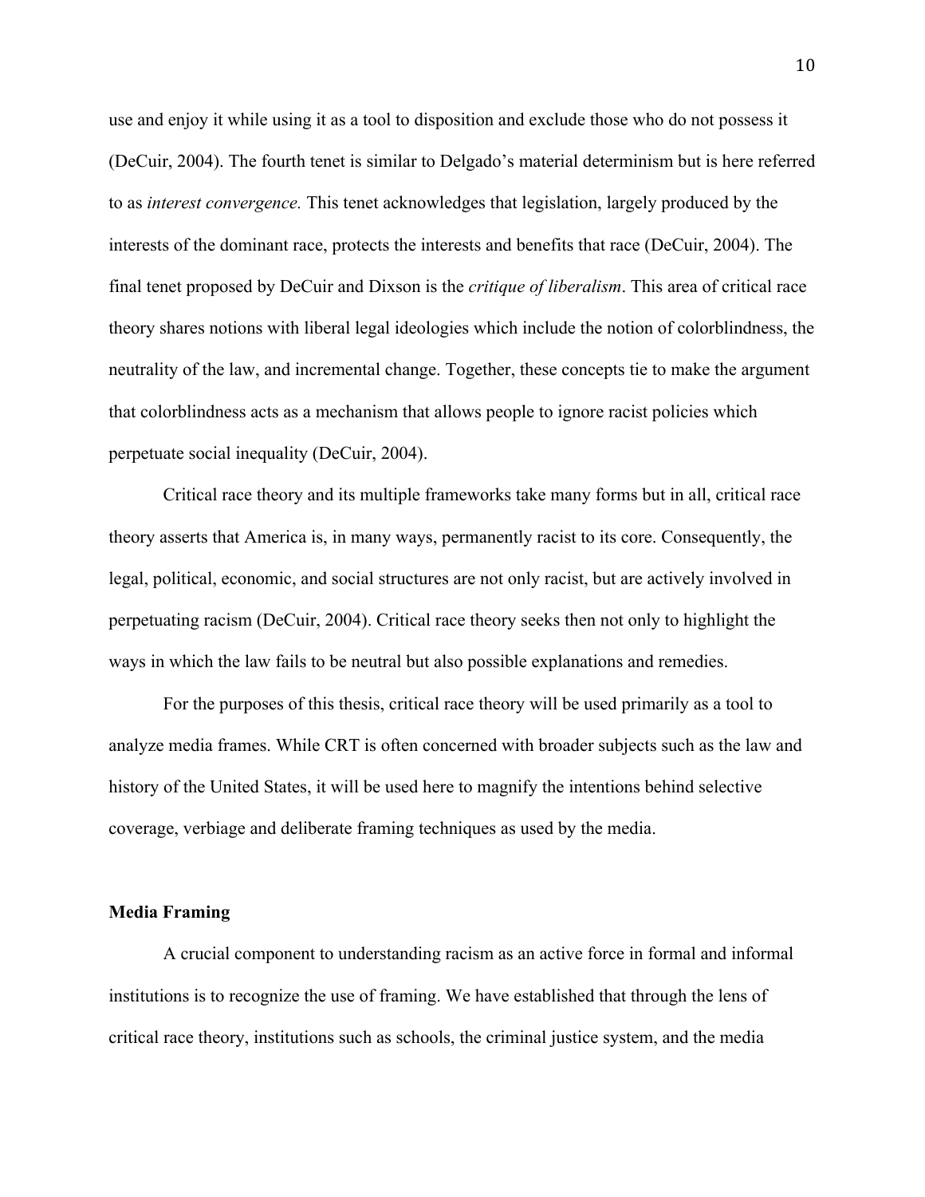use and enjoy it while using it as a tool to disposition and exclude those who do not possess it (DeCuir, 2004). The fourth tenet is similar to Delgado's material determinism but is here referred to as *interest convergence.* This tenet acknowledges that legislation, largely produced by the interests of the dominant race, protects the interests and benefits that race (DeCuir, 2004). The final tenet proposed by DeCuir and Dixson is the *critique of liberalism*. This area of critical race theory shares notions with liberal legal ideologies which include the notion of colorblindness, the neutrality of the law, and incremental change. Together, these concepts tie to make the argument that colorblindness acts as a mechanism that allows people to ignore racist policies which perpetuate social inequality (DeCuir, 2004).

Critical race theory and its multiple frameworks take many forms but in all, critical race theory asserts that America is, in many ways, permanently racist to its core. Consequently, the legal, political, economic, and social structures are not only racist, but are actively involved in perpetuating racism (DeCuir, 2004). Critical race theory seeks then not only to highlight the ways in which the law fails to be neutral but also possible explanations and remedies.

For the purposes of this thesis, critical race theory will be used primarily as a tool to analyze media frames. While CRT is often concerned with broader subjects such as the law and history of the United States, it will be used here to magnify the intentions behind selective coverage, verbiage and deliberate framing techniques as used by the media.

**Media Framing**

A crucial component to understanding racism as an active force in formal and informal institutions is to recognize the use of framing. We have established that through the lens of critical race theory, institutions such as schools, the criminal justice system, and the media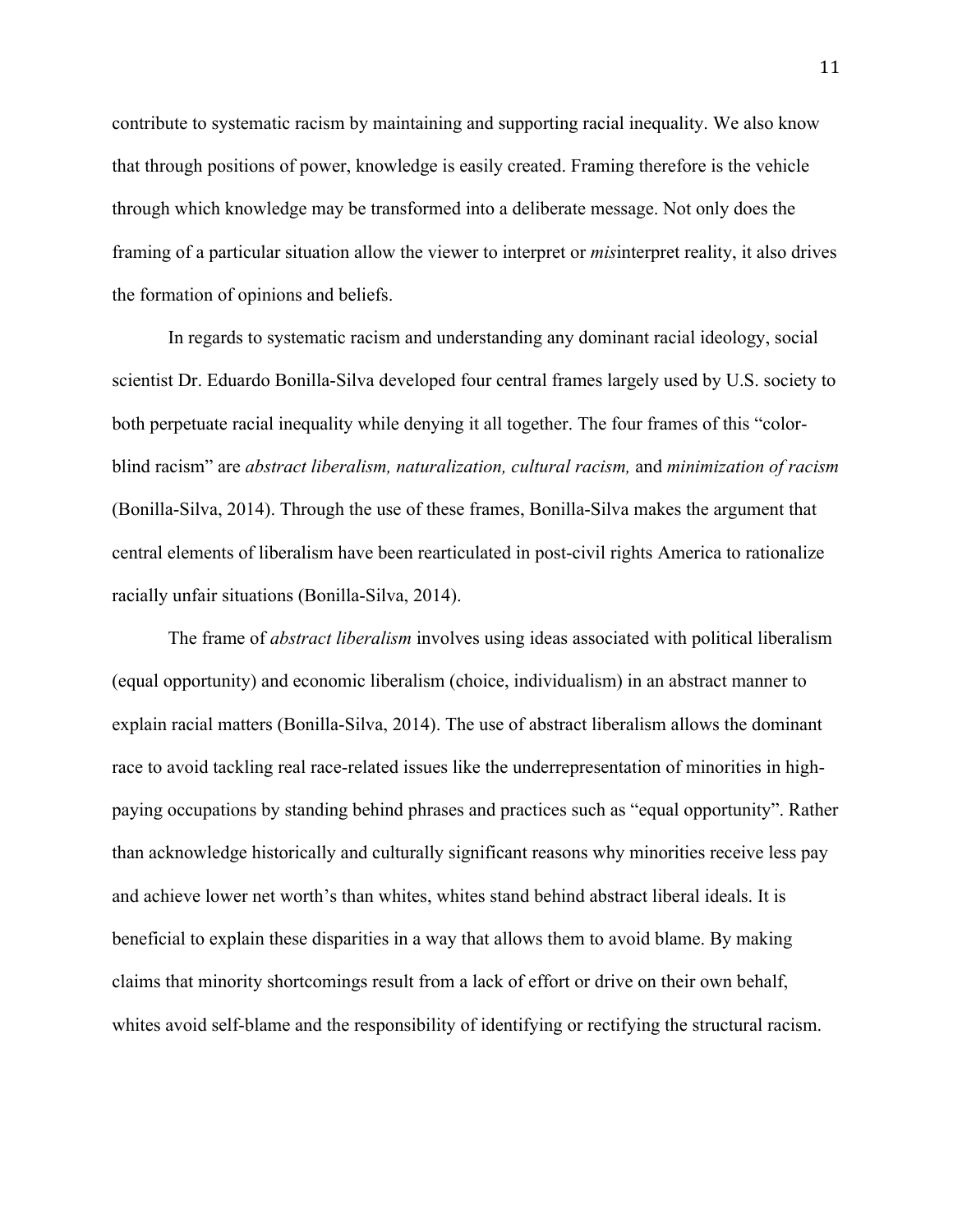contribute to systematic racism by maintaining and supporting racial inequality. We also know that through positions of power, knowledge is easily created. Framing therefore is the vehicle through which knowledge may be transformed into a deliberate message. Not only does the framing of a particular situation allow the viewer to interpret or *mis*interpret reality, it also drives the formation of opinions and beliefs.

In regards to systematic racism and understanding any dominant racial ideology, social scientist Dr. Eduardo Bonilla-Silva developed four central frames largely used by U.S. society to both perpetuate racial inequality while denying it all together. The four frames of this "color-blind racism" are *abstract liberalism, naturalization, cultural racism,* and *minimization of racism* (Bonilla-Silva, 2014). Through the use of these frames, Bonilla-Silva makes the argument that central elements of liberalism have been rearticulated in post-civil rights America to rationalize racially unfair situations (Bonilla-Silva, 2014).

The frame of *abstract liberalism* involves using ideas associated with political liberalism (equal opportunity) and economic liberalism (choice, individualism) in an abstract manner to explain racial matters (Bonilla-Silva, 2014). The use of abstract liberalism allows the dominant race to avoid tackling real race-related issues like the underrepresentation of minorities in high-paying occupations by standing behind phrases and practices such as "equal opportunity". Rather than acknowledge historically and culturally significant reasons why minorities receive less pay and achieve lower net worth's than whites, whites stand behind abstract liberal ideals. It is beneficial to explain these disparities in a way that allows them to avoid blame. By making claims that minority shortcomings result from a lack of effort or drive on their own behalf, whites avoid self-blame and the responsibility of identifying or rectifying the structural racism.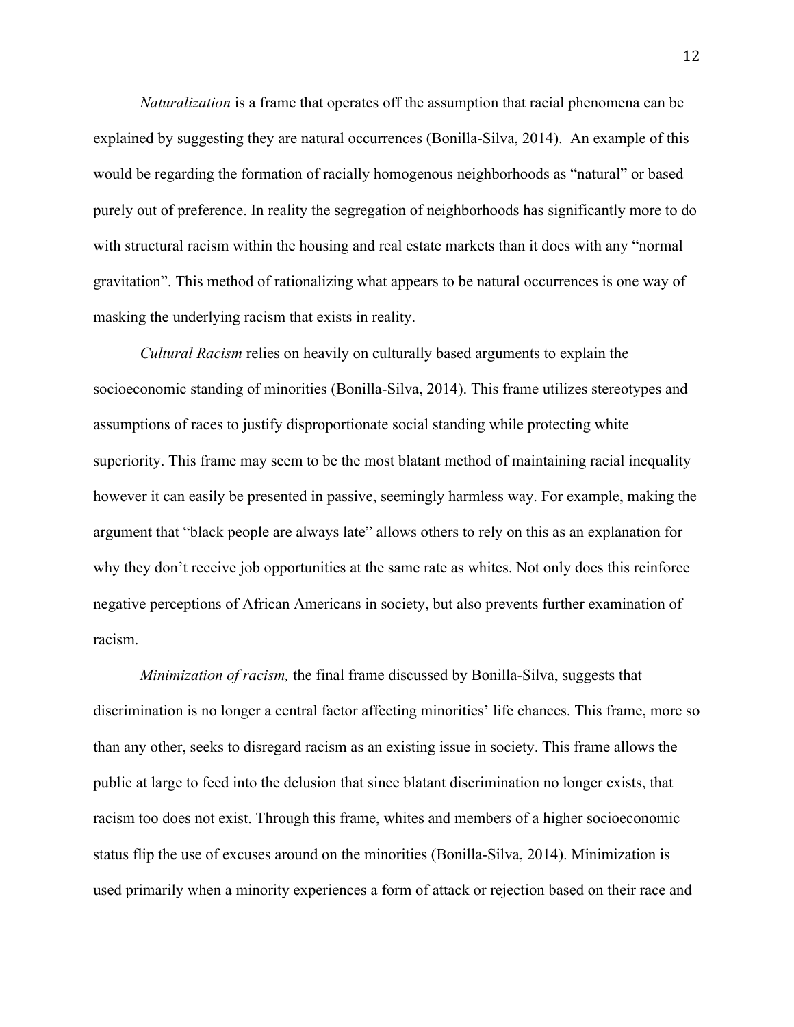*Naturalization* is a frame that operates off the assumption that racial phenomena can be explained by suggesting they are natural occurrences (Bonilla-Silva, 2014). An example of this would be regarding the formation of racially homogenous neighborhoods as "natural" or based purely out of preference. In reality the segregation of neighborhoods has significantly more to do with structural racism within the housing and real estate markets than it does with any "normal gravitation". This method of rationalizing what appears to be natural occurrences is one way of masking the underlying racism that exists in reality.

*Cultural Racism* relies on heavily on culturally based arguments to explain the socioeconomic standing of minorities (Bonilla-Silva, 2014). This frame utilizes stereotypes and assumptions of races to justify disproportionate social standing while protecting white superiority. This frame may seem to be the most blatant method of maintaining racial inequality however it can easily be presented in passive, seemingly harmless way. For example, making the argument that "black people are always late" allows others to rely on this as an explanation for why they don't receive job opportunities at the same rate as whites. Not only does this reinforce negative perceptions of African Americans in society, but also prevents further examination of racism.

*Minimization of racism,* the final frame discussed by Bonilla-Silva, suggests that discrimination is no longer a central factor affecting minorities' life chances. This frame, more so than any other, seeks to disregard racism as an existing issue in society. This frame allows the public at large to feed into the delusion that since blatant discrimination no longer exists, that racism too does not exist. Through this frame, whites and members of a higher socioeconomic status flip the use of excuses around on the minorities (Bonilla-Silva, 2014). Minimization is used primarily when a minority experiences a form of attack or rejection based on their race and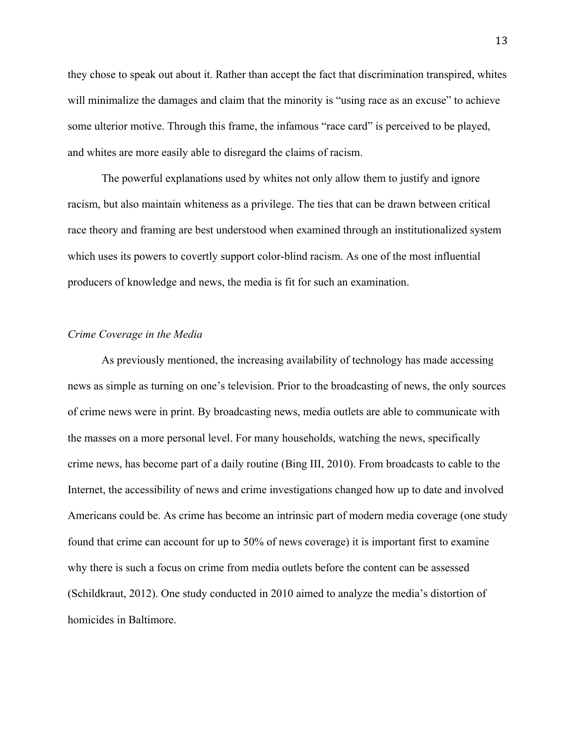they chose to speak out about it. Rather than accept the fact that discrimination transpired, whites will minimalize the damages and claim that the minority is "using race as an excuse" to achieve some ulterior motive. Through this frame, the infamous "race card" is perceived to be played, and whites are more easily able to disregard the claims of racism.

The powerful explanations used by whites not only allow them to justify and ignore racism, but also maintain whiteness as a privilege. The ties that can be drawn between critical race theory and framing are best understood when examined through an institutionalized system which uses its powers to covertly support color-blind racism. As one of the most influential producers of knowledge and news, the media is fit for such an examination.

### *Crime Coverage in the Media*

As previously mentioned, the increasing availability of technology has made accessing news as simple as turning on one's television. Prior to the broadcasting of news, the only sources of crime news were in print. By broadcasting news, media outlets are able to communicate with the masses on a more personal level. For many households, watching the news, specifically crime news, has become part of a daily routine (Bing III, 2010). From broadcasts to cable to the Internet, the accessibility of news and crime investigations changed how up to date and involved Americans could be. As crime has become an intrinsic part of modern media coverage (one study found that crime can account for up to 50% of news coverage) it is important first to examine why there is such a focus on crime from media outlets before the content can be assessed (Schildkraut, 2012). One study conducted in 2010 aimed to analyze the media's distortion of homicides in Baltimore.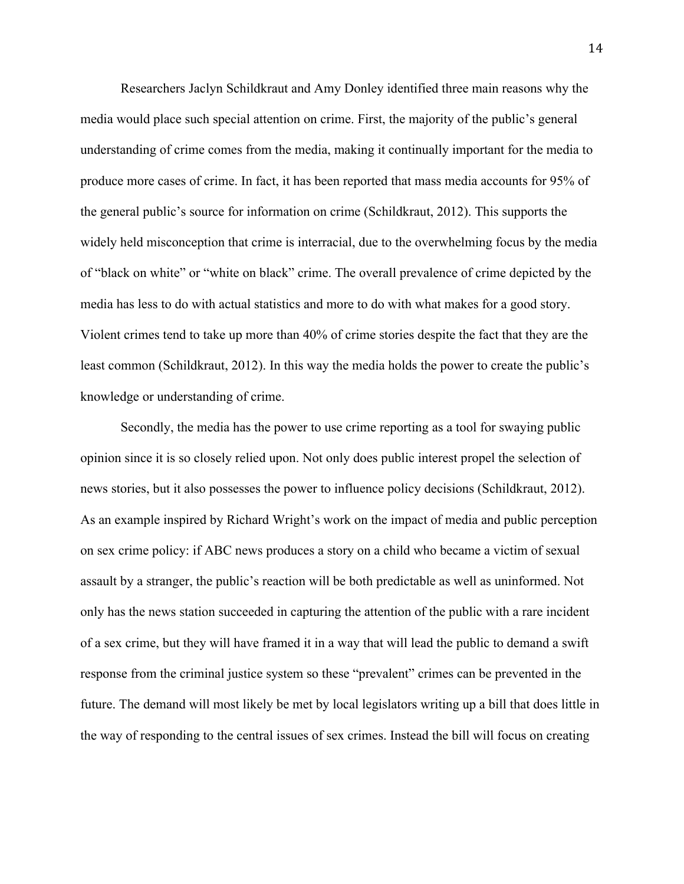Researchers Jaclyn Schildkraut and Amy Donley identified three main reasons why the media would place such special attention on crime. First, the majority of the public's general understanding of crime comes from the media, making it continually important for the media to produce more cases of crime. In fact, it has been reported that mass media accounts for 95% of the general public's source for information on crime (Schildkraut, 2012). This supports the widely held misconception that crime is interracial, due to the overwhelming focus by the media of "black on white" or "white on black" crime. The overall prevalence of crime depicted by the media has less to do with actual statistics and more to do with what makes for a good story. Violent crimes tend to take up more than 40% of crime stories despite the fact that they are the least common (Schildkraut, 2012). In this way the media holds the power to create the public's knowledge or understanding of crime.

Secondly, the media has the power to use crime reporting as a tool for swaying public opinion since it is so closely relied upon. Not only does public interest propel the selection of news stories, but it also possesses the power to influence policy decisions (Schildkraut, 2012). As an example inspired by Richard Wright's work on the impact of media and public perception on sex crime policy: if ABC news produces a story on a child who became a victim of sexual assault by a stranger, the public's reaction will be both predictable as well as uninformed. Not only has the news station succeeded in capturing the attention of the public with a rare incident of a sex crime, but they will have framed it in a way that will lead the public to demand a swift response from the criminal justice system so these "prevalent" crimes can be prevented in the future. The demand will most likely be met by local legislators writing up a bill that does little in the way of responding to the central issues of sex crimes. Instead the bill will focus on creating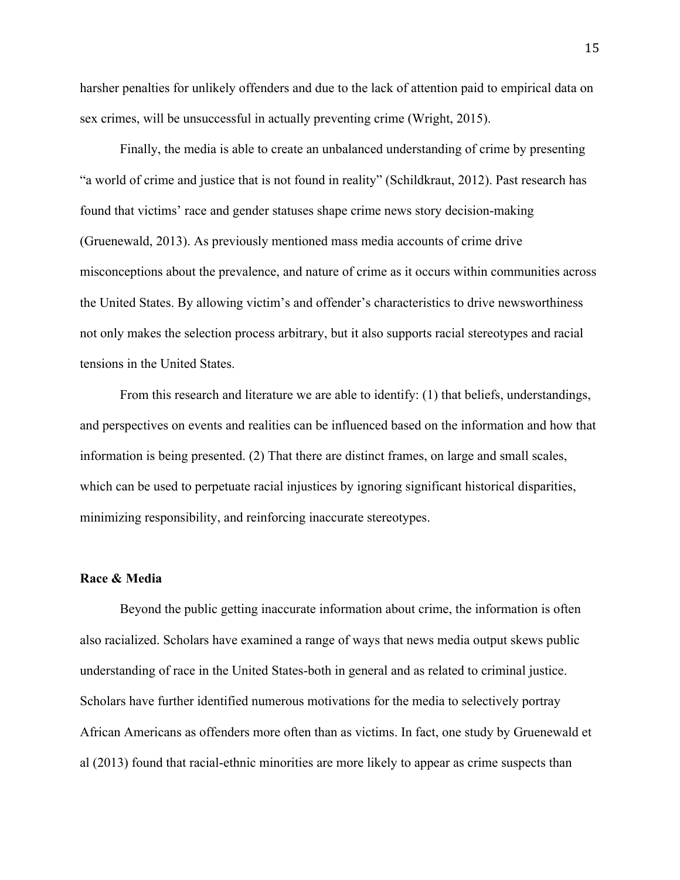harsher penalties for unlikely offenders and due to the lack of attention paid to empirical data on sex crimes, will be unsuccessful in actually preventing crime (Wright, 2015).

Finally, the media is able to create an unbalanced understanding of crime by presenting "a world of crime and justice that is not found in reality" (Schildkraut, 2012). Past research has found that victims' race and gender statuses shape crime news story decision-making (Gruenewald, 2013). As previously mentioned mass media accounts of crime drive misconceptions about the prevalence, and nature of crime as it occurs within communities across the United States. By allowing victim's and offender's characteristics to drive newsworthiness not only makes the selection process arbitrary, but it also supports racial stereotypes and racial tensions in the United States.

From this research and literature we are able to identify: (1) that beliefs, understandings, and perspectives on events and realities can be influenced based on the information and how that information is being presented. (2) That there are distinct frames, on large and small scales, which can be used to perpetuate racial injustices by ignoring significant historical disparities, minimizing responsibility, and reinforcing inaccurate stereotypes.

**Race & Media**

Beyond the public getting inaccurate information about crime, the information is often also racialized. Scholars have examined a range of ways that news media output skews public understanding of race in the United States-both in general and as related to criminal justice. Scholars have further identified numerous motivations for the media to selectively portray African Americans as offenders more often than as victims. In fact, one study by Gruenewald et al (2013) found that racial-ethnic minorities are more likely to appear as crime suspects than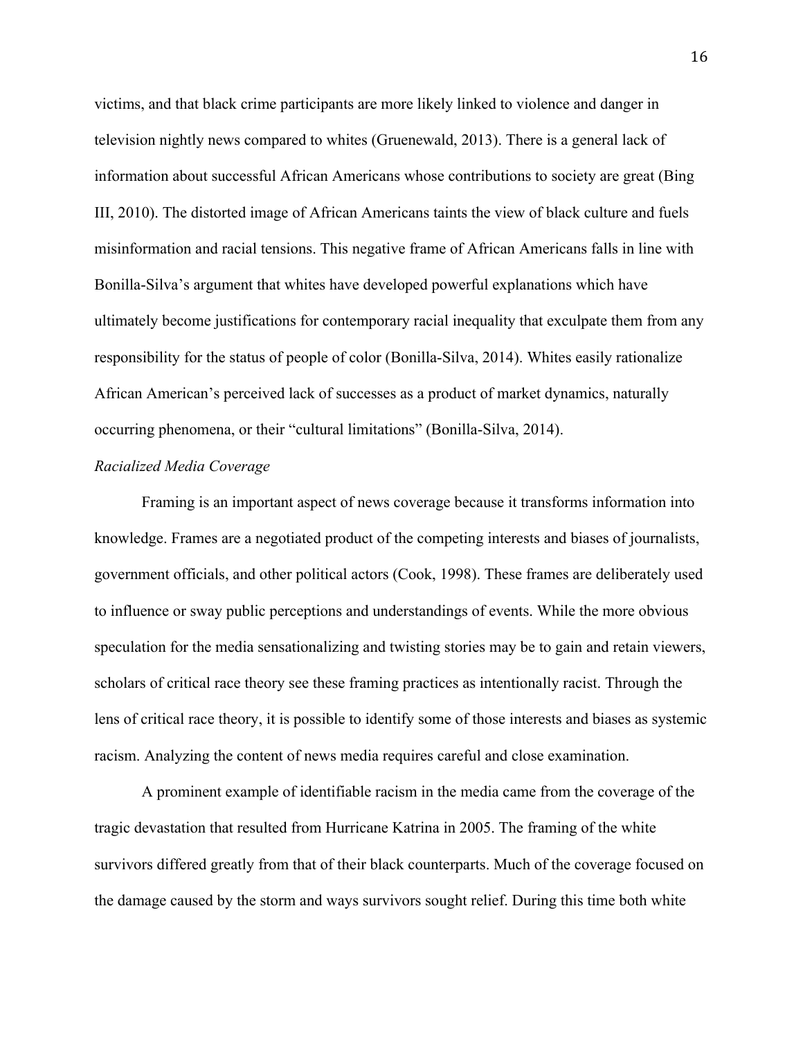victims, and that black crime participants are more likely linked to violence and danger in television nightly news compared to whites (Gruenewald, 2013). There is a general lack of information about successful African Americans whose contributions to society are great (Bing III, 2010). The distorted image of African Americans taints the view of black culture and fuels misinformation and racial tensions. This negative frame of African Americans falls in line with Bonilla-Silva's argument that whites have developed powerful explanations which have ultimately become justifications for contemporary racial inequality that exculpate them from any responsibility for the status of people of color (Bonilla-Silva, 2014). Whites easily rationalize African American's perceived lack of successes as a product of market dynamics, naturally occurring phenomena, or their "cultural limitations" (Bonilla-Silva, 2014).

*Racialized Media Coverage*

Framing is an important aspect of news coverage because it transforms information into knowledge. Frames are a negotiated product of the competing interests and biases of journalists, government officials, and other political actors (Cook, 1998). These frames are deliberately used to influence or sway public perceptions and understandings of events. While the more obvious speculation for the media sensationalizing and twisting stories may be to gain and retain viewers, scholars of critical race theory see these framing practices as intentionally racist. Through the lens of critical race theory, it is possible to identify some of those interests and biases as systemic racism. Analyzing the content of news media requires careful and close examination.

A prominent example of identifiable racism in the media came from the coverage of the tragic devastation that resulted from Hurricane Katrina in 2005. The framing of the white survivors differed greatly from that of their black counterparts. Much of the coverage focused on the damage caused by the storm and ways survivors sought relief. During this time both white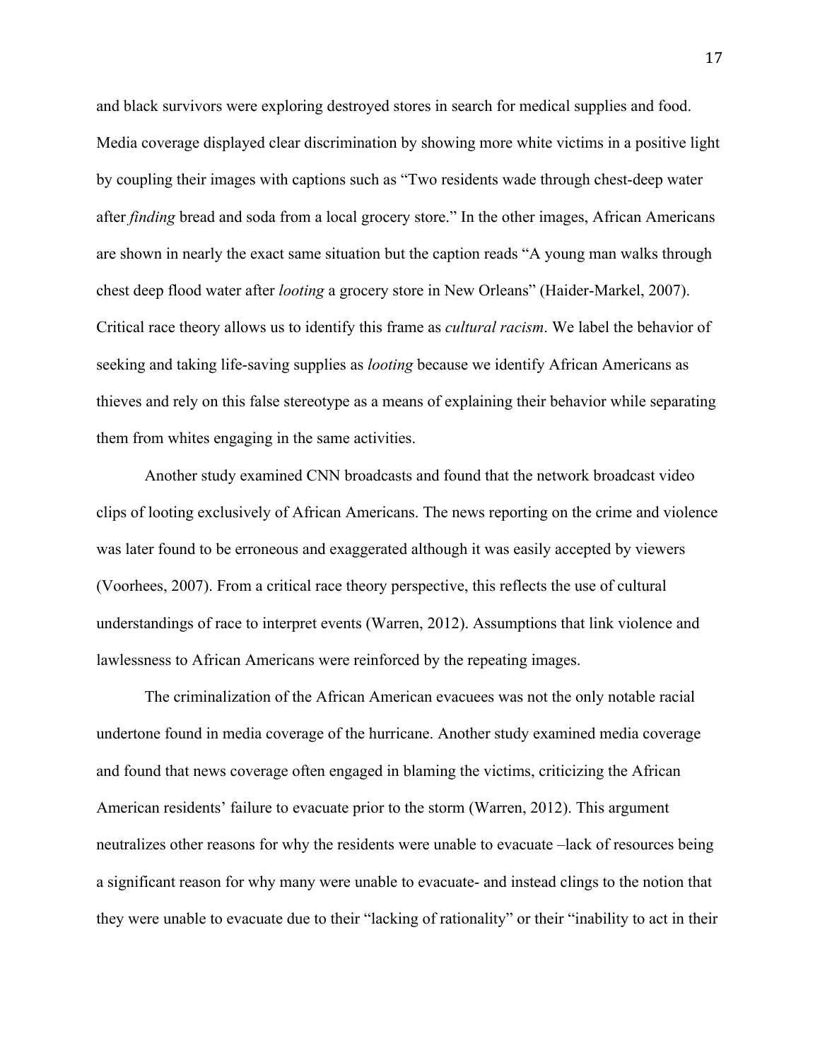and black survivors were exploring destroyed stores in search for medical supplies and food. Media coverage displayed clear discrimination by showing more white victims in a positive light by coupling their images with captions such as "Two residents wade through chest-deep water after *finding* bread and soda from a local grocery store." In the other images, African Americans are shown in nearly the exact same situation but the caption reads "A young man walks through chest deep flood water after *looting* a grocery store in New Orleans" (Haider-Markel, 2007). Critical race theory allows us to identify this frame as *cultural racism*. We label the behavior of seeking and taking life-saving supplies as *looting* because we identify African Americans as thieves and rely on this false stereotype as a means of explaining their behavior while separating them from whites engaging in the same activities.

Another study examined CNN broadcasts and found that the network broadcast video clips of looting exclusively of African Americans. The news reporting on the crime and violence was later found to be erroneous and exaggerated although it was easily accepted by viewers (Voorhees, 2007). From a critical race theory perspective, this reflects the use of cultural understandings of race to interpret events (Warren, 2012). Assumptions that link violence and lawlessness to African Americans were reinforced by the repeating images.

The criminalization of the African American evacuees was not the only notable racial undertone found in media coverage of the hurricane. Another study examined media coverage and found that news coverage often engaged in blaming the victims, criticizing the African American residents' failure to evacuate prior to the storm (Warren, 2012). This argument neutralizes other reasons for why the residents were unable to evacuate –lack of resources being a significant reason for why many were unable to evacuate- and instead clings to the notion that they were unable to evacuate due to their "lacking of rationality" or their "inability to act in their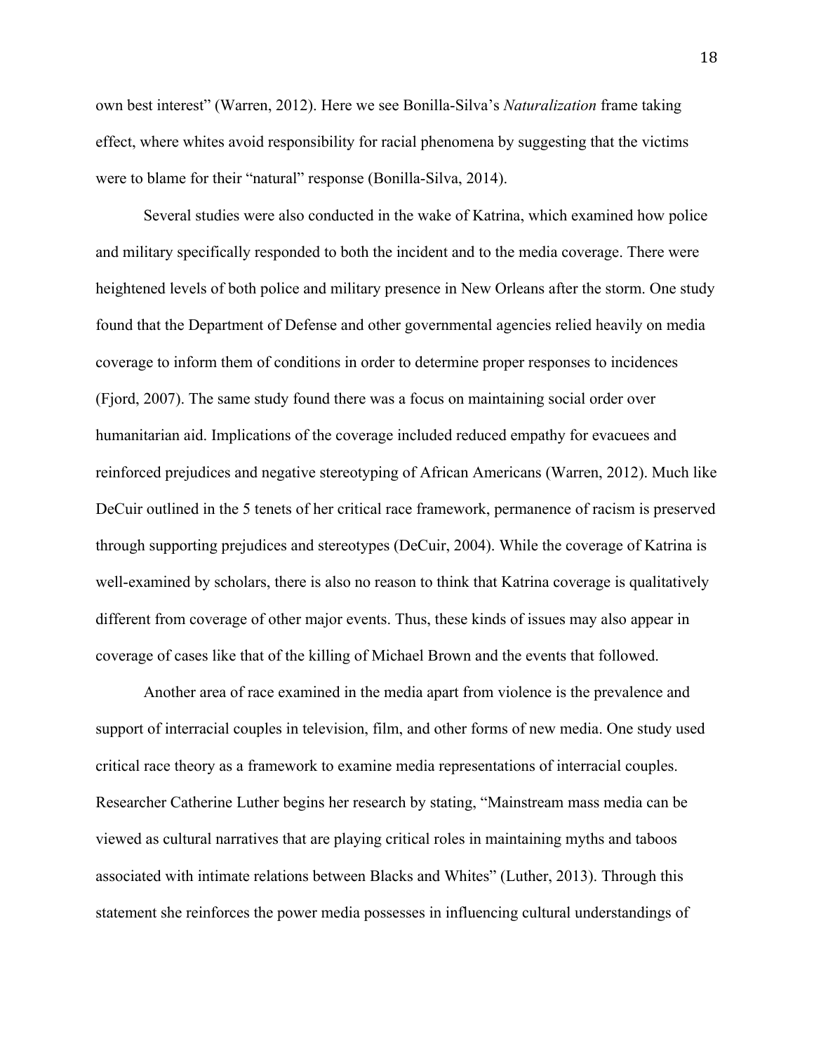own best interest" (Warren, 2012). Here we see Bonilla-Silva's *Naturalization* frame taking effect, where whites avoid responsibility for racial phenomena by suggesting that the victims were to blame for their "natural" response (Bonilla-Silva, 2014).

Several studies were also conducted in the wake of Katrina, which examined how police and military specifically responded to both the incident and to the media coverage. There were heightened levels of both police and military presence in New Orleans after the storm. One study found that the Department of Defense and other governmental agencies relied heavily on media coverage to inform them of conditions in order to determine proper responses to incidences (Fjord, 2007). The same study found there was a focus on maintaining social order over humanitarian aid. Implications of the coverage included reduced empathy for evacuees and reinforced prejudices and negative stereotyping of African Americans (Warren, 2012). Much like DeCuir outlined in the 5 tenets of her critical race framework, permanence of racism is preserved through supporting prejudices and stereotypes (DeCuir, 2004). While the coverage of Katrina is well-examined by scholars, there is also no reason to think that Katrina coverage is qualitatively different from coverage of other major events. Thus, these kinds of issues may also appear in coverage of cases like that of the killing of Michael Brown and the events that followed.

Another area of race examined in the media apart from violence is the prevalence and support of interracial couples in television, film, and other forms of new media. One study used critical race theory as a framework to examine media representations of interracial couples. Researcher Catherine Luther begins her research by stating, "Mainstream mass media can be viewed as cultural narratives that are playing critical roles in maintaining myths and taboos associated with intimate relations between Blacks and Whites" (Luther, 2013). Through this statement she reinforces the power media possesses in influencing cultural understandings of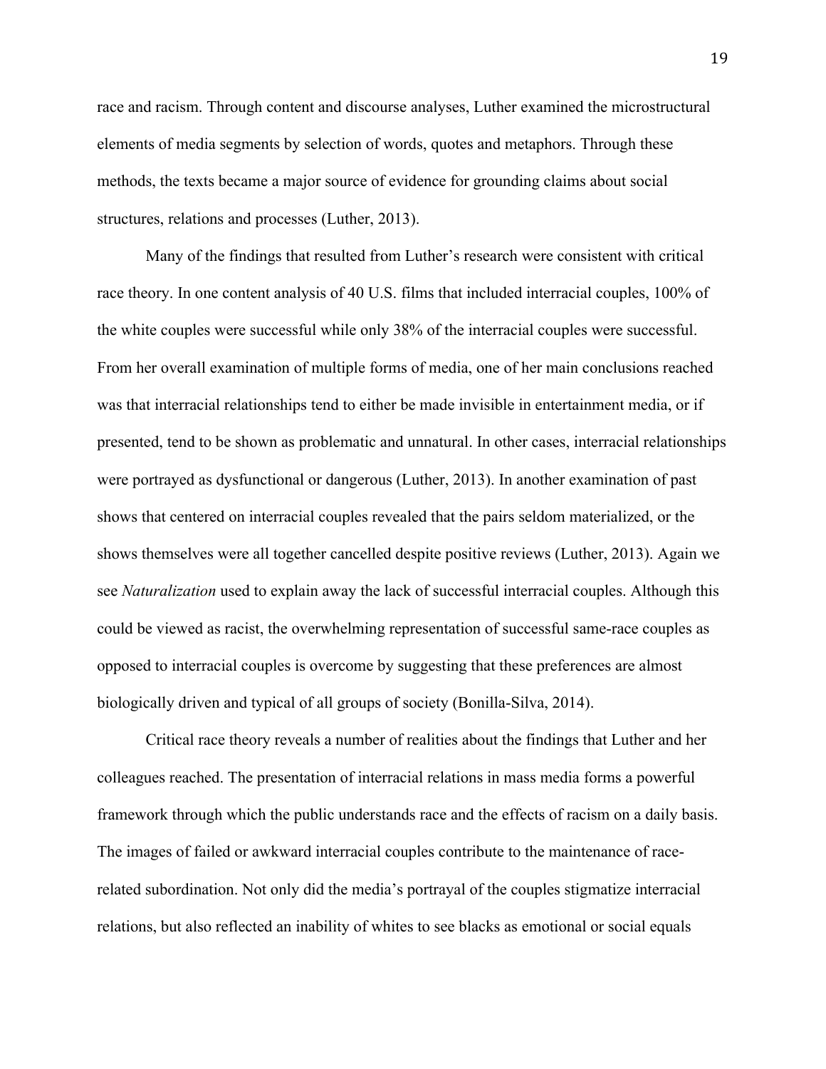race and racism. Through content and discourse analyses, Luther examined the microstructural elements of media segments by selection of words, quotes and metaphors. Through these methods, the texts became a major source of evidence for grounding claims about social structures, relations and processes (Luther, 2013).

Many of the findings that resulted from Luther's research were consistent with critical race theory. In one content analysis of 40 U.S. films that included interracial couples, 100% of the white couples were successful while only 38% of the interracial couples were successful. From her overall examination of multiple forms of media, one of her main conclusions reached was that interracial relationships tend to either be made invisible in entertainment media, or if presented, tend to be shown as problematic and unnatural. In other cases, interracial relationships were portrayed as dysfunctional or dangerous (Luther, 2013). In another examination of past shows that centered on interracial couples revealed that the pairs seldom materialized, or the shows themselves were all together cancelled despite positive reviews (Luther, 2013). Again we see *Naturalization* used to explain away the lack of successful interracial couples. Although this could be viewed as racist, the overwhelming representation of successful same-race couples as opposed to interracial couples is overcome by suggesting that these preferences are almost biologically driven and typical of all groups of society (Bonilla-Silva, 2014).

Critical race theory reveals a number of realities about the findings that Luther and her colleagues reached. The presentation of interracial relations in mass media forms a powerful framework through which the public understands race and the effects of racism on a daily basis. The images of failed or awkward interracial couples contribute to the maintenance of race-related subordination. Not only did the media's portrayal of the couples stigmatize interracial relations, but also reflected an inability of whites to see blacks as emotional or social equals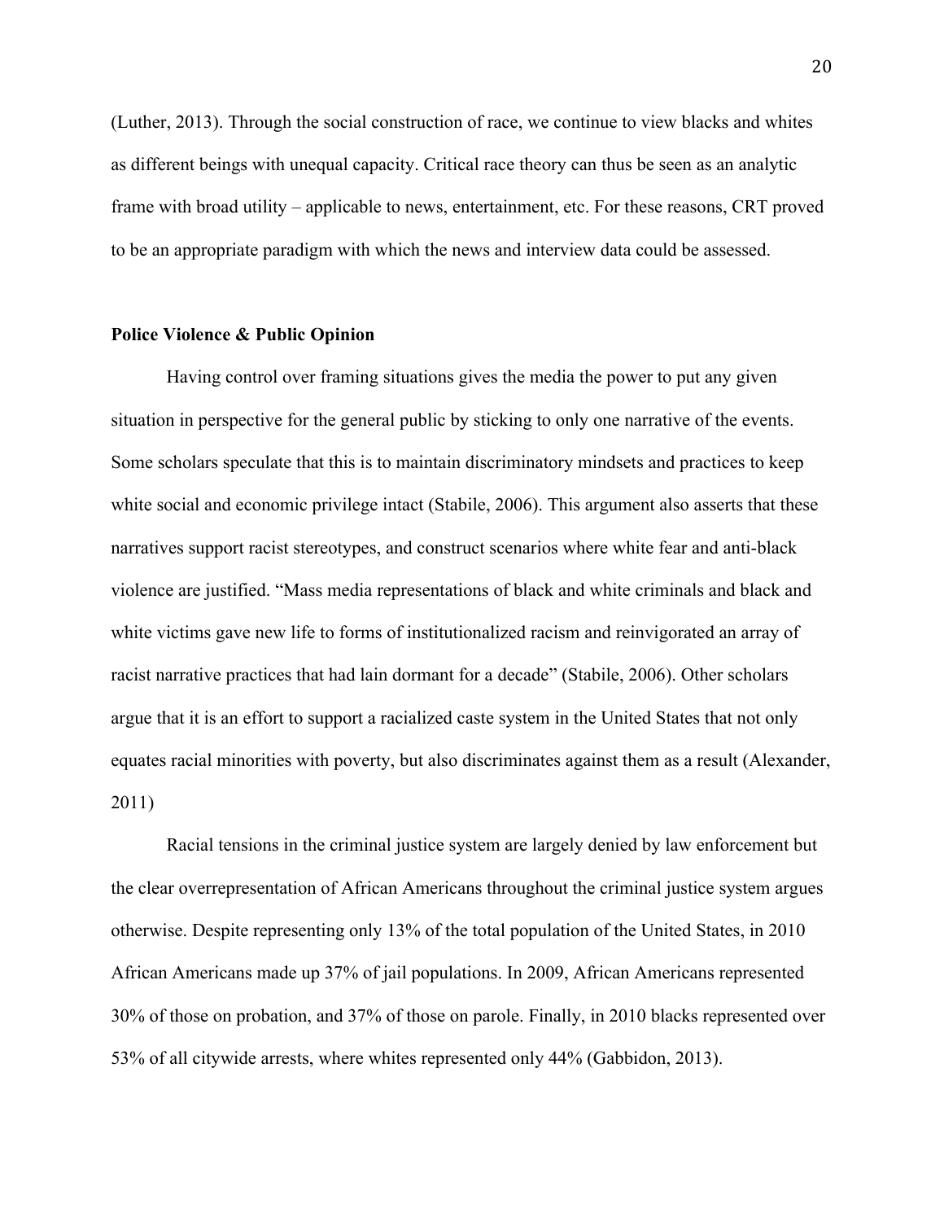(Luther, 2013). Through the social construction of race, we continue to view blacks and whites as different beings with unequal capacity. Critical race theory can thus be seen as an analytic frame with broad utility – applicable to news, entertainment, etc. For these reasons, CRT proved to be an appropriate paradigm with which the news and interview data could be assessed.

**Police Violence & Public Opinion**

Having control over framing situations gives the media the power to put any given situation in perspective for the general public by sticking to only one narrative of the events. Some scholars speculate that this is to maintain discriminatory mindsets and practices to keep white social and economic privilege intact (Stabile, 2006). This argument also asserts that these narratives support racist stereotypes, and construct scenarios where white fear and anti-black violence are justified. "Mass media representations of black and white criminals and black and white victims gave new life to forms of institutionalized racism and reinvigorated an array of racist narrative practices that had lain dormant for a decade" (Stabile, 2006). Other scholars argue that it is an effort to support a racialized caste system in the United States that not only equates racial minorities with poverty, but also discriminates against them as a result (Alexander, 2011)

Racial tensions in the criminal justice system are largely denied by law enforcement but the clear overrepresentation of African Americans throughout the criminal justice system argues otherwise. Despite representing only 13% of the total population of the United States, in 2010 African Americans made up 37% of jail populations. In 2009, African Americans represented 30% of those on probation, and 37% of those on parole. Finally, in 2010 blacks represented over 53% of all citywide arrests, where whites represented only 44% (Gabbidon, 2013).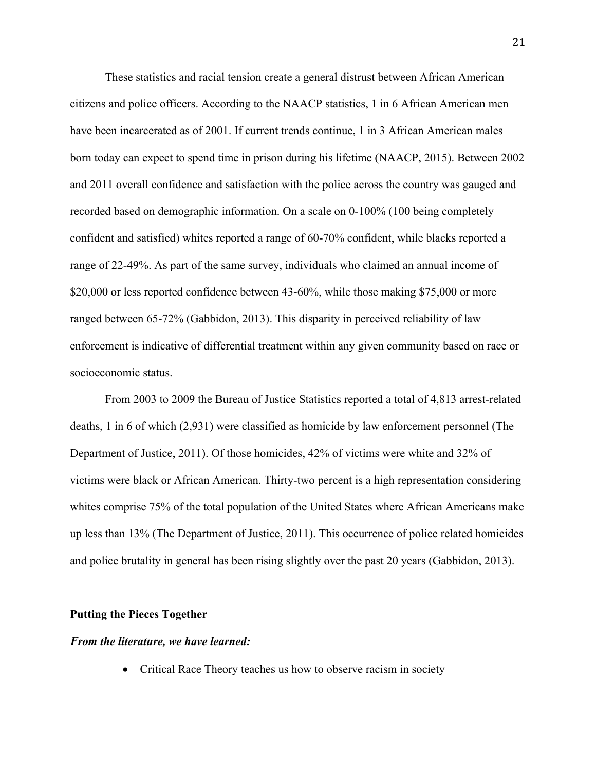These statistics and racial tension create a general distrust between African American citizens and police officers. According to the NAACP statistics, 1 in 6 African American men have been incarcerated as of 2001. If current trends continue, 1 in 3 African American males born today can expect to spend time in prison during his lifetime (NAACP, 2015). Between 2002 and 2011 overall confidence and satisfaction with the police across the country was gauged and recorded based on demographic information. On a scale on 0-100% (100 being completely confident and satisfied) whites reported a range of 60-70% confident, while blacks reported a range of 22-49%. As part of the same survey, individuals who claimed an annual income of $20,000 or less reported confidence between 43-60%, while those making $75,000 or more ranged between 65-72% (Gabbidon, 2013). This disparity in perceived reliability of law enforcement is indicative of differential treatment within any given community based on race or socioeconomic status.

From 2003 to 2009 the Bureau of Justice Statistics reported a total of 4,813 arrest-related deaths, 1 in 6 of which (2,931) were classified as homicide by law enforcement personnel (The Department of Justice, 2011). Of those homicides, 42% of victims were white and 32% of victims were black or African American. Thirty-two percent is a high representation considering whites comprise 75% of the total population of the United States where African Americans make up less than 13% (The Department of Justice, 2011). This occurrence of police related homicides and police brutality in general has been rising slightly over the past 20 years (Gabbidon, 2013).

**Putting the Pieces Together**

***From the literature, we have learned:***

- Critical Race Theory teaches us how to observe racism in society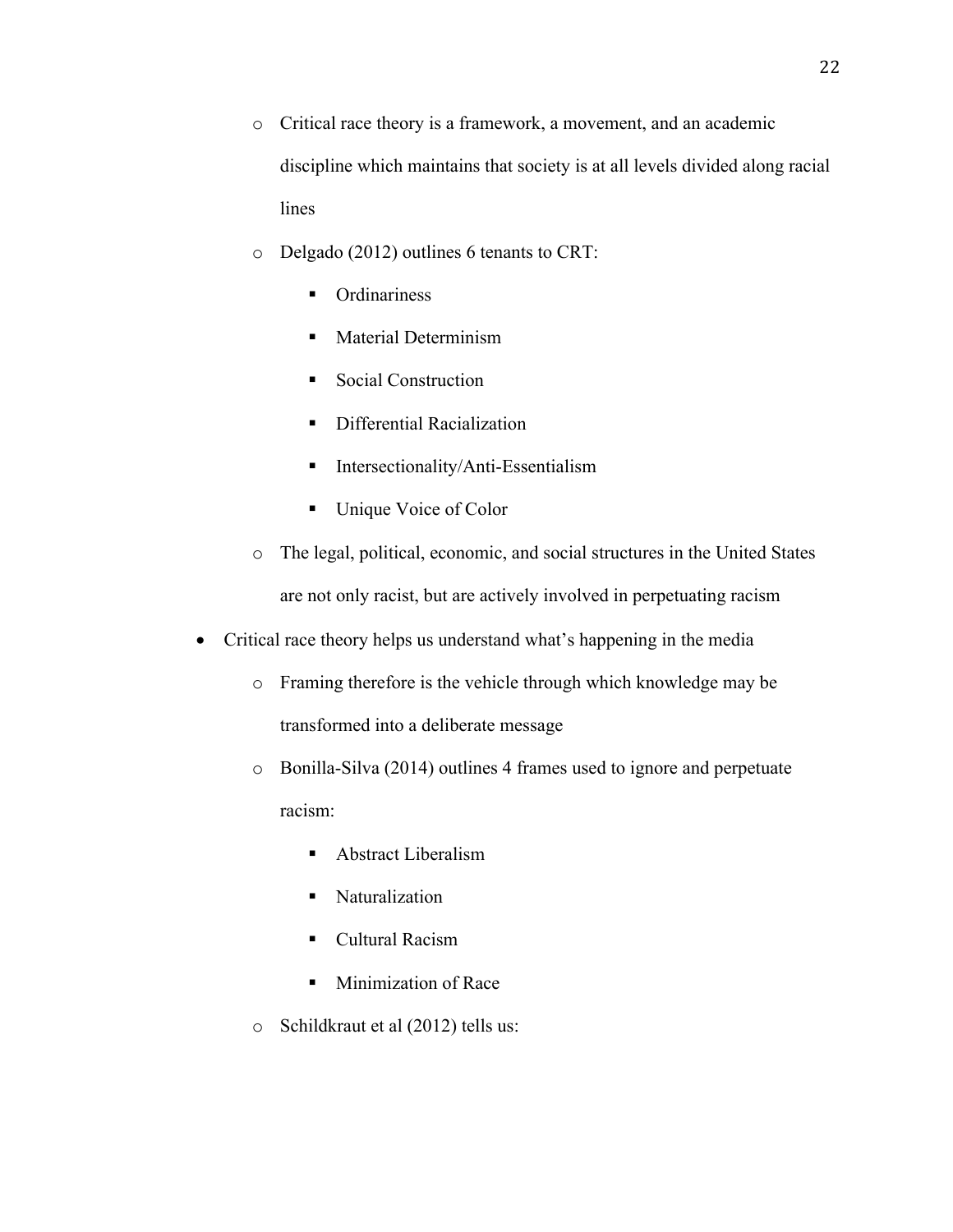- Critical race theory is a framework, a movement, and an academic discipline which maintains that society is at all levels divided along racial lines
  - Delgado (2012) outlines 6 tenants to CRT:
    - Ordinariness
    - Material Determinism
    - Social Construction
    - Differential Racialization
    - Intersectionality/Anti-Essentialism
    - Unique Voice of Color
  - The legal, political, economic, and social structures in the United States are not only racist, but are actively involved in perpetuating racism
- Critical race theory helps us understand what's happening in the media
  - Framing therefore is the vehicle through which knowledge may be transformed into a deliberate message
  - Bonilla-Silva (2014) outlines 4 frames used to ignore and perpetuate racism:
    - Abstract Liberalism
    - Naturalization
    - Cultural Racism
    - Minimization of Race
  - Schildkraut et al (2012) tells us: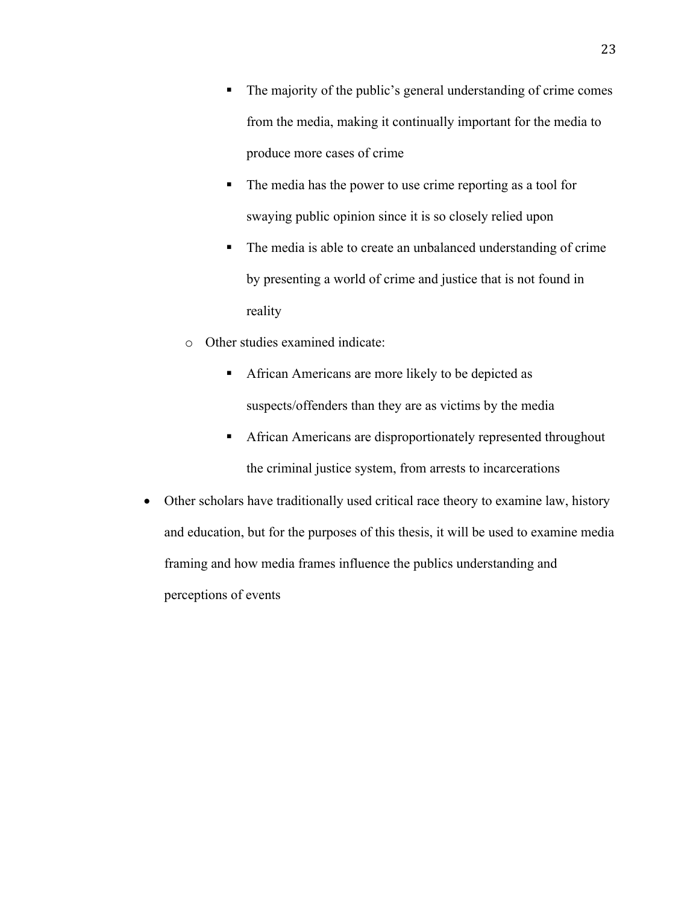- The majority of the public's general understanding of crime comes from the media, making it continually important for the media to produce more cases of crime
        - The media has the power to use crime reporting as a tool for swaying public opinion since it is so closely relied upon
        - The media is able to create an unbalanced understanding of crime by presenting a world of crime and justice that is not found in reality
    - Other studies examined indicate:
        - African Americans are more likely to be depicted as suspects/offenders than they are as victims by the media
        - African Americans are disproportionately represented throughout the criminal justice system, from arrests to incarcerations
- Other scholars have traditionally used critical race theory to examine law, history and education, but for the purposes of this thesis, it will be used to examine media framing and how media frames influence the publics understanding and perceptions of events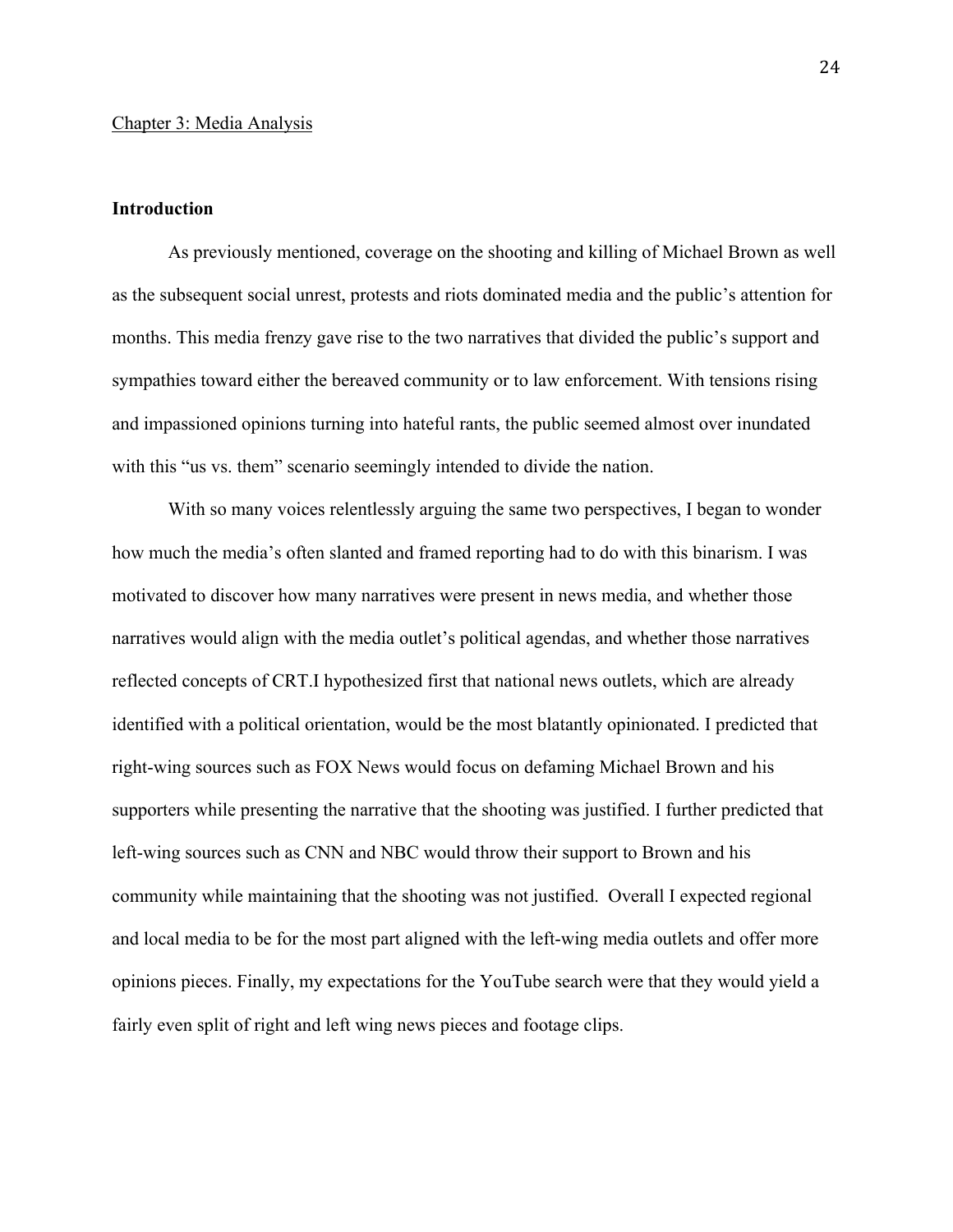Chapter 3: Media Analysis

**Introduction**

As previously mentioned, coverage on the shooting and killing of Michael Brown as well as the subsequent social unrest, protests and riots dominated media and the public's attention for months. This media frenzy gave rise to the two narratives that divided the public's support and sympathies toward either the bereaved community or to law enforcement. With tensions rising and impassioned opinions turning into hateful rants, the public seemed almost over inundated with this "us vs. them" scenario seemingly intended to divide the nation.

With so many voices relentlessly arguing the same two perspectives, I began to wonder how much the media's often slanted and framed reporting had to do with this binarism. I was motivated to discover how many narratives were present in news media, and whether those narratives would align with the media outlet's political agendas, and whether those narratives reflected concepts of CRT.I hypothesized first that national news outlets, which are already identified with a political orientation, would be the most blatantly opinionated. I predicted that right-wing sources such as FOX News would focus on defaming Michael Brown and his supporters while presenting the narrative that the shooting was justified. I further predicted that left-wing sources such as CNN and NBC would throw their support to Brown and his community while maintaining that the shooting was not justified. Overall I expected regional and local media to be for the most part aligned with the left-wing media outlets and offer more opinions pieces. Finally, my expectations for the YouTube search were that they would yield a fairly even split of right and left wing news pieces and footage clips.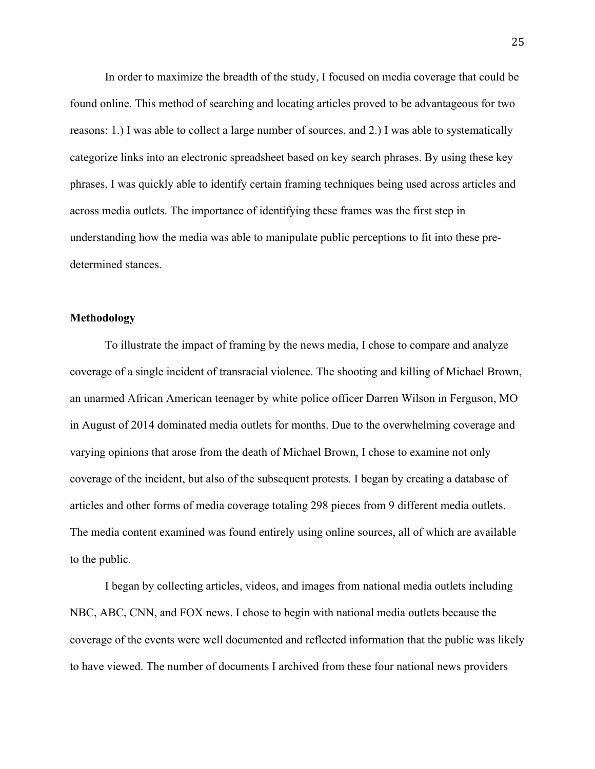In order to maximize the breadth of the study, I focused on media coverage that could be found online. This method of searching and locating articles proved to be advantageous for two reasons: 1.) I was able to collect a large number of sources, and 2.) I was able to systematically categorize links into an electronic spreadsheet based on key search phrases. By using these key phrases, I was quickly able to identify certain framing techniques being used across articles and across media outlets. The importance of identifying these frames was the first step in understanding how the media was able to manipulate public perceptions to fit into these pre-determined stances.

## Methodology

To illustrate the impact of framing by the news media, I chose to compare and analyze coverage of a single incident of transracial violence. The shooting and killing of Michael Brown, an unarmed African American teenager by white police officer Darren Wilson in Ferguson, MO in August of 2014 dominated media outlets for months. Due to the overwhelming coverage and varying opinions that arose from the death of Michael Brown, I chose to examine not only coverage of the incident, but also of the subsequent protests. I began by creating a database of articles and other forms of media coverage totaling 298 pieces from 9 different media outlets. The media content examined was found entirely using online sources, all of which are available to the public.

I began by collecting articles, videos, and images from national media outlets including NBC, ABC, CNN, and FOX news. I chose to begin with national media outlets because the coverage of the events were well documented and reflected information that the public was likely to have viewed. The number of documents I archived from these four national news providers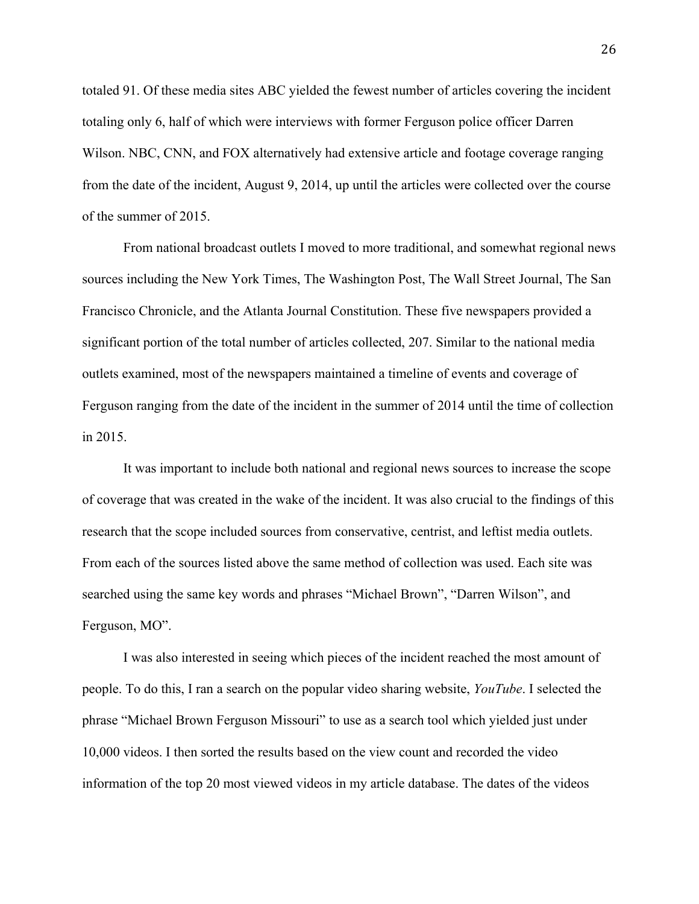totaled 91. Of these media sites ABC yielded the fewest number of articles covering the incident totaling only 6, half of which were interviews with former Ferguson police officer Darren Wilson. NBC, CNN, and FOX alternatively had extensive article and footage coverage ranging from the date of the incident, August 9, 2014, up until the articles were collected over the course of the summer of 2015.

From national broadcast outlets I moved to more traditional, and somewhat regional news sources including the New York Times, The Washington Post, The Wall Street Journal, The San Francisco Chronicle, and the Atlanta Journal Constitution. These five newspapers provided a significant portion of the total number of articles collected, 207. Similar to the national media outlets examined, most of the newspapers maintained a timeline of events and coverage of Ferguson ranging from the date of the incident in the summer of 2014 until the time of collection in 2015.

It was important to include both national and regional news sources to increase the scope of coverage that was created in the wake of the incident. It was also crucial to the findings of this research that the scope included sources from conservative, centrist, and leftist media outlets. From each of the sources listed above the same method of collection was used. Each site was searched using the same key words and phrases "Michael Brown", "Darren Wilson", and Ferguson, MO".

I was also interested in seeing which pieces of the incident reached the most amount of people. To do this, I ran a search on the popular video sharing website, *YouTube*. I selected the phrase "Michael Brown Ferguson Missouri" to use as a search tool which yielded just under 10,000 videos. I then sorted the results based on the view count and recorded the video information of the top 20 most viewed videos in my article database. The dates of the videos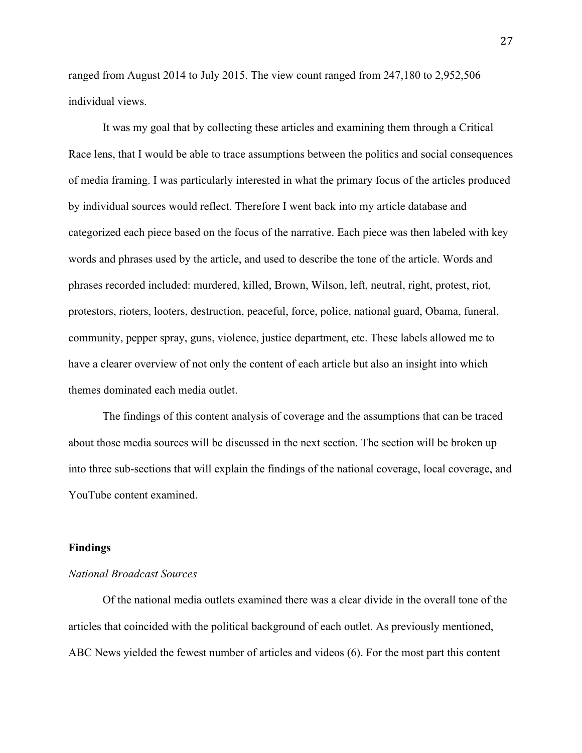ranged from August 2014 to July 2015. The view count ranged from 247,180 to 2,952,506 individual views.

It was my goal that by collecting these articles and examining them through a Critical Race lens, that I would be able to trace assumptions between the politics and social consequences of media framing. I was particularly interested in what the primary focus of the articles produced by individual sources would reflect. Therefore I went back into my article database and categorized each piece based on the focus of the narrative. Each piece was then labeled with key words and phrases used by the article, and used to describe the tone of the article. Words and phrases recorded included: murdered, killed, Brown, Wilson, left, neutral, right, protest, riot, protestors, rioters, looters, destruction, peaceful, force, police, national guard, Obama, funeral, community, pepper spray, guns, violence, justice department, etc. These labels allowed me to have a clearer overview of not only the content of each article but also an insight into which themes dominated each media outlet.

The findings of this content analysis of coverage and the assumptions that can be traced about those media sources will be discussed in the next section. The section will be broken up into three sub-sections that will explain the findings of the national coverage, local coverage, and YouTube content examined.

## Findings

### *National Broadcast Sources*

Of the national media outlets examined there was a clear divide in the overall tone of the articles that coincided with the political background of each outlet. As previously mentioned, ABC News yielded the fewest number of articles and videos (6). For the most part this content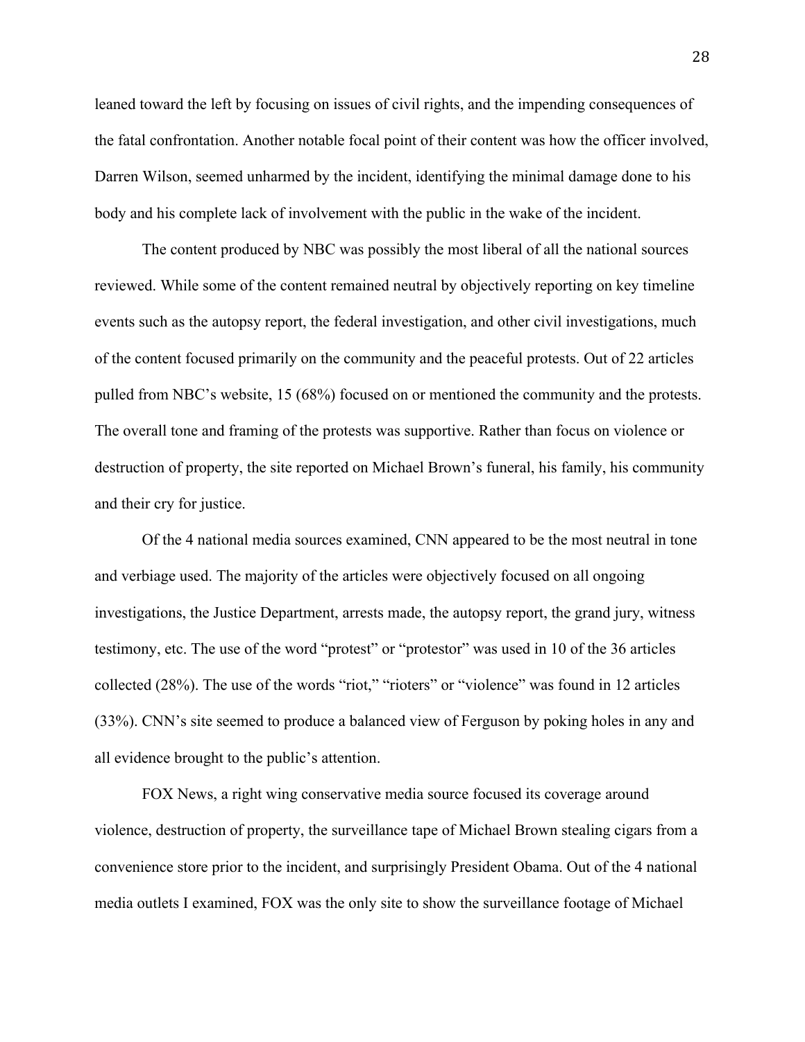leaned toward the left by focusing on issues of civil rights, and the impending consequences of the fatal confrontation. Another notable focal point of their content was how the officer involved, Darren Wilson, seemed unharmed by the incident, identifying the minimal damage done to his body and his complete lack of involvement with the public in the wake of the incident.

The content produced by NBC was possibly the most liberal of all the national sources reviewed. While some of the content remained neutral by objectively reporting on key timeline events such as the autopsy report, the federal investigation, and other civil investigations, much of the content focused primarily on the community and the peaceful protests. Out of 22 articles pulled from NBC's website, 15 (68%) focused on or mentioned the community and the protests. The overall tone and framing of the protests was supportive. Rather than focus on violence or destruction of property, the site reported on Michael Brown's funeral, his family, his community and their cry for justice.

Of the 4 national media sources examined, CNN appeared to be the most neutral in tone and verbiage used. The majority of the articles were objectively focused on all ongoing investigations, the Justice Department, arrests made, the autopsy report, the grand jury, witness testimony, etc. The use of the word "protest" or "protestor" was used in 10 of the 36 articles collected (28%). The use of the words "riot," "rioters" or "violence" was found in 12 articles (33%). CNN's site seemed to produce a balanced view of Ferguson by poking holes in any and all evidence brought to the public's attention.

FOX News, a right wing conservative media source focused its coverage around violence, destruction of property, the surveillance tape of Michael Brown stealing cigars from a convenience store prior to the incident, and surprisingly President Obama. Out of the 4 national media outlets I examined, FOX was the only site to show the surveillance footage of Michael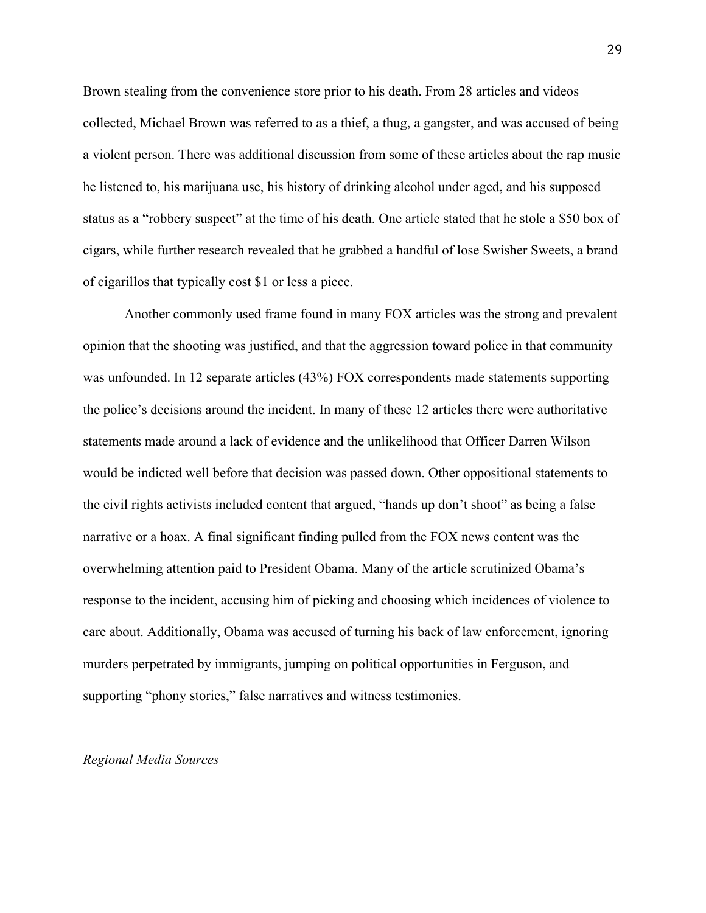Brown stealing from the convenience store prior to his death. From 28 articles and videos collected, Michael Brown was referred to as a thief, a thug, a gangster, and was accused of being a violent person. There was additional discussion from some of these articles about the rap music he listened to, his marijuana use, his history of drinking alcohol under aged, and his supposed status as a "robbery suspect" at the time of his death. One article stated that he stole a $50 box of cigars, while further research revealed that he grabbed a handful of lose Swisher Sweets, a brand of cigarillos that typically cost $1 or less a piece.

Another commonly used frame found in many FOX articles was the strong and prevalent opinion that the shooting was justified, and that the aggression toward police in that community was unfounded. In 12 separate articles (43%) FOX correspondents made statements supporting the police's decisions around the incident. In many of these 12 articles there were authoritative statements made around a lack of evidence and the unlikelihood that Officer Darren Wilson would be indicted well before that decision was passed down. Other oppositional statements to the civil rights activists included content that argued, "hands up don't shoot" as being a false narrative or a hoax. A final significant finding pulled from the FOX news content was the overwhelming attention paid to President Obama. Many of the article scrutinized Obama's response to the incident, accusing him of picking and choosing which incidences of violence to care about. Additionally, Obama was accused of turning his back of law enforcement, ignoring murders perpetrated by immigrants, jumping on political opportunities in Ferguson, and supporting "phony stories," false narratives and witness testimonies.

*Regional Media Sources*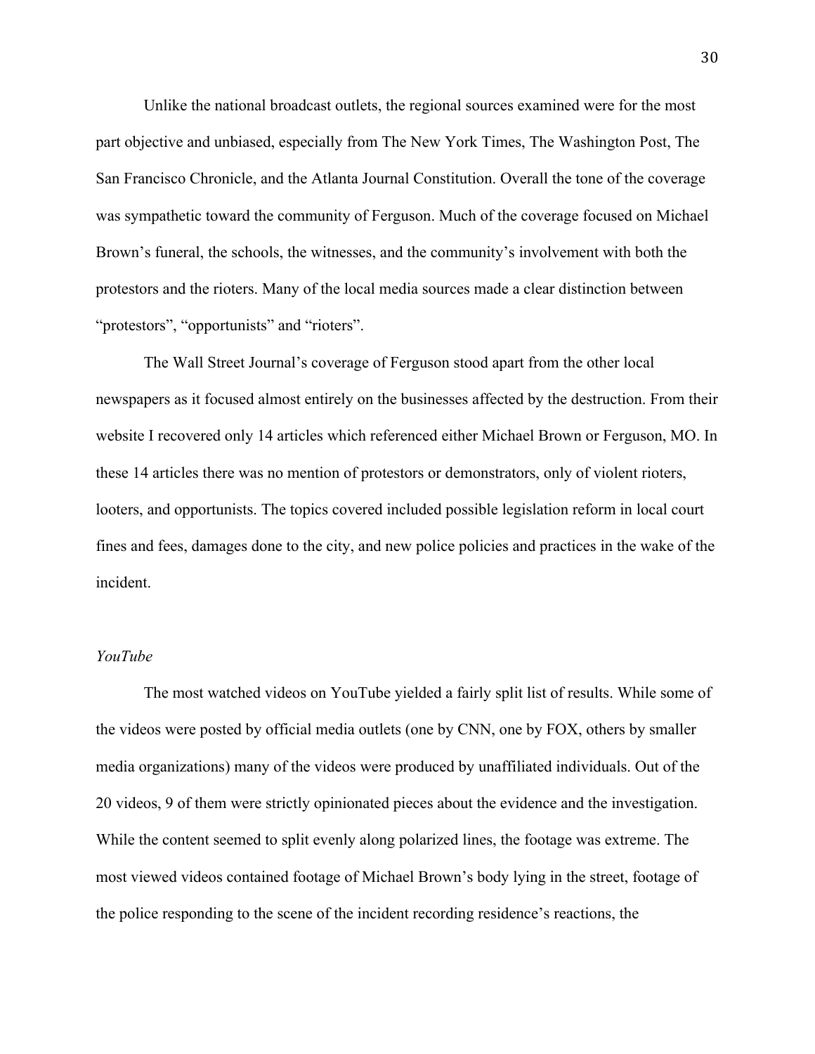Unlike the national broadcast outlets, the regional sources examined were for the most part objective and unbiased, especially from The New York Times, The Washington Post, The San Francisco Chronicle, and the Atlanta Journal Constitution. Overall the tone of the coverage was sympathetic toward the community of Ferguson. Much of the coverage focused on Michael Brown's funeral, the schools, the witnesses, and the community's involvement with both the protestors and the rioters. Many of the local media sources made a clear distinction between "protestors", "opportunists" and "rioters".

The Wall Street Journal's coverage of Ferguson stood apart from the other local newspapers as it focused almost entirely on the businesses affected by the destruction. From their website I recovered only 14 articles which referenced either Michael Brown or Ferguson, MO. In these 14 articles there was no mention of protestors or demonstrators, only of violent rioters, looters, and opportunists. The topics covered included possible legislation reform in local court fines and fees, damages done to the city, and new police policies and practices in the wake of the incident.

*YouTube*

The most watched videos on YouTube yielded a fairly split list of results. While some of the videos were posted by official media outlets (one by CNN, one by FOX, others by smaller media organizations) many of the videos were produced by unaffiliated individuals. Out of the 20 videos, 9 of them were strictly opinionated pieces about the evidence and the investigation. While the content seemed to split evenly along polarized lines, the footage was extreme. The most viewed videos contained footage of Michael Brown's body lying in the street, footage of the police responding to the scene of the incident recording residence's reactions, the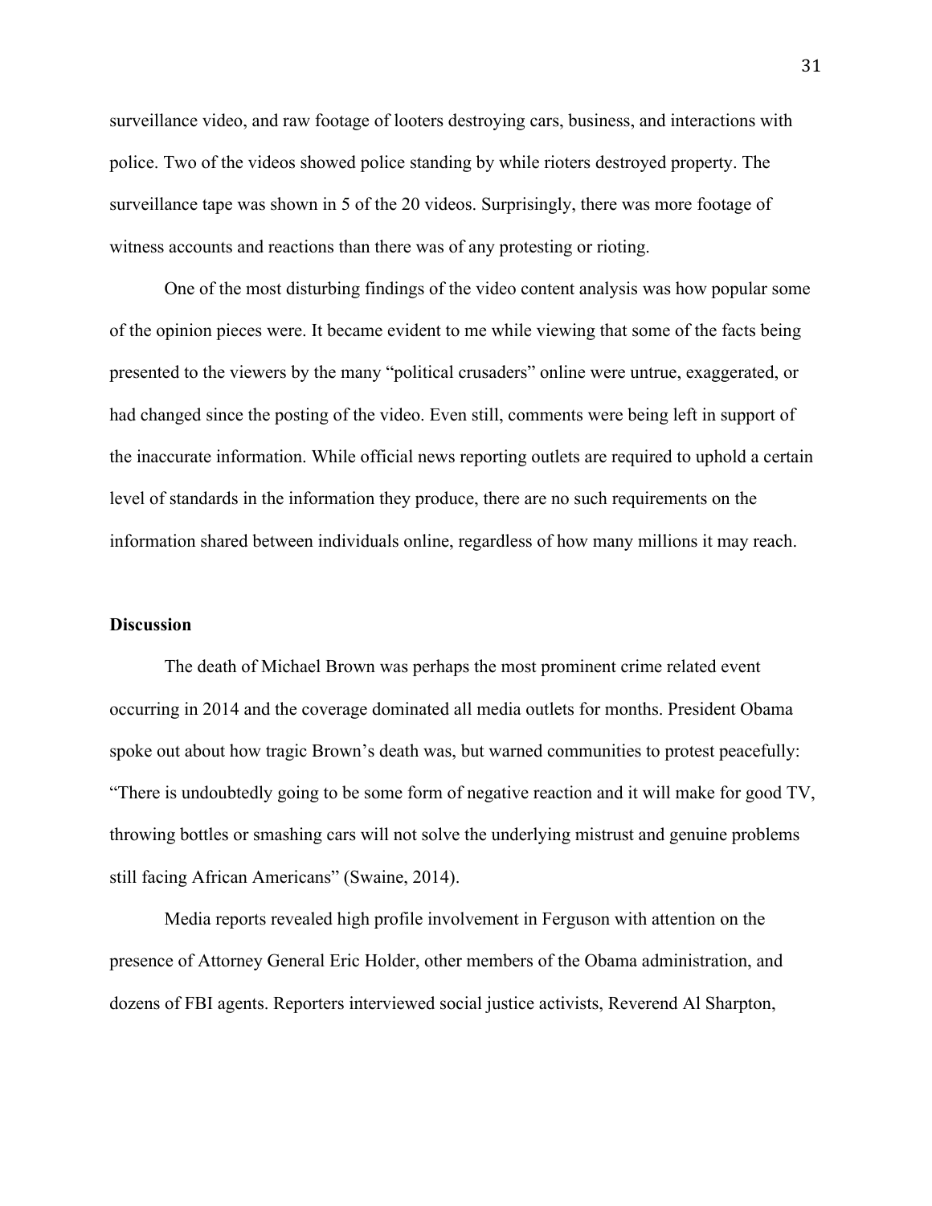surveillance video, and raw footage of looters destroying cars, business, and interactions with police. Two of the videos showed police standing by while rioters destroyed property. The surveillance tape was shown in 5 of the 20 videos. Surprisingly, there was more footage of witness accounts and reactions than there was of any protesting or rioting.

One of the most disturbing findings of the video content analysis was how popular some of the opinion pieces were. It became evident to me while viewing that some of the facts being presented to the viewers by the many "political crusaders" online were untrue, exaggerated, or had changed since the posting of the video. Even still, comments were being left in support of the inaccurate information. While official news reporting outlets are required to uphold a certain level of standards in the information they produce, there are no such requirements on the information shared between individuals online, regardless of how many millions it may reach.

**Discussion**

The death of Michael Brown was perhaps the most prominent crime related event occurring in 2014 and the coverage dominated all media outlets for months. President Obama spoke out about how tragic Brown's death was, but warned communities to protest peacefully: "There is undoubtedly going to be some form of negative reaction and it will make for good TV, throwing bottles or smashing cars will not solve the underlying mistrust and genuine problems still facing African Americans" (Swaine, 2014).

Media reports revealed high profile involvement in Ferguson with attention on the presence of Attorney General Eric Holder, other members of the Obama administration, and dozens of FBI agents. Reporters interviewed social justice activists, Reverend Al Sharpton,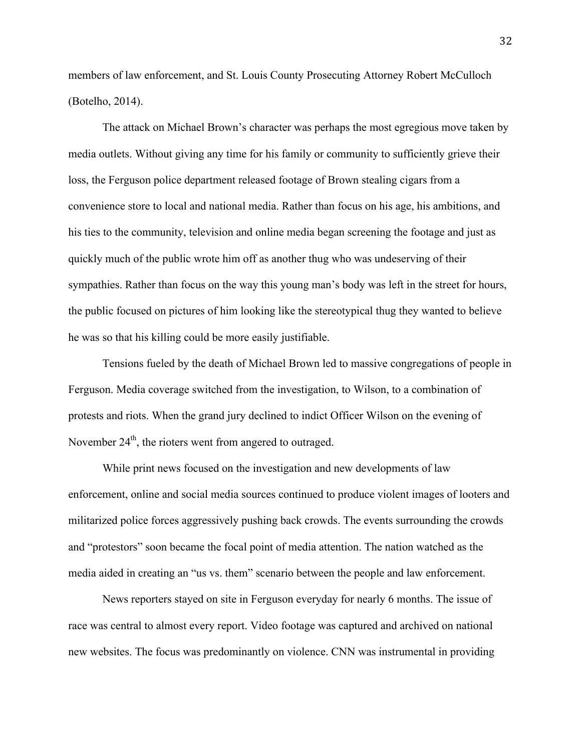members of law enforcement, and St. Louis County Prosecuting Attorney Robert McCulloch (Botelho, 2014).

The attack on Michael Brown's character was perhaps the most egregious move taken by media outlets. Without giving any time for his family or community to sufficiently grieve their loss, the Ferguson police department released footage of Brown stealing cigars from a convenience store to local and national media. Rather than focus on his age, his ambitions, and his ties to the community, television and online media began screening the footage and just as quickly much of the public wrote him off as another thug who was undeserving of their sympathies. Rather than focus on the way this young man's body was left in the street for hours, the public focused on pictures of him looking like the stereotypical thug they wanted to believe he was so that his killing could be more easily justifiable.

Tensions fueled by the death of Michael Brown led to massive congregations of people in Ferguson. Media coverage switched from the investigation, to Wilson, to a combination of protests and riots. When the grand jury declined to indict Officer Wilson on the evening of November 24th, the rioters went from angered to outraged.

While print news focused on the investigation and new developments of law enforcement, online and social media sources continued to produce violent images of looters and militarized police forces aggressively pushing back crowds. The events surrounding the crowds and "protestors" soon became the focal point of media attention. The nation watched as the media aided in creating an "us vs. them" scenario between the people and law enforcement.

News reporters stayed on site in Ferguson everyday for nearly 6 months. The issue of race was central to almost every report. Video footage was captured and archived on national new websites. The focus was predominantly on violence. CNN was instrumental in providing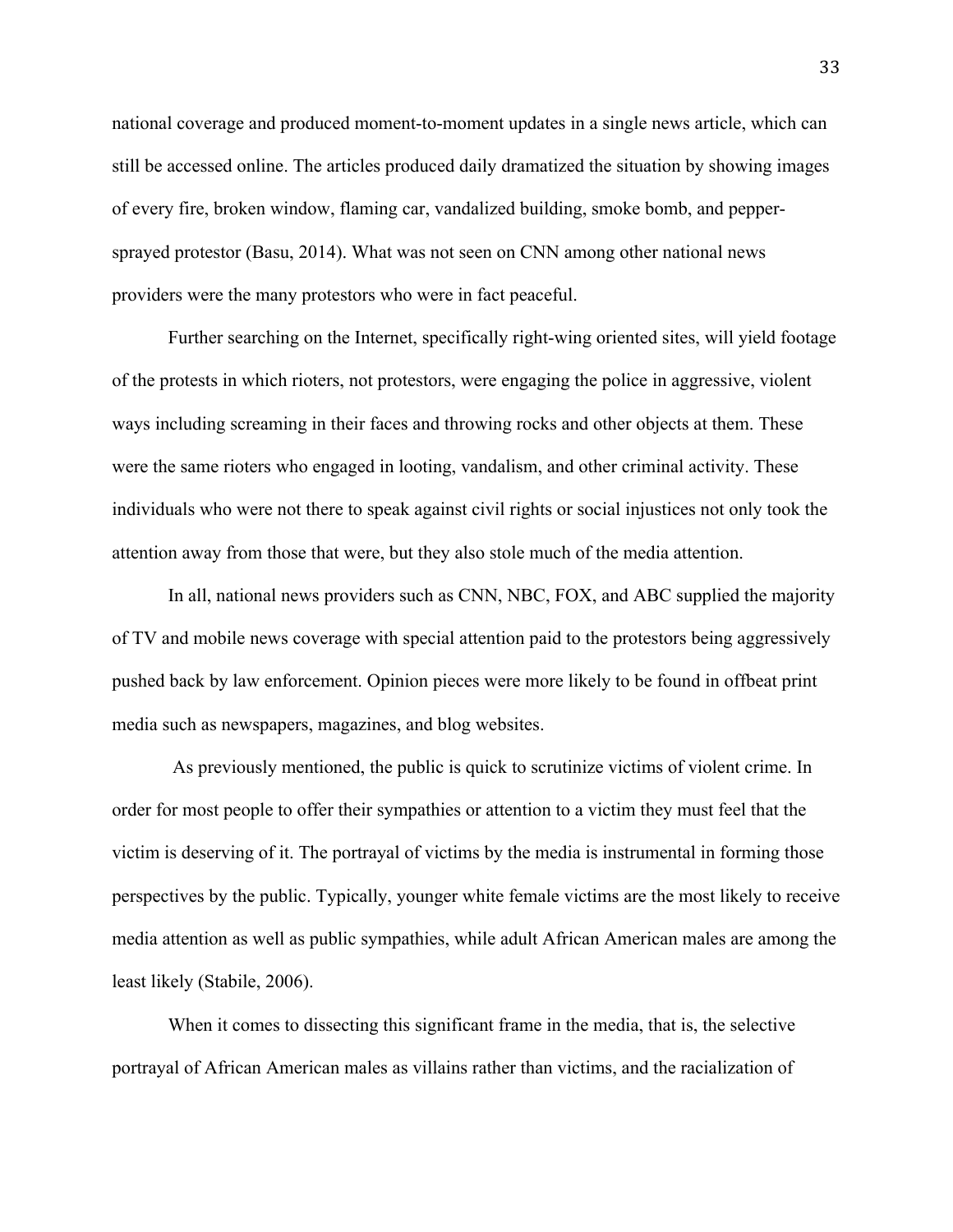national coverage and produced moment-to-moment updates in a single news article, which can still be accessed online. The articles produced daily dramatized the situation by showing images of every fire, broken window, flaming car, vandalized building, smoke bomb, and pepper-sprayed protestor (Basu, 2014). What was not seen on CNN among other national news providers were the many protestors who were in fact peaceful.

Further searching on the Internet, specifically right-wing oriented sites, will yield footage of the protests in which rioters, not protestors, were engaging the police in aggressive, violent ways including screaming in their faces and throwing rocks and other objects at them. These were the same rioters who engaged in looting, vandalism, and other criminal activity. These individuals who were not there to speak against civil rights or social injustices not only took the attention away from those that were, but they also stole much of the media attention.

In all, national news providers such as CNN, NBC, FOX, and ABC supplied the majority of TV and mobile news coverage with special attention paid to the protestors being aggressively pushed back by law enforcement. Opinion pieces were more likely to be found in offbeat print media such as newspapers, magazines, and blog websites.

As previously mentioned, the public is quick to scrutinize victims of violent crime. In order for most people to offer their sympathies or attention to a victim they must feel that the victim is deserving of it. The portrayal of victims by the media is instrumental in forming those perspectives by the public. Typically, younger white female victims are the most likely to receive media attention as well as public sympathies, while adult African American males are among the least likely (Stabile, 2006).

When it comes to dissecting this significant frame in the media, that is, the selective portrayal of African American males as villains rather than victims, and the racialization of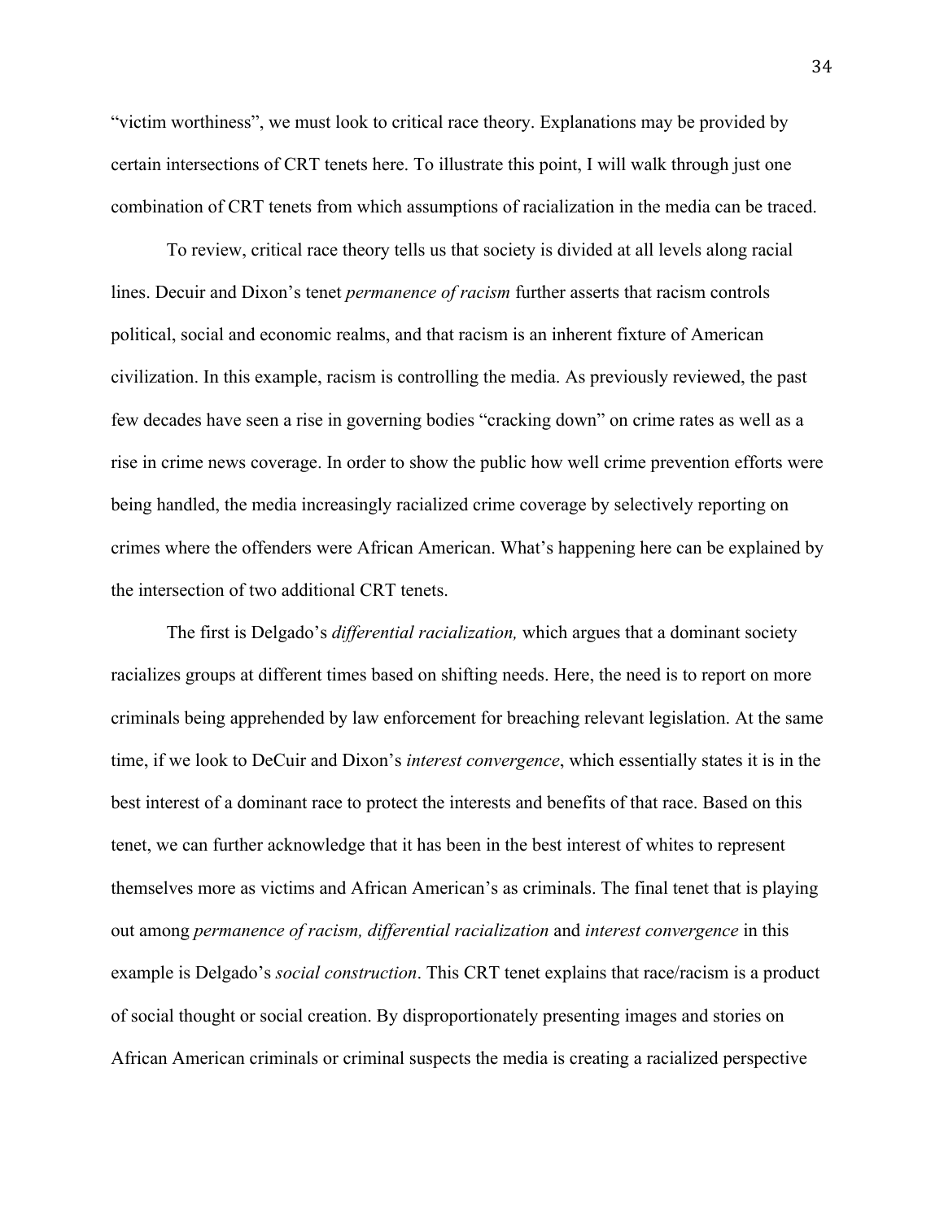"victim worthiness", we must look to critical race theory. Explanations may be provided by certain intersections of CRT tenets here. To illustrate this point, I will walk through just one combination of CRT tenets from which assumptions of racialization in the media can be traced.

To review, critical race theory tells us that society is divided at all levels along racial lines. Decuir and Dixon's tenet *permanence of racism* further asserts that racism controls political, social and economic realms, and that racism is an inherent fixture of American civilization. In this example, racism is controlling the media. As previously reviewed, the past few decades have seen a rise in governing bodies "cracking down" on crime rates as well as a rise in crime news coverage. In order to show the public how well crime prevention efforts were being handled, the media increasingly racialized crime coverage by selectively reporting on crimes where the offenders were African American. What's happening here can be explained by the intersection of two additional CRT tenets.

The first is Delgado's *differential racialization,* which argues that a dominant society racializes groups at different times based on shifting needs. Here, the need is to report on more criminals being apprehended by law enforcement for breaching relevant legislation. At the same time, if we look to DeCuir and Dixon's *interest convergence*, which essentially states it is in the best interest of a dominant race to protect the interests and benefits of that race. Based on this tenet, we can further acknowledge that it has been in the best interest of whites to represent themselves more as victims and African American's as criminals. The final tenet that is playing out among *permanence of racism, differential racialization* and *interest convergence* in this example is Delgado's *social construction*. This CRT tenet explains that race/racism is a product of social thought or social creation. By disproportionately presenting images and stories on African American criminals or criminal suspects the media is creating a racialized perspective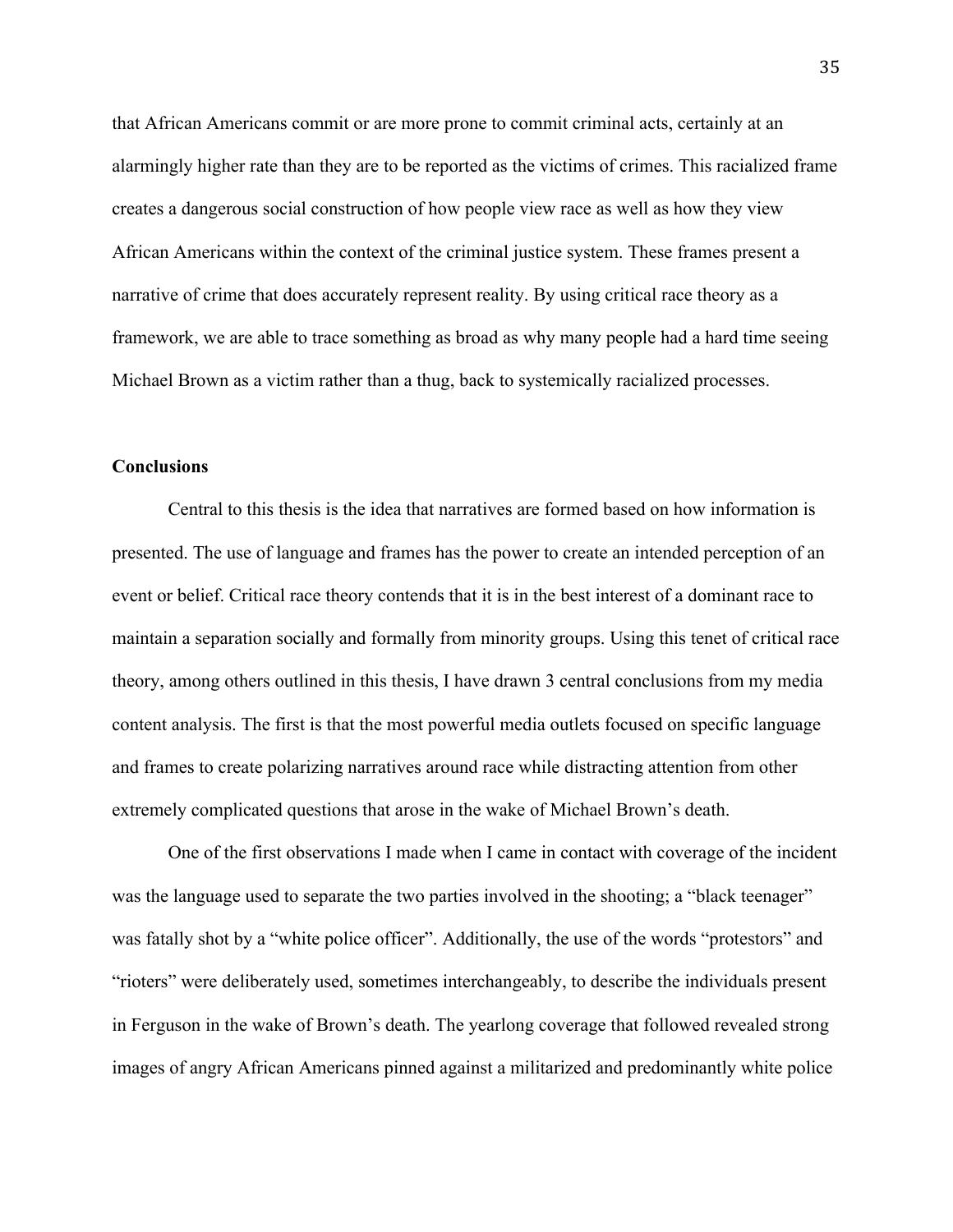that African Americans commit or are more prone to commit criminal acts, certainly at an alarmingly higher rate than they are to be reported as the victims of crimes. This racialized frame creates a dangerous social construction of how people view race as well as how they view African Americans within the context of the criminal justice system. These frames present a narrative of crime that does accurately represent reality. By using critical race theory as a framework, we are able to trace something as broad as why many people had a hard time seeing Michael Brown as a victim rather than a thug, back to systemically racialized processes.

**Conclusions**

Central to this thesis is the idea that narratives are formed based on how information is presented. The use of language and frames has the power to create an intended perception of an event or belief. Critical race theory contends that it is in the best interest of a dominant race to maintain a separation socially and formally from minority groups. Using this tenet of critical race theory, among others outlined in this thesis, I have drawn 3 central conclusions from my media content analysis. The first is that the most powerful media outlets focused on specific language and frames to create polarizing narratives around race while distracting attention from other extremely complicated questions that arose in the wake of Michael Brown's death.

One of the first observations I made when I came in contact with coverage of the incident was the language used to separate the two parties involved in the shooting; a "black teenager" was fatally shot by a "white police officer". Additionally, the use of the words "protestors" and "rioters" were deliberately used, sometimes interchangeably, to describe the individuals present in Ferguson in the wake of Brown's death. The yearlong coverage that followed revealed strong images of angry African Americans pinned against a militarized and predominantly white police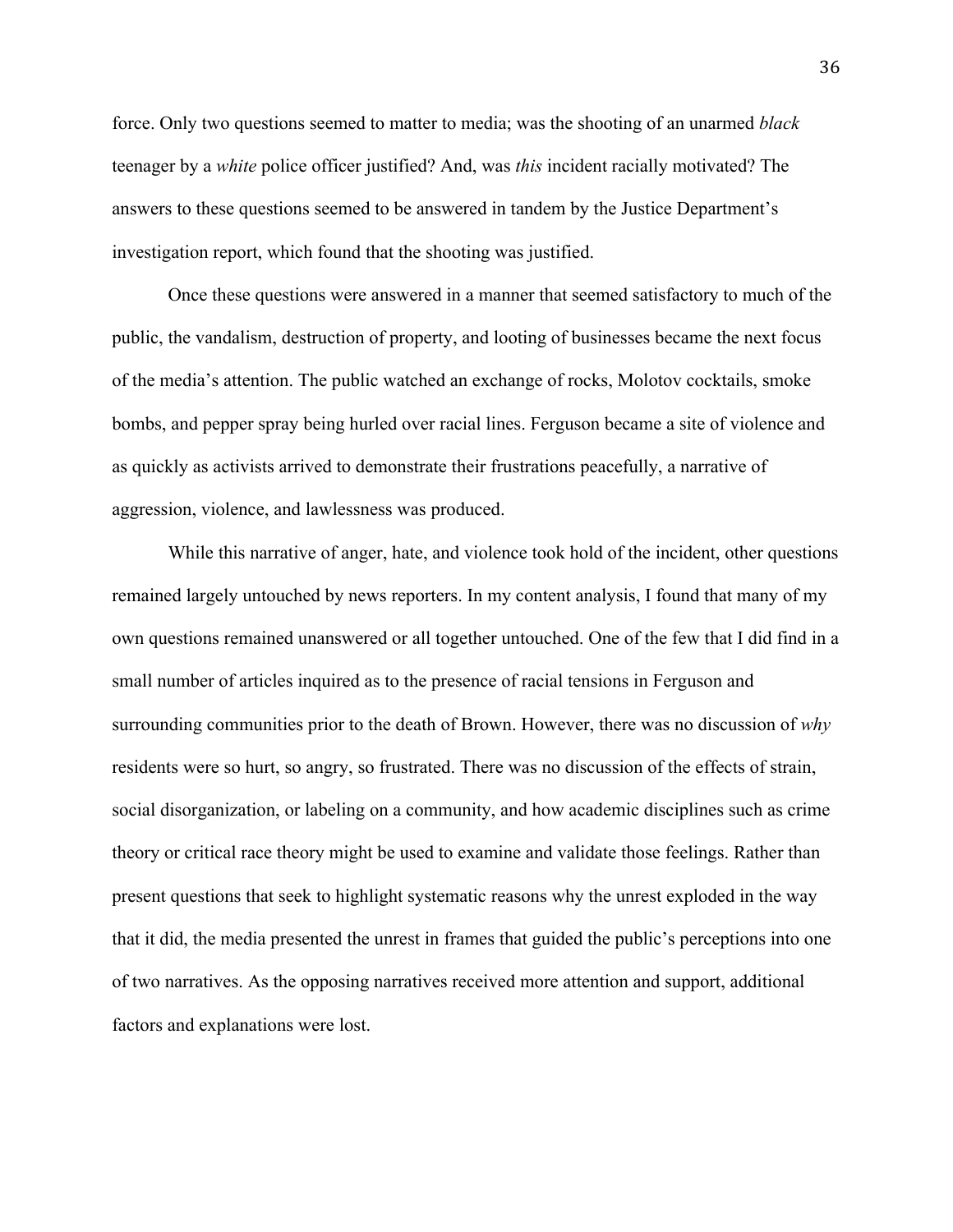force. Only two questions seemed to matter to media; was the shooting of an unarmed *black* teenager by a *white* police officer justified? And, was *this* incident racially motivated? The answers to these questions seemed to be answered in tandem by the Justice Department's investigation report, which found that the shooting was justified.

Once these questions were answered in a manner that seemed satisfactory to much of the public, the vandalism, destruction of property, and looting of businesses became the next focus of the media's attention. The public watched an exchange of rocks, Molotov cocktails, smoke bombs, and pepper spray being hurled over racial lines. Ferguson became a site of violence and as quickly as activists arrived to demonstrate their frustrations peacefully, a narrative of aggression, violence, and lawlessness was produced.

While this narrative of anger, hate, and violence took hold of the incident, other questions remained largely untouched by news reporters. In my content analysis, I found that many of my own questions remained unanswered or all together untouched. One of the few that I did find in a small number of articles inquired as to the presence of racial tensions in Ferguson and surrounding communities prior to the death of Brown. However, there was no discussion of *why* residents were so hurt, so angry, so frustrated. There was no discussion of the effects of strain, social disorganization, or labeling on a community, and how academic disciplines such as crime theory or critical race theory might be used to examine and validate those feelings. Rather than present questions that seek to highlight systematic reasons why the unrest exploded in the way that it did, the media presented the unrest in frames that guided the public's perceptions into one of two narratives. As the opposing narratives received more attention and support, additional factors and explanations were lost.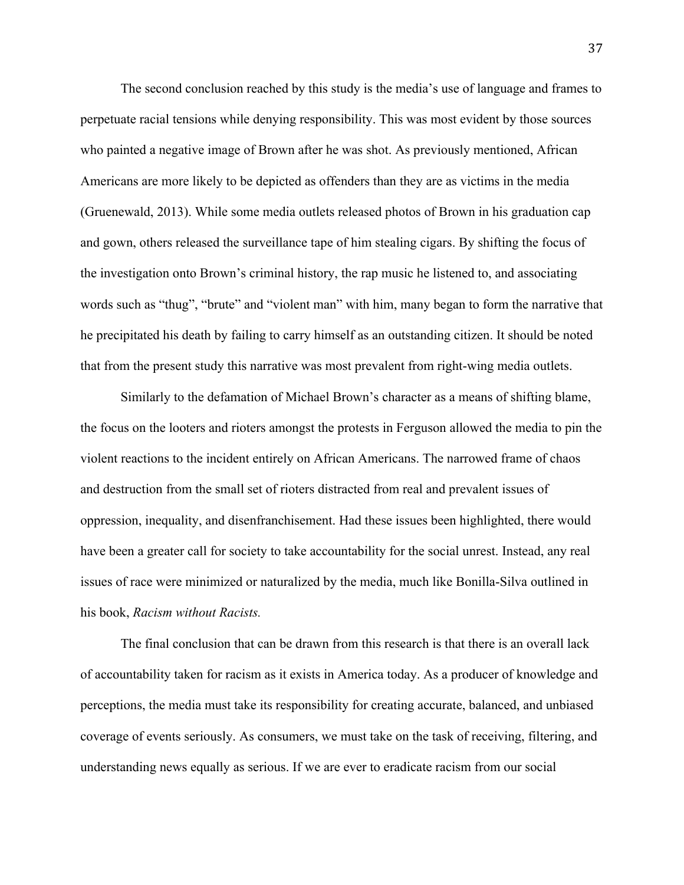The second conclusion reached by this study is the media's use of language and frames to perpetuate racial tensions while denying responsibility. This was most evident by those sources who painted a negative image of Brown after he was shot. As previously mentioned, African Americans are more likely to be depicted as offenders than they are as victims in the media (Gruenewald, 2013). While some media outlets released photos of Brown in his graduation cap and gown, others released the surveillance tape of him stealing cigars. By shifting the focus of the investigation onto Brown's criminal history, the rap music he listened to, and associating words such as "thug", "brute" and "violent man" with him, many began to form the narrative that he precipitated his death by failing to carry himself as an outstanding citizen. It should be noted that from the present study this narrative was most prevalent from right-wing media outlets.

Similarly to the defamation of Michael Brown's character as a means of shifting blame, the focus on the looters and rioters amongst the protests in Ferguson allowed the media to pin the violent reactions to the incident entirely on African Americans. The narrowed frame of chaos and destruction from the small set of rioters distracted from real and prevalent issues of oppression, inequality, and disenfranchisement. Had these issues been highlighted, there would have been a greater call for society to take accountability for the social unrest. Instead, any real issues of race were minimized or naturalized by the media, much like Bonilla-Silva outlined in his book, *Racism without Racists.*

The final conclusion that can be drawn from this research is that there is an overall lack of accountability taken for racism as it exists in America today. As a producer of knowledge and perceptions, the media must take its responsibility for creating accurate, balanced, and unbiased coverage of events seriously. As consumers, we must take on the task of receiving, filtering, and understanding news equally as serious. If we are ever to eradicate racism from our social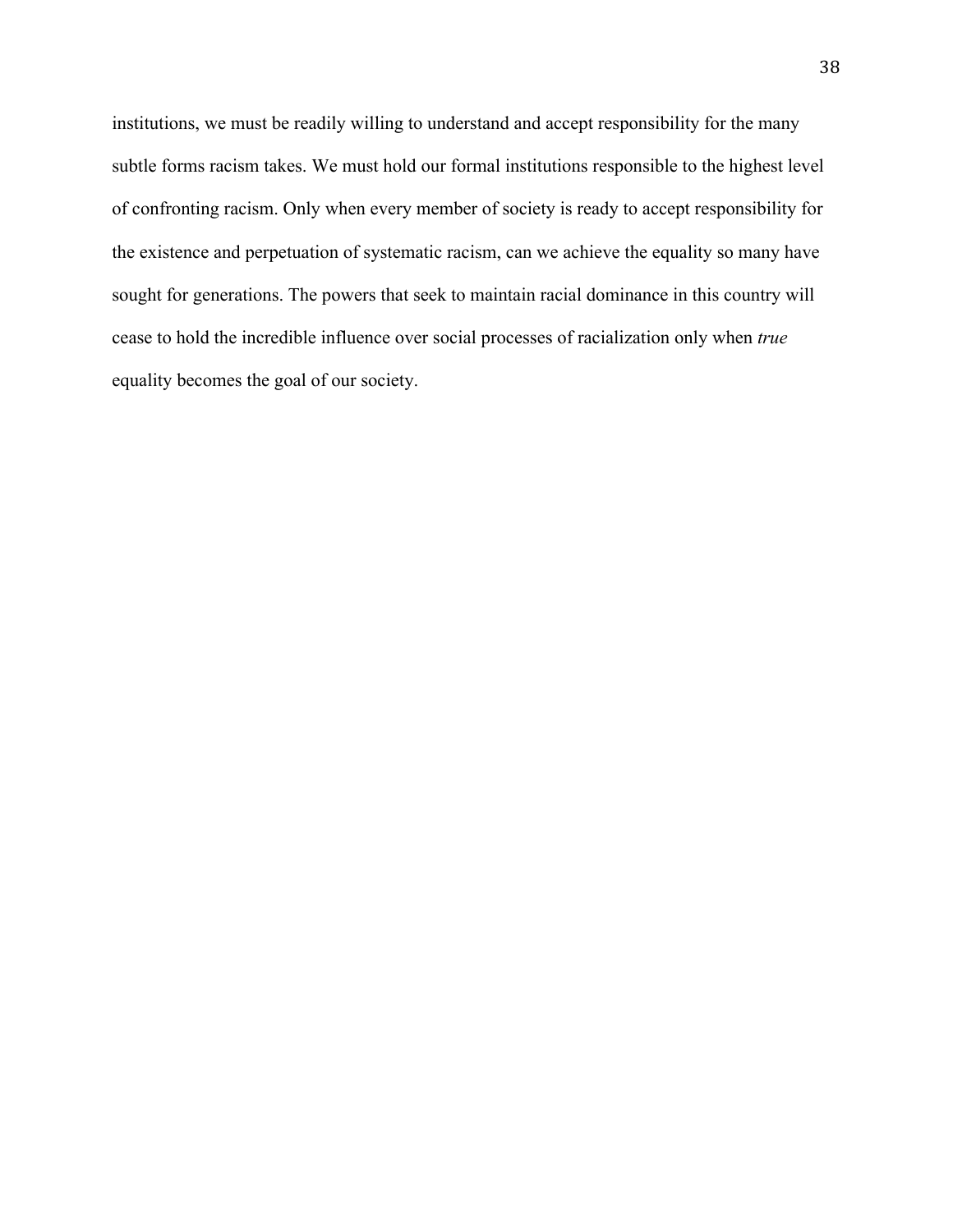institutions, we must be readily willing to understand and accept responsibility for the many subtle forms racism takes. We must hold our formal institutions responsible to the highest level of confronting racism. Only when every member of society is ready to accept responsibility for the existence and perpetuation of systematic racism, can we achieve the equality so many have sought for generations. The powers that seek to maintain racial dominance in this country will cease to hold the incredible influence over social processes of racialization only when *true* equality becomes the goal of our society.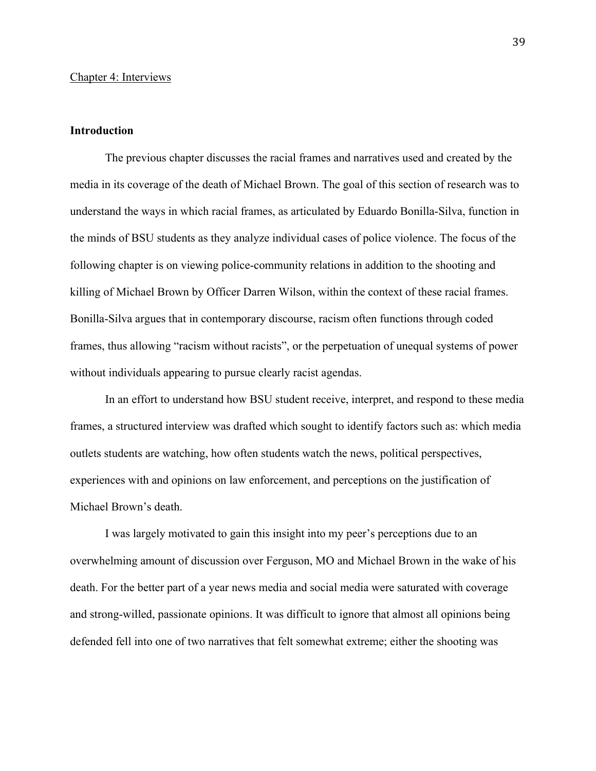Chapter 4: Interviews

## Introduction

The previous chapter discusses the racial frames and narratives used and created by the media in its coverage of the death of Michael Brown. The goal of this section of research was to understand the ways in which racial frames, as articulated by Eduardo Bonilla-Silva, function in the minds of BSU students as they analyze individual cases of police violence. The focus of the following chapter is on viewing police-community relations in addition to the shooting and killing of Michael Brown by Officer Darren Wilson, within the context of these racial frames. Bonilla-Silva argues that in contemporary discourse, racism often functions through coded frames, thus allowing "racism without racists", or the perpetuation of unequal systems of power without individuals appearing to pursue clearly racist agendas.

In an effort to understand how BSU student receive, interpret, and respond to these media frames, a structured interview was drafted which sought to identify factors such as: which media outlets students are watching, how often students watch the news, political perspectives, experiences with and opinions on law enforcement, and perceptions on the justification of Michael Brown's death.

I was largely motivated to gain this insight into my peer's perceptions due to an overwhelming amount of discussion over Ferguson, MO and Michael Brown in the wake of his death. For the better part of a year news media and social media were saturated with coverage and strong-willed, passionate opinions. It was difficult to ignore that almost all opinions being defended fell into one of two narratives that felt somewhat extreme; either the shooting was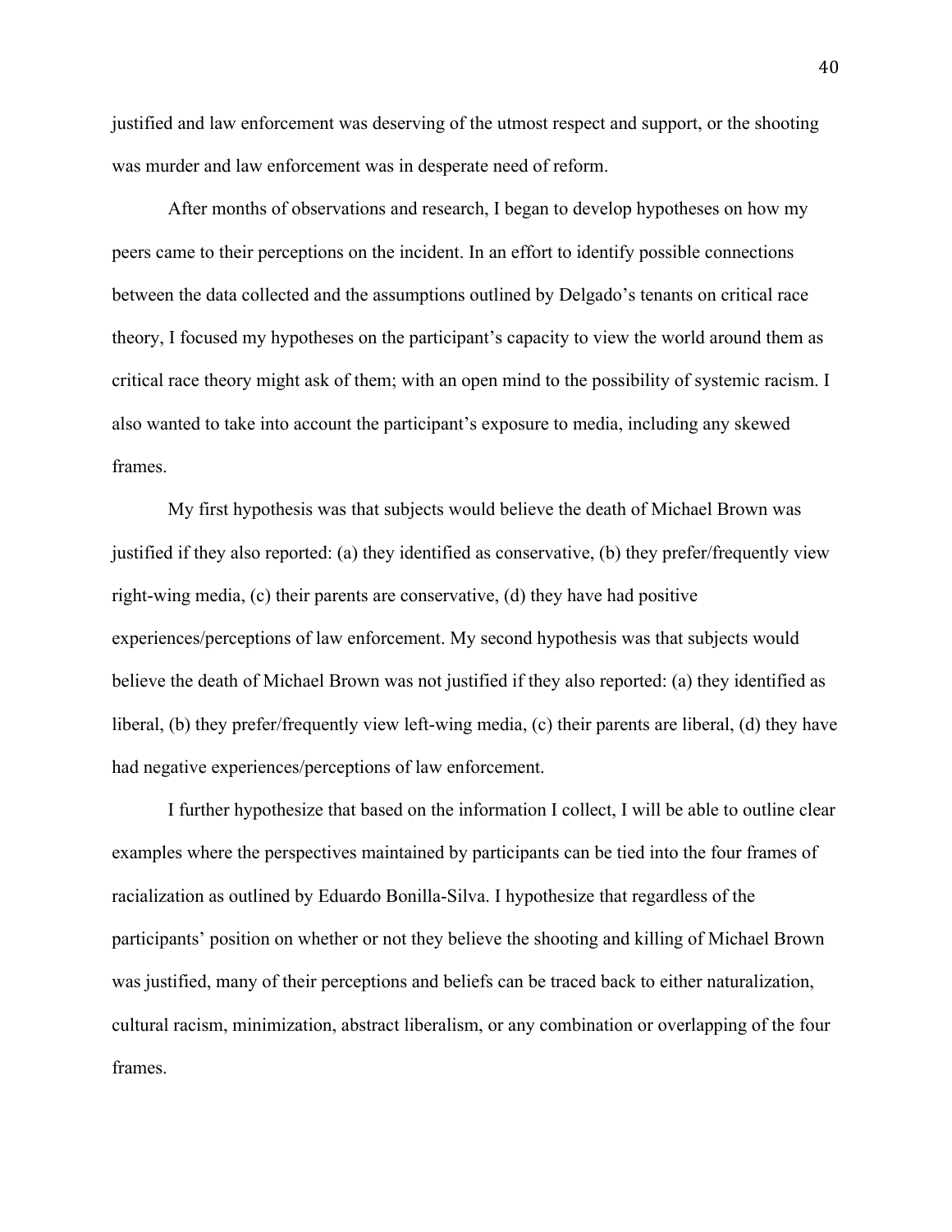justified and law enforcement was deserving of the utmost respect and support, or the shooting was murder and law enforcement was in desperate need of reform.

After months of observations and research, I began to develop hypotheses on how my peers came to their perceptions on the incident. In an effort to identify possible connections between the data collected and the assumptions outlined by Delgado's tenants on critical race theory, I focused my hypotheses on the participant's capacity to view the world around them as critical race theory might ask of them; with an open mind to the possibility of systemic racism. I also wanted to take into account the participant's exposure to media, including any skewed frames.

My first hypothesis was that subjects would believe the death of Michael Brown was justified if they also reported: (a) they identified as conservative, (b) they prefer/frequently view right-wing media, (c) their parents are conservative, (d) they have had positive experiences/perceptions of law enforcement. My second hypothesis was that subjects would believe the death of Michael Brown was not justified if they also reported: (a) they identified as liberal, (b) they prefer/frequently view left-wing media, (c) their parents are liberal, (d) they have had negative experiences/perceptions of law enforcement.

I further hypothesize that based on the information I collect, I will be able to outline clear examples where the perspectives maintained by participants can be tied into the four frames of racialization as outlined by Eduardo Bonilla-Silva. I hypothesize that regardless of the participants' position on whether or not they believe the shooting and killing of Michael Brown was justified, many of their perceptions and beliefs can be traced back to either naturalization, cultural racism, minimization, abstract liberalism, or any combination or overlapping of the four frames.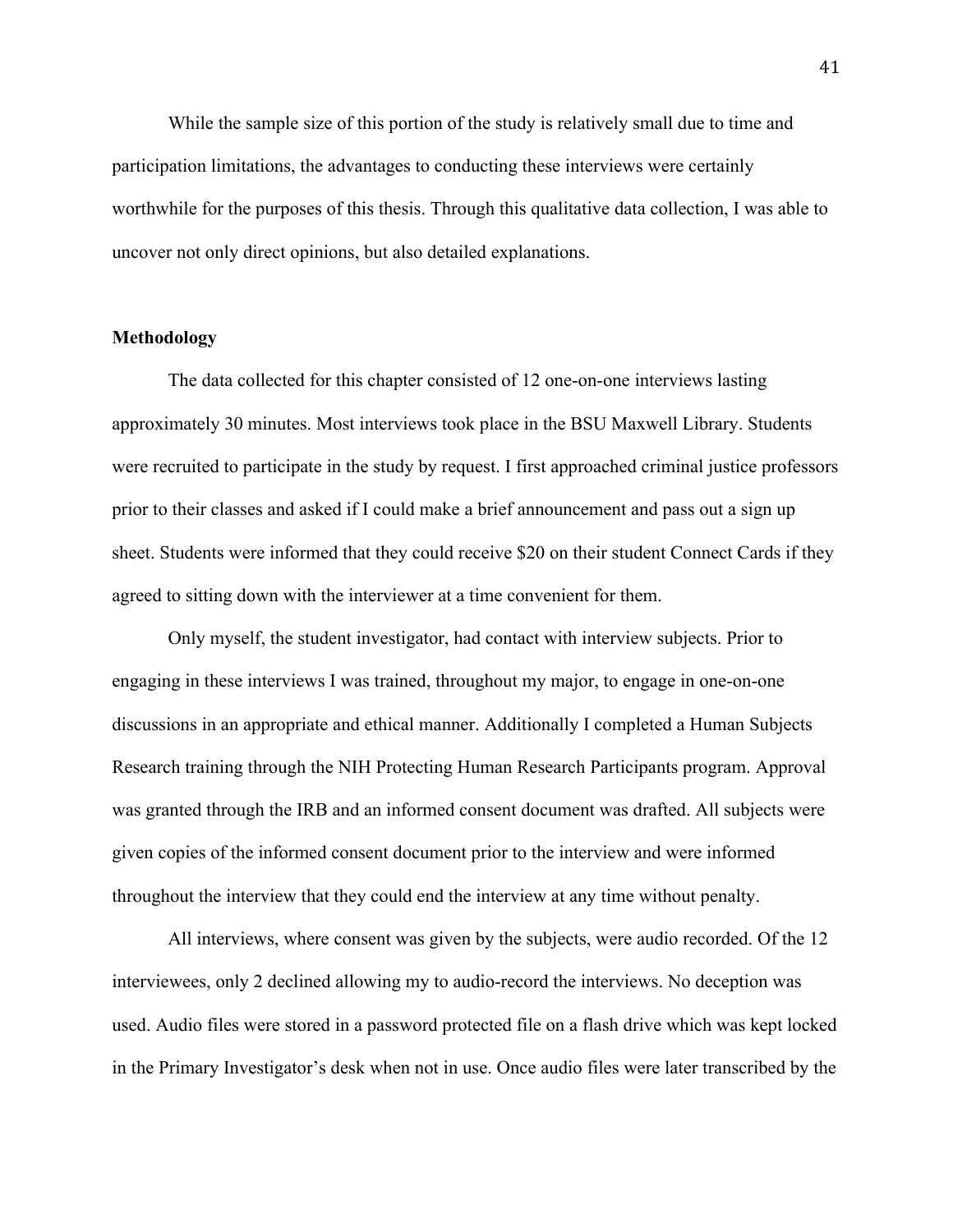While the sample size of this portion of the study is relatively small due to time and participation limitations, the advantages to conducting these interviews were certainly worthwhile for the purposes of this thesis. Through this qualitative data collection, I was able to uncover not only direct opinions, but also detailed explanations.

**Methodology**

The data collected for this chapter consisted of 12 one-on-one interviews lasting approximately 30 minutes. Most interviews took place in the BSU Maxwell Library. Students were recruited to participate in the study by request. I first approached criminal justice professors prior to their classes and asked if I could make a brief announcement and pass out a sign up sheet. Students were informed that they could receive $20 on their student Connect Cards if they agreed to sitting down with the interviewer at a time convenient for them.

Only myself, the student investigator, had contact with interview subjects. Prior to engaging in these interviews I was trained, throughout my major, to engage in one-on-one discussions in an appropriate and ethical manner. Additionally I completed a Human Subjects Research training through the NIH Protecting Human Research Participants program. Approval was granted through the IRB and an informed consent document was drafted. All subjects were given copies of the informed consent document prior to the interview and were informed throughout the interview that they could end the interview at any time without penalty.

All interviews, where consent was given by the subjects, were audio recorded. Of the 12 interviewees, only 2 declined allowing my to audio-record the interviews. No deception was used. Audio files were stored in a password protected file on a flash drive which was kept locked in the Primary Investigator's desk when not in use. Once audio files were later transcribed by the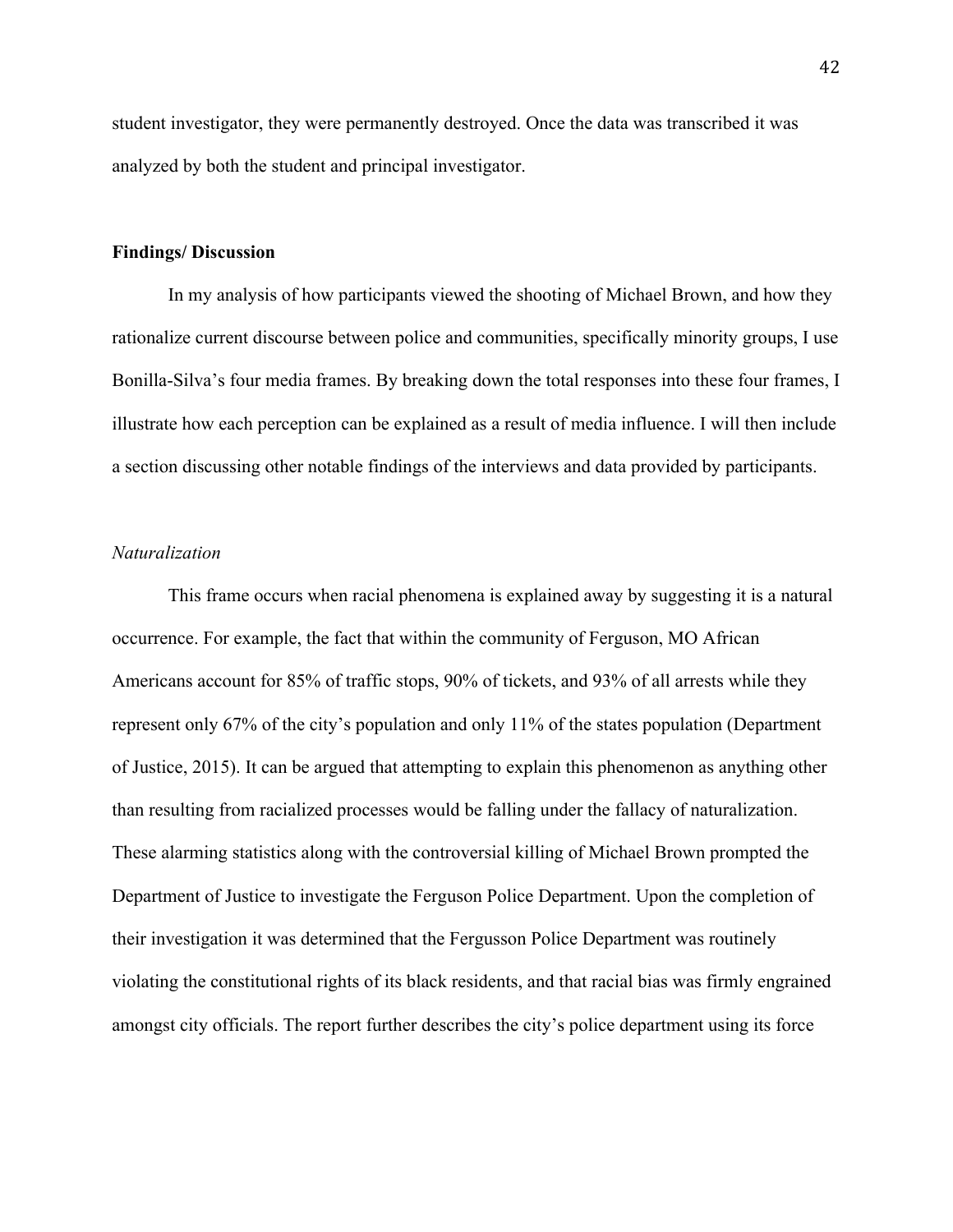student investigator, they were permanently destroyed. Once the data was transcribed it was analyzed by both the student and principal investigator.

## Findings/ Discussion

In my analysis of how participants viewed the shooting of Michael Brown, and how they rationalize current discourse between police and communities, specifically minority groups, I use Bonilla-Silva's four media frames. By breaking down the total responses into these four frames, I illustrate how each perception can be explained as a result of media influence. I will then include a section discussing other notable findings of the interviews and data provided by participants.

### *Naturalization*

This frame occurs when racial phenomena is explained away by suggesting it is a natural occurrence. For example, the fact that within the community of Ferguson, MO African Americans account for 85% of traffic stops, 90% of tickets, and 93% of all arrests while they represent only 67% of the city's population and only 11% of the states population (Department of Justice, 2015). It can be argued that attempting to explain this phenomenon as anything other than resulting from racialized processes would be falling under the fallacy of naturalization. These alarming statistics along with the controversial killing of Michael Brown prompted the Department of Justice to investigate the Ferguson Police Department. Upon the completion of their investigation it was determined that the Fergusson Police Department was routinely violating the constitutional rights of its black residents, and that racial bias was firmly engrained amongst city officials. The report further describes the city's police department using its force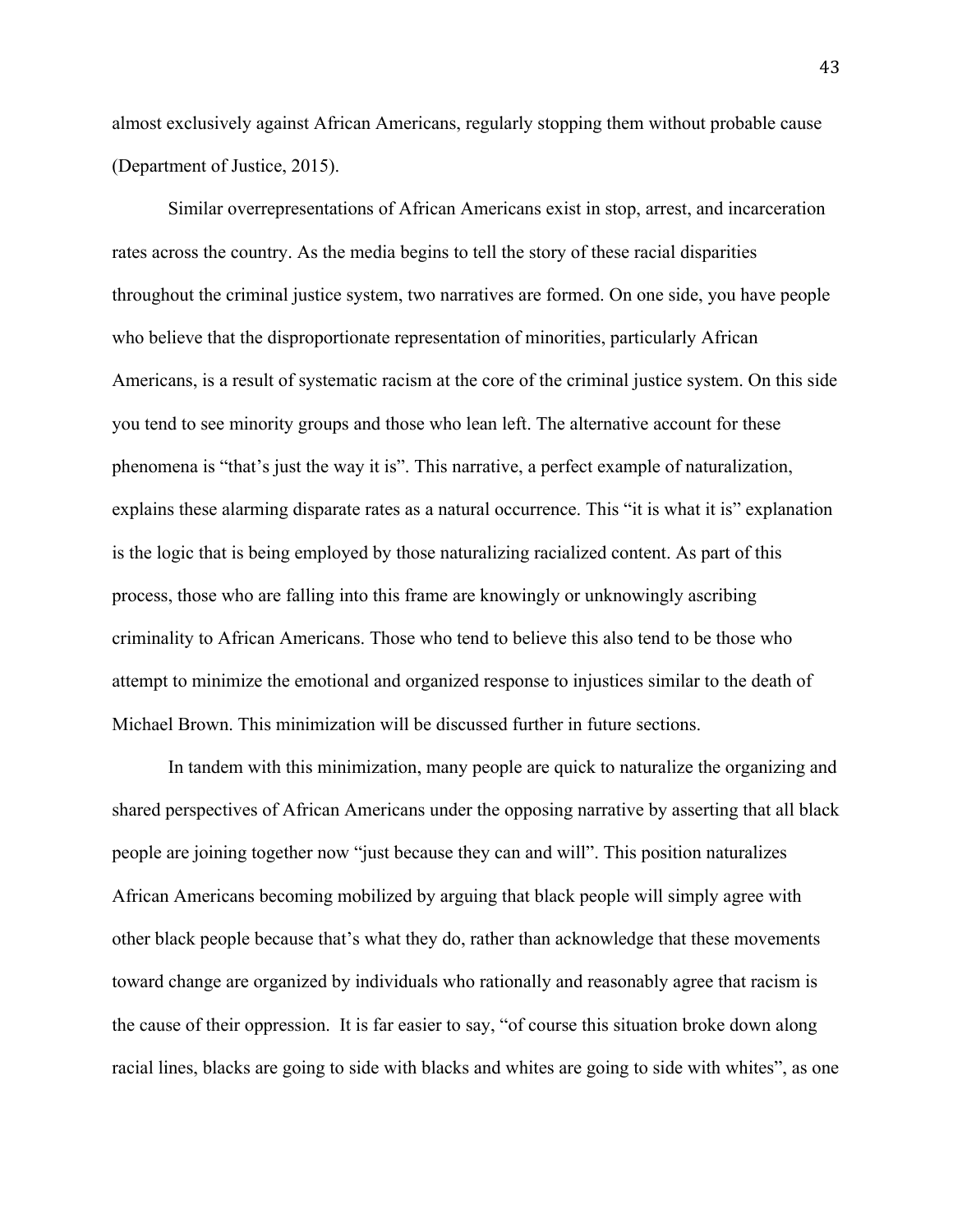almost exclusively against African Americans, regularly stopping them without probable cause (Department of Justice, 2015).

Similar overrepresentations of African Americans exist in stop, arrest, and incarceration rates across the country. As the media begins to tell the story of these racial disparities throughout the criminal justice system, two narratives are formed. On one side, you have people who believe that the disproportionate representation of minorities, particularly African Americans, is a result of systematic racism at the core of the criminal justice system. On this side you tend to see minority groups and those who lean left. The alternative account for these phenomena is "that's just the way it is". This narrative, a perfect example of naturalization, explains these alarming disparate rates as a natural occurrence. This "it is what it is" explanation is the logic that is being employed by those naturalizing racialized content. As part of this process, those who are falling into this frame are knowingly or unknowingly ascribing criminality to African Americans. Those who tend to believe this also tend to be those who attempt to minimize the emotional and organized response to injustices similar to the death of Michael Brown. This minimization will be discussed further in future sections.

In tandem with this minimization, many people are quick to naturalize the organizing and shared perspectives of African Americans under the opposing narrative by asserting that all black people are joining together now "just because they can and will". This position naturalizes African Americans becoming mobilized by arguing that black people will simply agree with other black people because that's what they do, rather than acknowledge that these movements toward change are organized by individuals who rationally and reasonably agree that racism is the cause of their oppression. It is far easier to say, "of course this situation broke down along racial lines, blacks are going to side with blacks and whites are going to side with whites", as one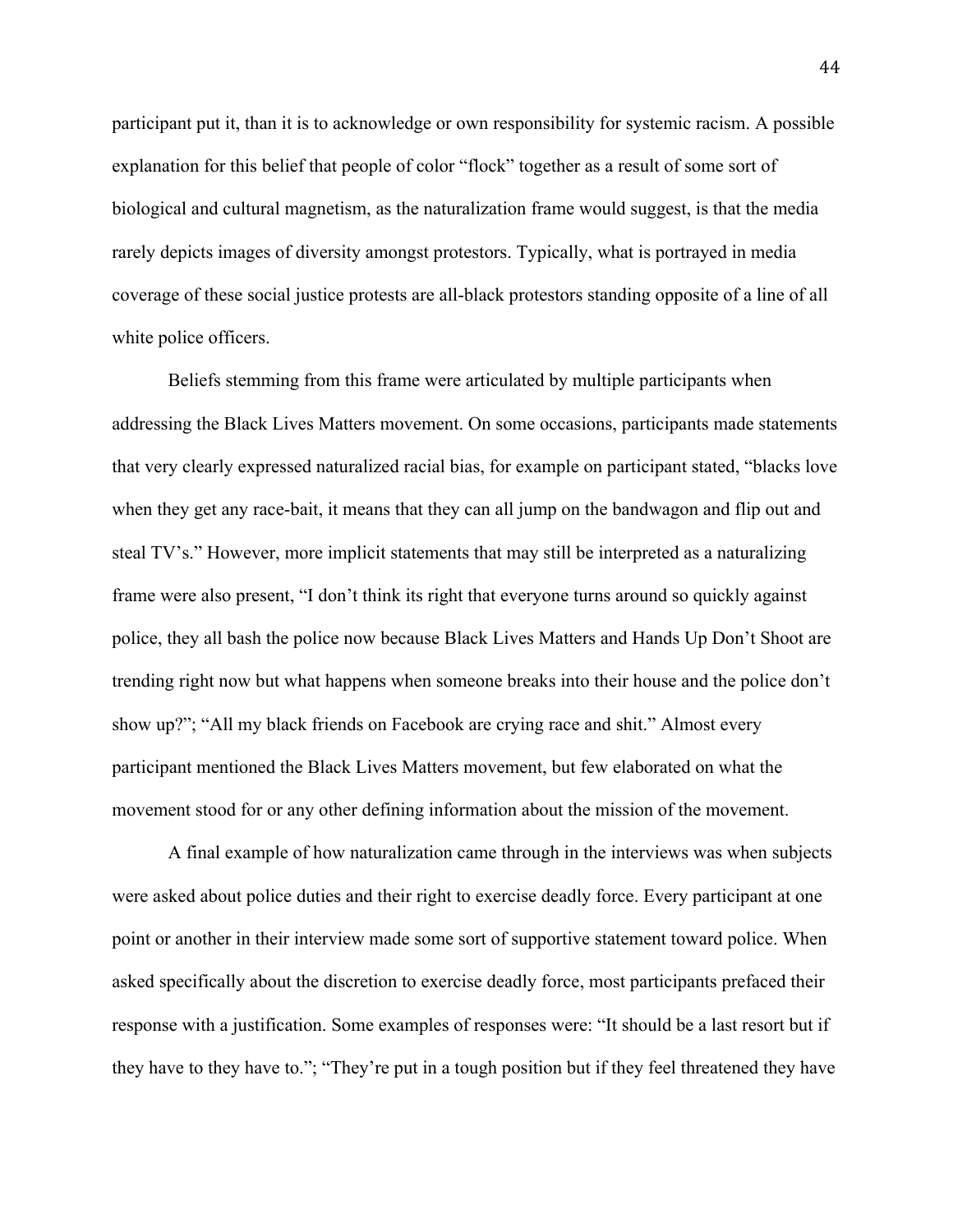participant put it, than it is to acknowledge or own responsibility for systemic racism. A possible explanation for this belief that people of color "flock" together as a result of some sort of biological and cultural magnetism, as the naturalization frame would suggest, is that the media rarely depicts images of diversity amongst protestors. Typically, what is portrayed in media coverage of these social justice protests are all-black protestors standing opposite of a line of all white police officers.

Beliefs stemming from this frame were articulated by multiple participants when addressing the Black Lives Matters movement. On some occasions, participants made statements that very clearly expressed naturalized racial bias, for example on participant stated, "blacks love when they get any race-bait, it means that they can all jump on the bandwagon and flip out and steal TV's." However, more implicit statements that may still be interpreted as a naturalizing frame were also present, "I don't think its right that everyone turns around so quickly against police, they all bash the police now because Black Lives Matters and Hands Up Don't Shoot are trending right now but what happens when someone breaks into their house and the police don't show up?"; "All my black friends on Facebook are crying race and shit." Almost every participant mentioned the Black Lives Matters movement, but few elaborated on what the movement stood for or any other defining information about the mission of the movement.

A final example of how naturalization came through in the interviews was when subjects were asked about police duties and their right to exercise deadly force. Every participant at one point or another in their interview made some sort of supportive statement toward police. When asked specifically about the discretion to exercise deadly force, most participants prefaced their response with a justification. Some examples of responses were: "It should be a last resort but if they have to they have to."; "They're put in a tough position but if they feel threatened they have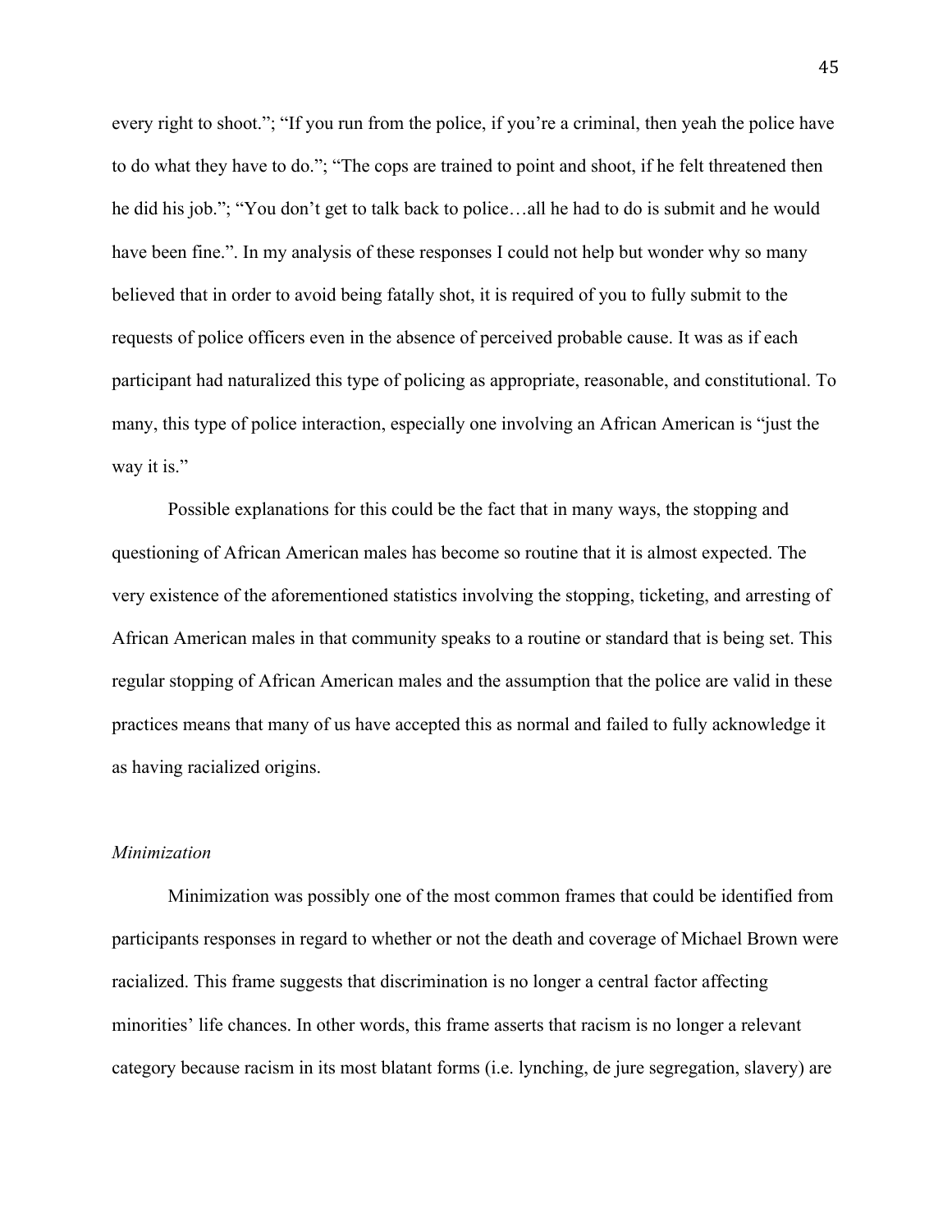every right to shoot."; "If you run from the police, if you're a criminal, then yeah the police have to do what they have to do."; "The cops are trained to point and shoot, if he felt threatened then he did his job."; "You don't get to talk back to police…all he had to do is submit and he would have been fine.". In my analysis of these responses I could not help but wonder why so many believed that in order to avoid being fatally shot, it is required of you to fully submit to the requests of police officers even in the absence of perceived probable cause. It was as if each participant had naturalized this type of policing as appropriate, reasonable, and constitutional. To many, this type of police interaction, especially one involving an African American is "just the way it is."

Possible explanations for this could be the fact that in many ways, the stopping and questioning of African American males has become so routine that it is almost expected. The very existence of the aforementioned statistics involving the stopping, ticketing, and arresting of African American males in that community speaks to a routine or standard that is being set. This regular stopping of African American males and the assumption that the police are valid in these practices means that many of us have accepted this as normal and failed to fully acknowledge it as having racialized origins.

*Minimization*

Minimization was possibly one of the most common frames that could be identified from participants responses in regard to whether or not the death and coverage of Michael Brown were racialized. This frame suggests that discrimination is no longer a central factor affecting minorities' life chances. In other words, this frame asserts that racism is no longer a relevant category because racism in its most blatant forms (i.e. lynching, de jure segregation, slavery) are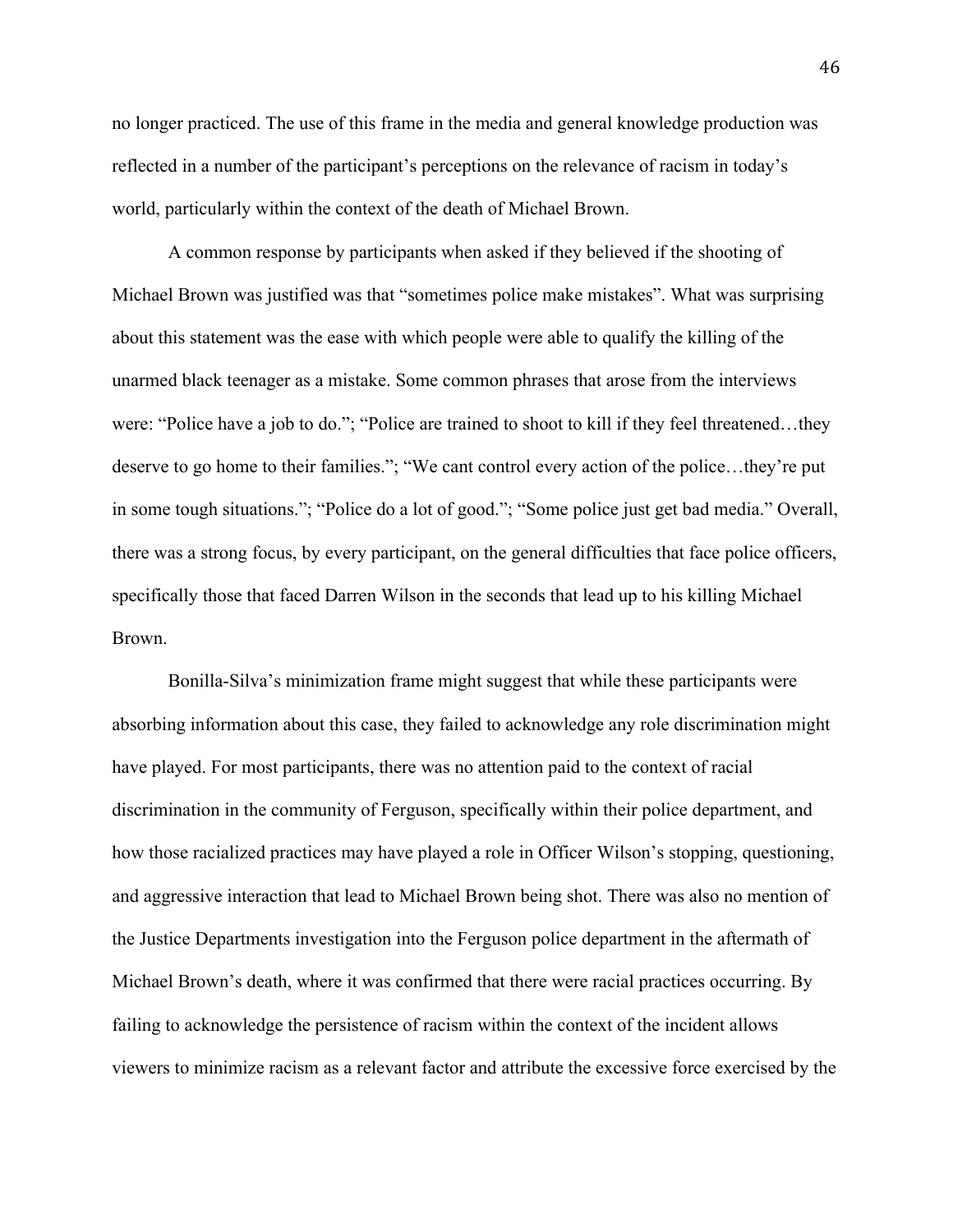no longer practiced. The use of this frame in the media and general knowledge production was reflected in a number of the participant's perceptions on the relevance of racism in today's world, particularly within the context of the death of Michael Brown.

A common response by participants when asked if they believed if the shooting of Michael Brown was justified was that "sometimes police make mistakes". What was surprising about this statement was the ease with which people were able to qualify the killing of the unarmed black teenager as a mistake. Some common phrases that arose from the interviews were: "Police have a job to do."; "Police are trained to shoot to kill if they feel threatened…they deserve to go home to their families."; "We cant control every action of the police…they're put in some tough situations."; "Police do a lot of good."; "Some police just get bad media." Overall, there was a strong focus, by every participant, on the general difficulties that face police officers, specifically those that faced Darren Wilson in the seconds that lead up to his killing Michael Brown.

Bonilla-Silva's minimization frame might suggest that while these participants were absorbing information about this case, they failed to acknowledge any role discrimination might have played. For most participants, there was no attention paid to the context of racial discrimination in the community of Ferguson, specifically within their police department, and how those racialized practices may have played a role in Officer Wilson's stopping, questioning, and aggressive interaction that lead to Michael Brown being shot. There was also no mention of the Justice Departments investigation into the Ferguson police department in the aftermath of Michael Brown's death, where it was confirmed that there were racial practices occurring. By failing to acknowledge the persistence of racism within the context of the incident allows viewers to minimize racism as a relevant factor and attribute the excessive force exercised by the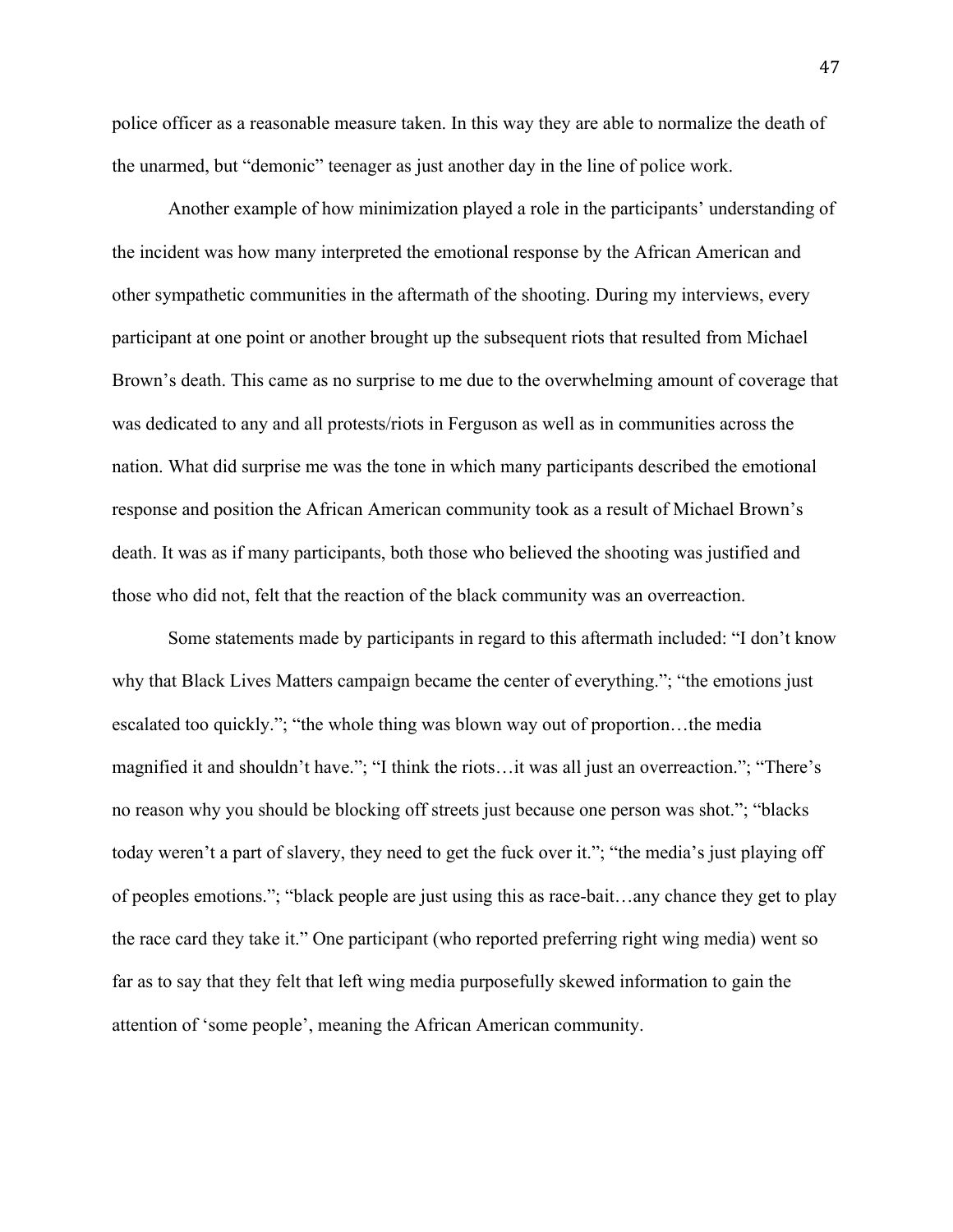police officer as a reasonable measure taken. In this way they are able to normalize the death of the unarmed, but "demonic" teenager as just another day in the line of police work.

Another example of how minimization played a role in the participants' understanding of the incident was how many interpreted the emotional response by the African American and other sympathetic communities in the aftermath of the shooting. During my interviews, every participant at one point or another brought up the subsequent riots that resulted from Michael Brown's death. This came as no surprise to me due to the overwhelming amount of coverage that was dedicated to any and all protests/riots in Ferguson as well as in communities across the nation. What did surprise me was the tone in which many participants described the emotional response and position the African American community took as a result of Michael Brown's death. It was as if many participants, both those who believed the shooting was justified and those who did not, felt that the reaction of the black community was an overreaction.

Some statements made by participants in regard to this aftermath included: "I don't know why that Black Lives Matters campaign became the center of everything."; "the emotions just escalated too quickly."; "the whole thing was blown way out of proportion…the media magnified it and shouldn't have."; "I think the riots…it was all just an overreaction."; "There's no reason why you should be blocking off streets just because one person was shot."; "blacks today weren't a part of slavery, they need to get the fuck over it."; "the media's just playing off of peoples emotions."; "black people are just using this as race-bait…any chance they get to play the race card they take it." One participant (who reported preferring right wing media) went so far as to say that they felt that left wing media purposefully skewed information to gain the attention of 'some people', meaning the African American community.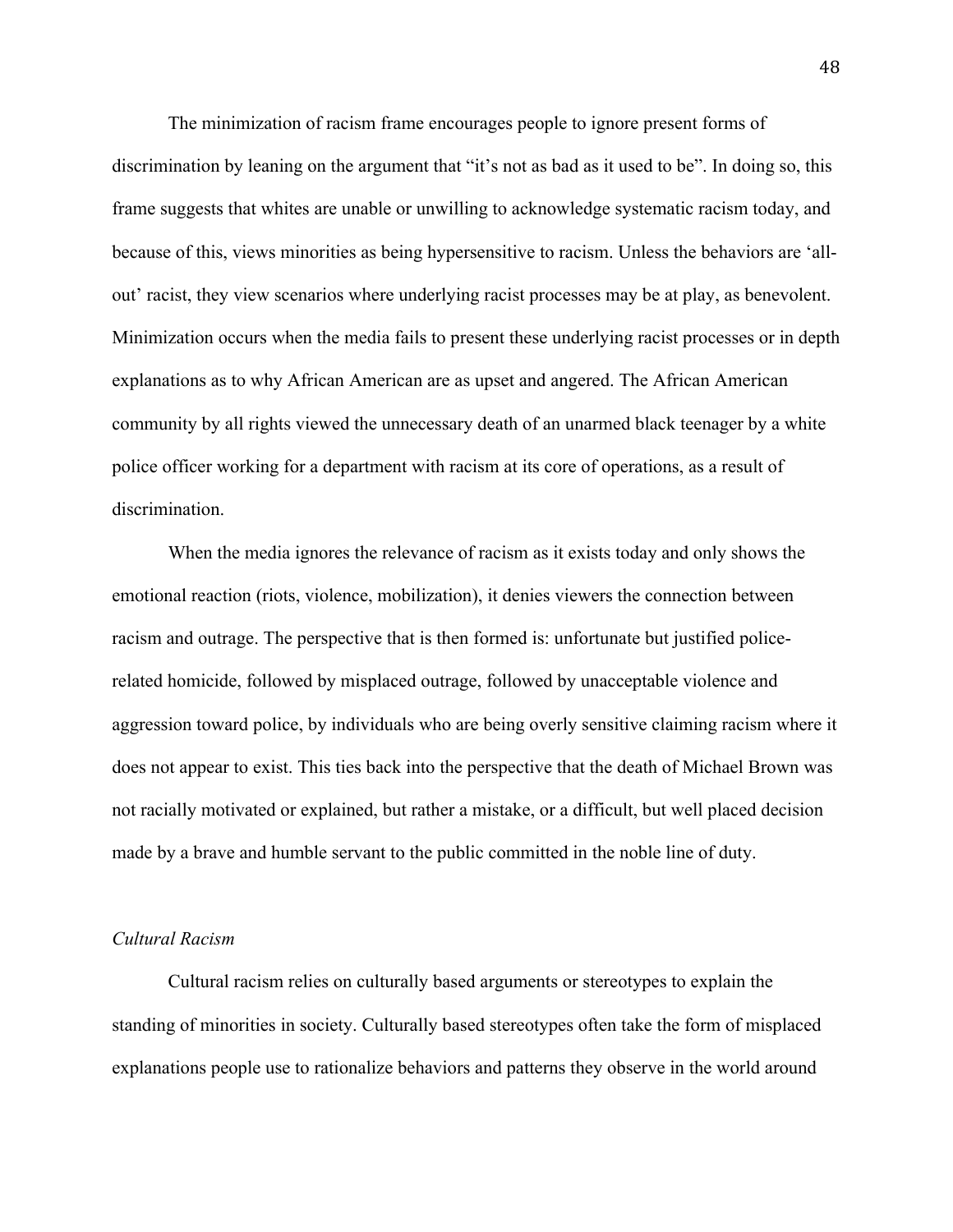The minimization of racism frame encourages people to ignore present forms of discrimination by leaning on the argument that "it's not as bad as it used to be". In doing so, this frame suggests that whites are unable or unwilling to acknowledge systematic racism today, and because of this, views minorities as being hypersensitive to racism. Unless the behaviors are 'all-out' racist, they view scenarios where underlying racist processes may be at play, as benevolent. Minimization occurs when the media fails to present these underlying racist processes or in depth explanations as to why African American are as upset and angered. The African American community by all rights viewed the unnecessary death of an unarmed black teenager by a white police officer working for a department with racism at its core of operations, as a result of discrimination.

When the media ignores the relevance of racism as it exists today and only shows the emotional reaction (riots, violence, mobilization), it denies viewers the connection between racism and outrage. The perspective that is then formed is: unfortunate but justified police-related homicide, followed by misplaced outrage, followed by unacceptable violence and aggression toward police, by individuals who are being overly sensitive claiming racism where it does not appear to exist. This ties back into the perspective that the death of Michael Brown was not racially motivated or explained, but rather a mistake, or a difficult, but well placed decision made by a brave and humble servant to the public committed in the noble line of duty.

### *Cultural Racism*

Cultural racism relies on culturally based arguments or stereotypes to explain the standing of minorities in society. Culturally based stereotypes often take the form of misplaced explanations people use to rationalize behaviors and patterns they observe in the world around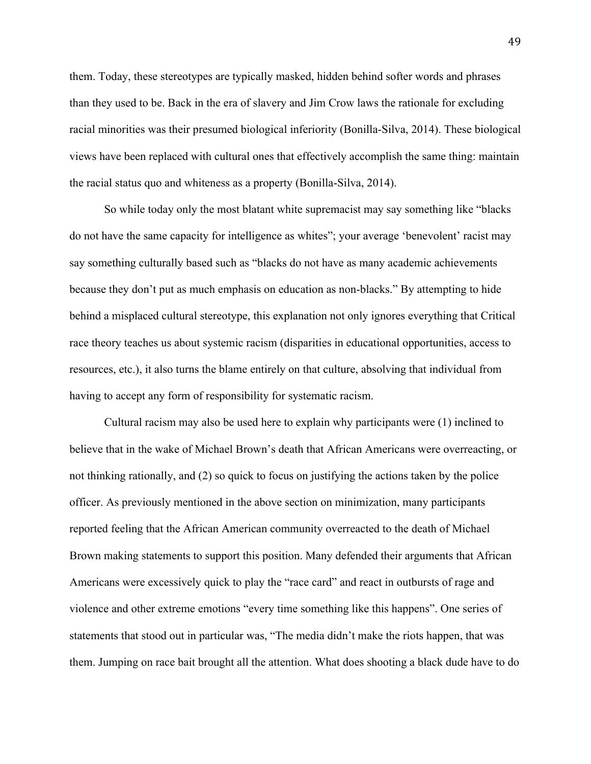them. Today, these stereotypes are typically masked, hidden behind softer words and phrases than they used to be. Back in the era of slavery and Jim Crow laws the rationale for excluding racial minorities was their presumed biological inferiority (Bonilla-Silva, 2014). These biological views have been replaced with cultural ones that effectively accomplish the same thing: maintain the racial status quo and whiteness as a property (Bonilla-Silva, 2014).

So while today only the most blatant white supremacist may say something like "blacks do not have the same capacity for intelligence as whites"; your average 'benevolent' racist may say something culturally based such as "blacks do not have as many academic achievements because they don't put as much emphasis on education as non-blacks." By attempting to hide behind a misplaced cultural stereotype, this explanation not only ignores everything that Critical race theory teaches us about systemic racism (disparities in educational opportunities, access to resources, etc.), it also turns the blame entirely on that culture, absolving that individual from having to accept any form of responsibility for systematic racism.

Cultural racism may also be used here to explain why participants were (1) inclined to believe that in the wake of Michael Brown's death that African Americans were overreacting, or not thinking rationally, and (2) so quick to focus on justifying the actions taken by the police officer. As previously mentioned in the above section on minimization, many participants reported feeling that the African American community overreacted to the death of Michael Brown making statements to support this position. Many defended their arguments that African Americans were excessively quick to play the "race card" and react in outbursts of rage and violence and other extreme emotions "every time something like this happens". One series of statements that stood out in particular was, "The media didn't make the riots happen, that was them. Jumping on race bait brought all the attention. What does shooting a black dude have to do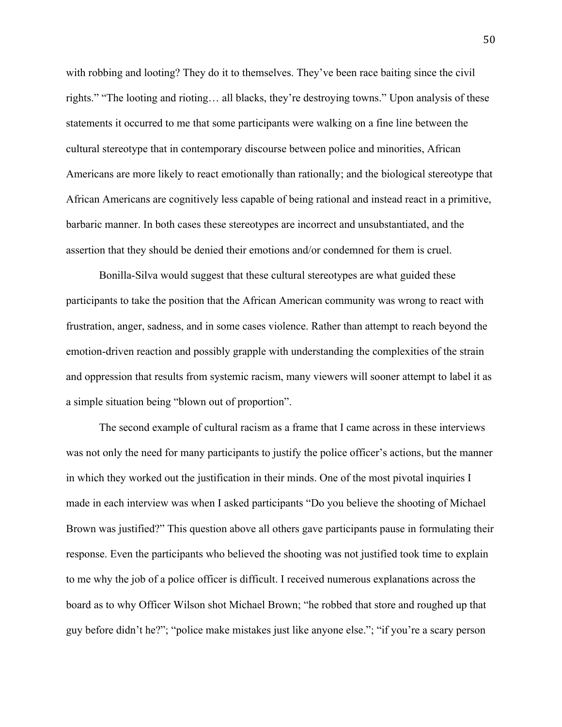with robbing and looting? They do it to themselves. They've been race baiting since the civil rights." "The looting and rioting… all blacks, they're destroying towns." Upon analysis of these statements it occurred to me that some participants were walking on a fine line between the cultural stereotype that in contemporary discourse between police and minorities, African Americans are more likely to react emotionally than rationally; and the biological stereotype that African Americans are cognitively less capable of being rational and instead react in a primitive, barbaric manner. In both cases these stereotypes are incorrect and unsubstantiated, and the assertion that they should be denied their emotions and/or condemned for them is cruel.

Bonilla-Silva would suggest that these cultural stereotypes are what guided these participants to take the position that the African American community was wrong to react with frustration, anger, sadness, and in some cases violence. Rather than attempt to reach beyond the emotion-driven reaction and possibly grapple with understanding the complexities of the strain and oppression that results from systemic racism, many viewers will sooner attempt to label it as a simple situation being "blown out of proportion".

The second example of cultural racism as a frame that I came across in these interviews was not only the need for many participants to justify the police officer's actions, but the manner in which they worked out the justification in their minds. One of the most pivotal inquiries I made in each interview was when I asked participants "Do you believe the shooting of Michael Brown was justified?" This question above all others gave participants pause in formulating their response. Even the participants who believed the shooting was not justified took time to explain to me why the job of a police officer is difficult. I received numerous explanations across the board as to why Officer Wilson shot Michael Brown; "he robbed that store and roughed up that guy before didn't he?"; "police make mistakes just like anyone else."; "if you're a scary person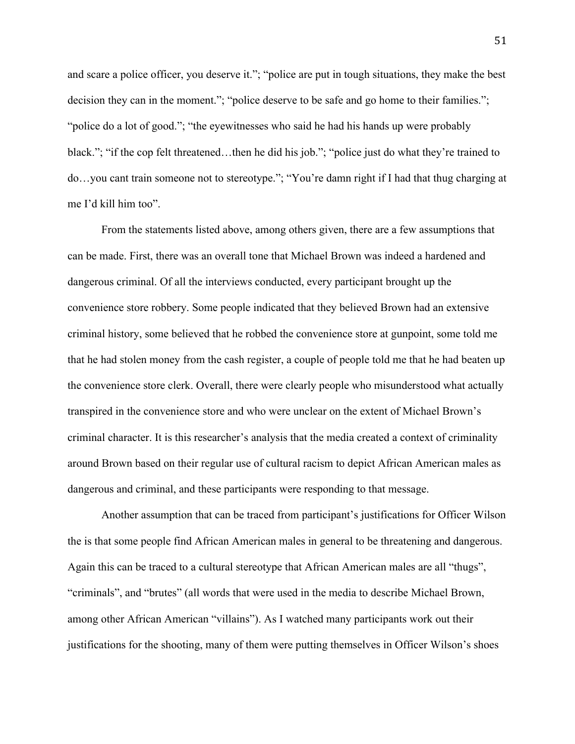and scare a police officer, you deserve it."; "police are put in tough situations, they make the best decision they can in the moment."; "police deserve to be safe and go home to their families."; "police do a lot of good."; "the eyewitnesses who said he had his hands up were probably black."; "if the cop felt threatened…then he did his job."; "police just do what they're trained to do…you cant train someone not to stereotype."; "You're damn right if I had that thug charging at me I'd kill him too".

From the statements listed above, among others given, there are a few assumptions that can be made. First, there was an overall tone that Michael Brown was indeed a hardened and dangerous criminal. Of all the interviews conducted, every participant brought up the convenience store robbery. Some people indicated that they believed Brown had an extensive criminal history, some believed that he robbed the convenience store at gunpoint, some told me that he had stolen money from the cash register, a couple of people told me that he had beaten up the convenience store clerk. Overall, there were clearly people who misunderstood what actually transpired in the convenience store and who were unclear on the extent of Michael Brown's criminal character. It is this researcher's analysis that the media created a context of criminality around Brown based on their regular use of cultural racism to depict African American males as dangerous and criminal, and these participants were responding to that message.

Another assumption that can be traced from participant's justifications for Officer Wilson the is that some people find African American males in general to be threatening and dangerous. Again this can be traced to a cultural stereotype that African American males are all "thugs", "criminals", and "brutes" (all words that were used in the media to describe Michael Brown, among other African American "villains"). As I watched many participants work out their justifications for the shooting, many of them were putting themselves in Officer Wilson's shoes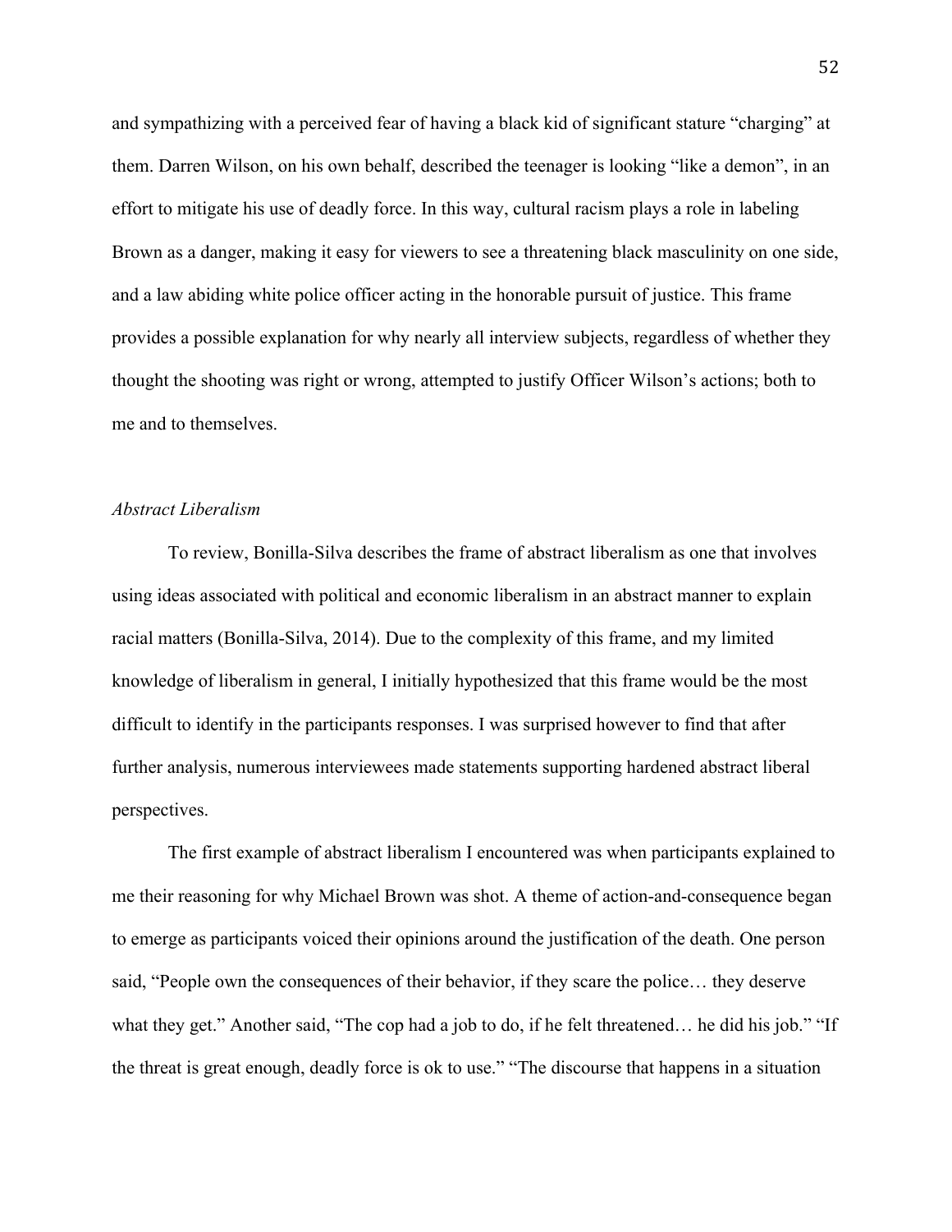and sympathizing with a perceived fear of having a black kid of significant stature "charging" at them. Darren Wilson, on his own behalf, described the teenager is looking "like a demon", in an effort to mitigate his use of deadly force. In this way, cultural racism plays a role in labeling Brown as a danger, making it easy for viewers to see a threatening black masculinity on one side, and a law abiding white police officer acting in the honorable pursuit of justice. This frame provides a possible explanation for why nearly all interview subjects, regardless of whether they thought the shooting was right or wrong, attempted to justify Officer Wilson's actions; both to me and to themselves.

### *Abstract Liberalism*

To review, Bonilla-Silva describes the frame of abstract liberalism as one that involves using ideas associated with political and economic liberalism in an abstract manner to explain racial matters (Bonilla-Silva, 2014). Due to the complexity of this frame, and my limited knowledge of liberalism in general, I initially hypothesized that this frame would be the most difficult to identify in the participants responses. I was surprised however to find that after further analysis, numerous interviewees made statements supporting hardened abstract liberal perspectives.

The first example of abstract liberalism I encountered was when participants explained to me their reasoning for why Michael Brown was shot. A theme of action-and-consequence began to emerge as participants voiced their opinions around the justification of the death. One person said, "People own the consequences of their behavior, if they scare the police… they deserve what they get." Another said, "The cop had a job to do, if he felt threatened… he did his job." "If the threat is great enough, deadly force is ok to use." "The discourse that happens in a situation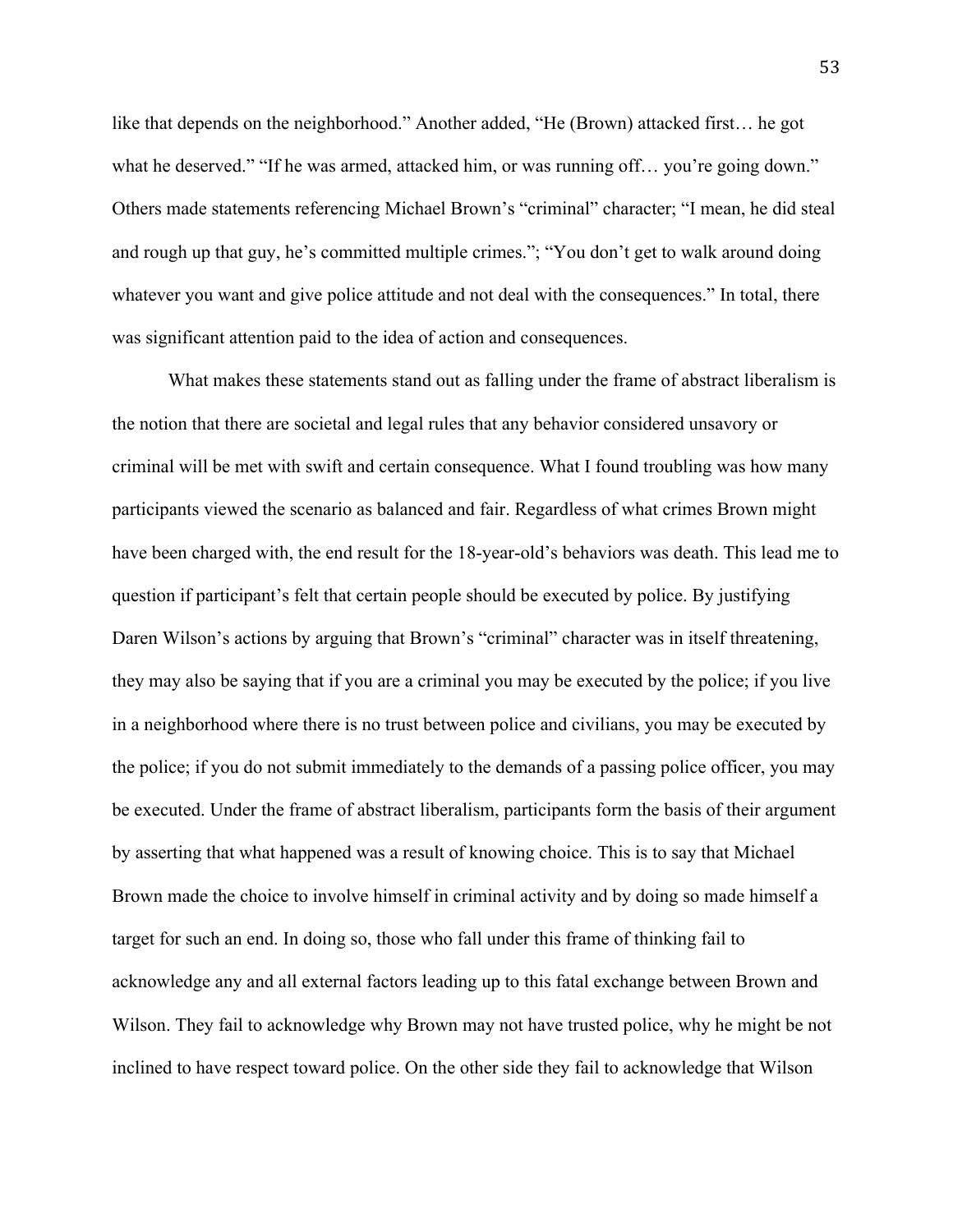like that depends on the neighborhood." Another added, "He (Brown) attacked first… he got what he deserved." "If he was armed, attacked him, or was running off… you're going down." Others made statements referencing Michael Brown's "criminal" character; "I mean, he did steal and rough up that guy, he's committed multiple crimes."; "You don't get to walk around doing whatever you want and give police attitude and not deal with the consequences." In total, there was significant attention paid to the idea of action and consequences.

What makes these statements stand out as falling under the frame of abstract liberalism is the notion that there are societal and legal rules that any behavior considered unsavory or criminal will be met with swift and certain consequence. What I found troubling was how many participants viewed the scenario as balanced and fair. Regardless of what crimes Brown might have been charged with, the end result for the 18-year-old's behaviors was death. This lead me to question if participant's felt that certain people should be executed by police. By justifying Daren Wilson's actions by arguing that Brown's "criminal" character was in itself threatening, they may also be saying that if you are a criminal you may be executed by the police; if you live in a neighborhood where there is no trust between police and civilians, you may be executed by the police; if you do not submit immediately to the demands of a passing police officer, you may be executed. Under the frame of abstract liberalism, participants form the basis of their argument by asserting that what happened was a result of knowing choice. This is to say that Michael Brown made the choice to involve himself in criminal activity and by doing so made himself a target for such an end. In doing so, those who fall under this frame of thinking fail to acknowledge any and all external factors leading up to this fatal exchange between Brown and Wilson. They fail to acknowledge why Brown may not have trusted police, why he might be not inclined to have respect toward police. On the other side they fail to acknowledge that Wilson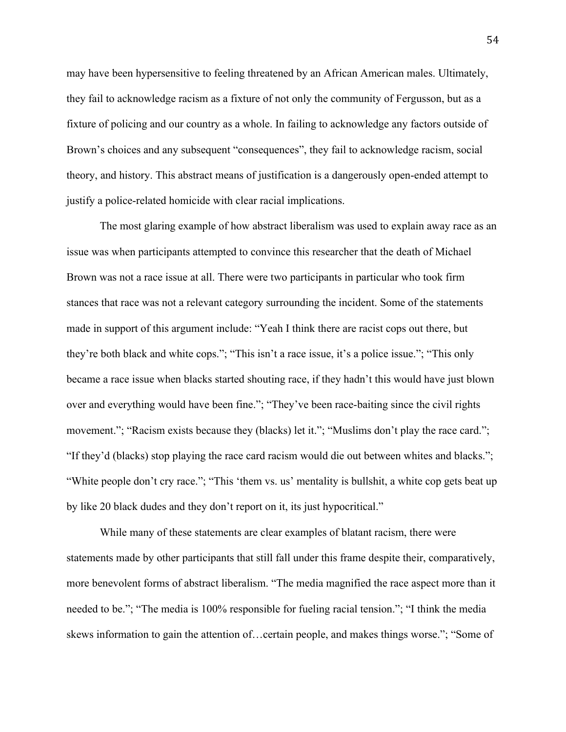may have been hypersensitive to feeling threatened by an African American males. Ultimately, they fail to acknowledge racism as a fixture of not only the community of Fergusson, but as a fixture of policing and our country as a whole. In failing to acknowledge any factors outside of Brown's choices and any subsequent "consequences", they fail to acknowledge racism, social theory, and history. This abstract means of justification is a dangerously open-ended attempt to justify a police-related homicide with clear racial implications.

The most glaring example of how abstract liberalism was used to explain away race as an issue was when participants attempted to convince this researcher that the death of Michael Brown was not a race issue at all. There were two participants in particular who took firm stances that race was not a relevant category surrounding the incident. Some of the statements made in support of this argument include: "Yeah I think there are racist cops out there, but they're both black and white cops."; "This isn't a race issue, it's a police issue."; "This only became a race issue when blacks started shouting race, if they hadn't this would have just blown over and everything would have been fine."; "They've been race-baiting since the civil rights movement."; "Racism exists because they (blacks) let it."; "Muslims don't play the race card."; "If they'd (blacks) stop playing the race card racism would die out between whites and blacks."; "White people don't cry race."; "This 'them vs. us' mentality is bullshit, a white cop gets beat up by like 20 black dudes and they don't report on it, its just hypocritical."

While many of these statements are clear examples of blatant racism, there were statements made by other participants that still fall under this frame despite their, comparatively, more benevolent forms of abstract liberalism. "The media magnified the race aspect more than it needed to be."; "The media is 100% responsible for fueling racial tension."; "I think the media skews information to gain the attention of…certain people, and makes things worse."; "Some of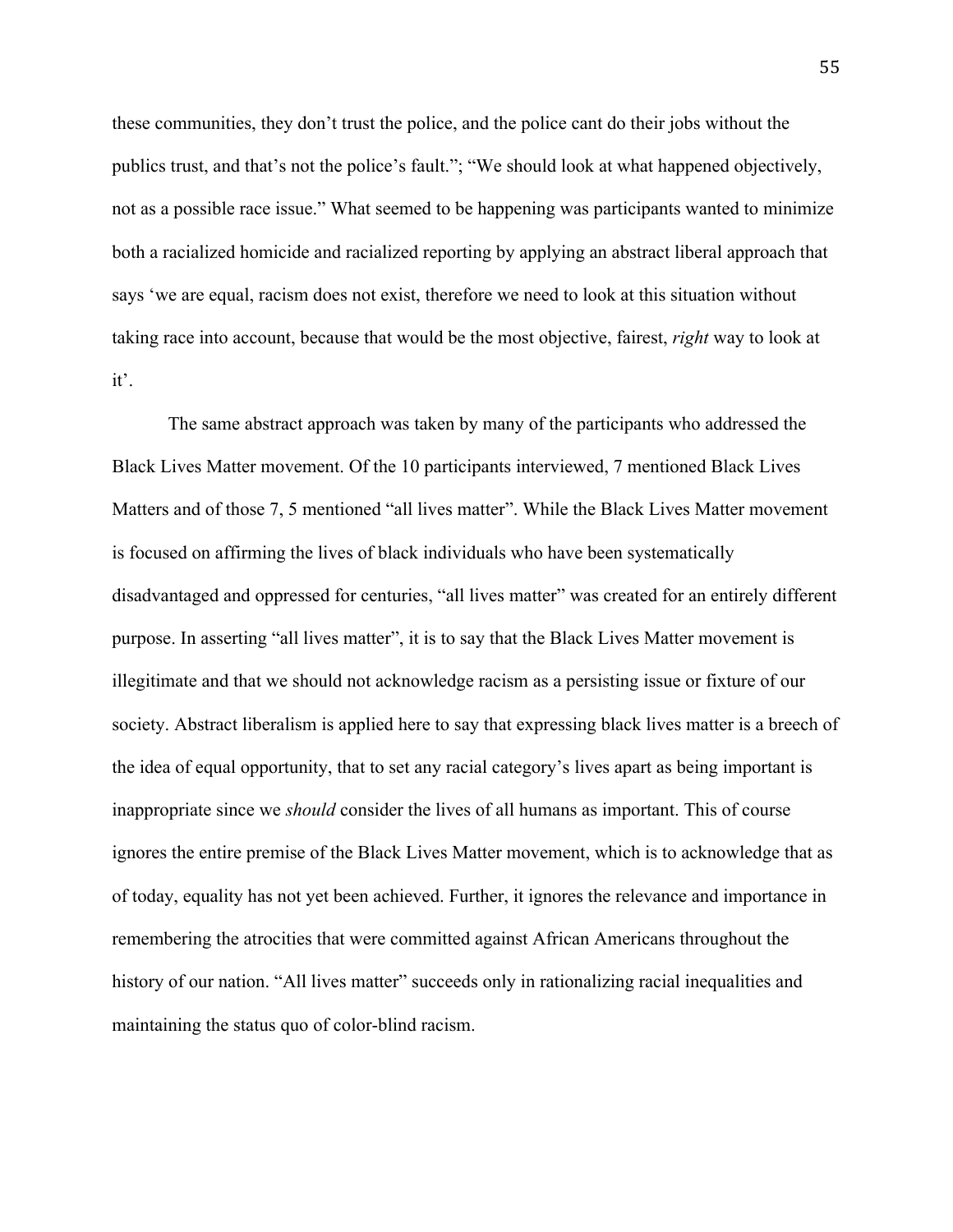these communities, they don't trust the police, and the police cant do their jobs without the publics trust, and that's not the police's fault."; "We should look at what happened objectively, not as a possible race issue." What seemed to be happening was participants wanted to minimize both a racialized homicide and racialized reporting by applying an abstract liberal approach that says 'we are equal, racism does not exist, therefore we need to look at this situation without taking race into account, because that would be the most objective, fairest, *right* way to look at it'.

The same abstract approach was taken by many of the participants who addressed the Black Lives Matter movement. Of the 10 participants interviewed, 7 mentioned Black Lives Matters and of those 7, 5 mentioned "all lives matter". While the Black Lives Matter movement is focused on affirming the lives of black individuals who have been systematically disadvantaged and oppressed for centuries, "all lives matter" was created for an entirely different purpose. In asserting "all lives matter", it is to say that the Black Lives Matter movement is illegitimate and that we should not acknowledge racism as a persisting issue or fixture of our society. Abstract liberalism is applied here to say that expressing black lives matter is a breech of the idea of equal opportunity, that to set any racial category's lives apart as being important is inappropriate since we *should* consider the lives of all humans as important. This of course ignores the entire premise of the Black Lives Matter movement, which is to acknowledge that as of today, equality has not yet been achieved. Further, it ignores the relevance and importance in remembering the atrocities that were committed against African Americans throughout the history of our nation. "All lives matter" succeeds only in rationalizing racial inequalities and maintaining the status quo of color-blind racism.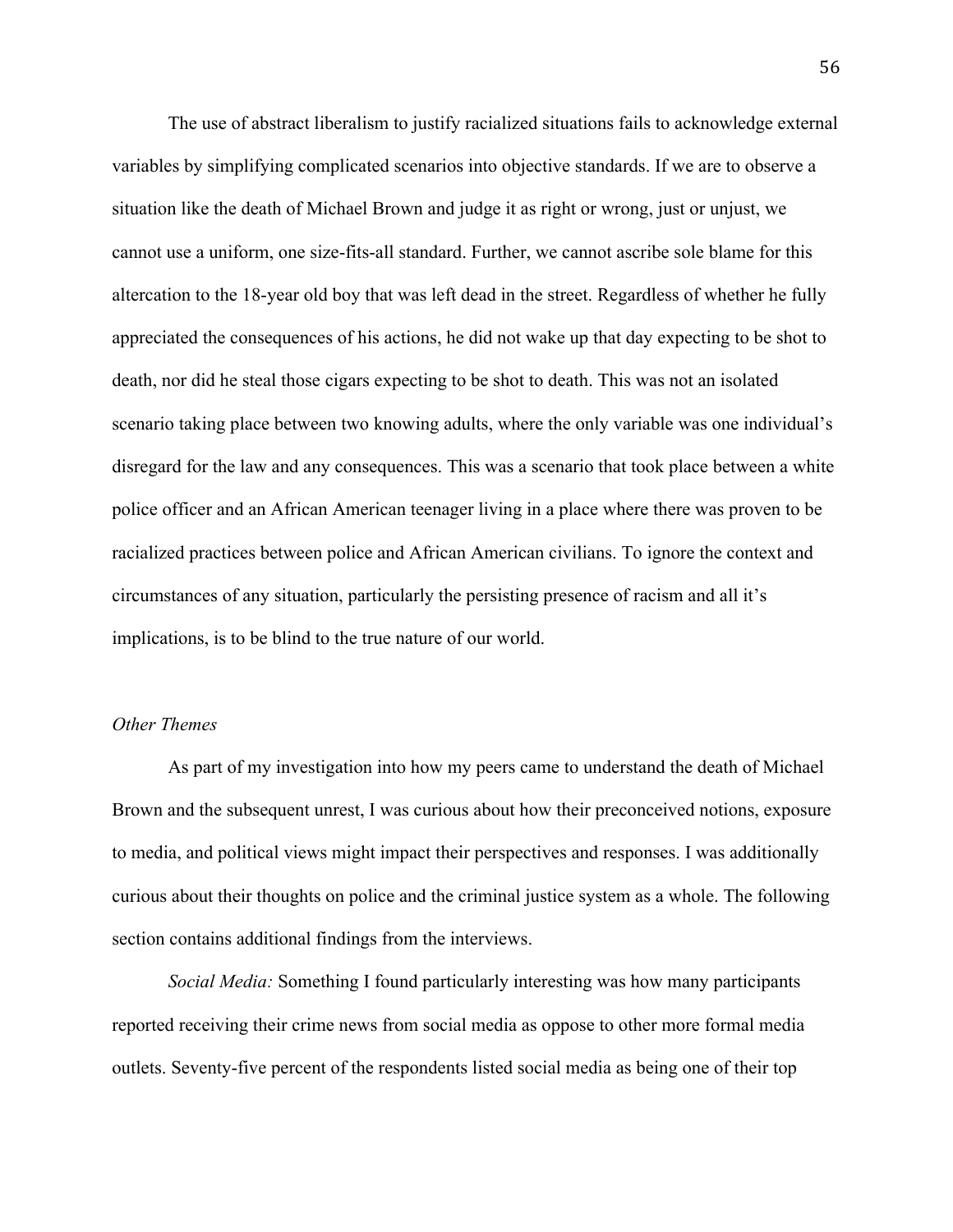The use of abstract liberalism to justify racialized situations fails to acknowledge external variables by simplifying complicated scenarios into objective standards. If we are to observe a situation like the death of Michael Brown and judge it as right or wrong, just or unjust, we cannot use a uniform, one size-fits-all standard. Further, we cannot ascribe sole blame for this altercation to the 18-year old boy that was left dead in the street. Regardless of whether he fully appreciated the consequences of his actions, he did not wake up that day expecting to be shot to death, nor did he steal those cigars expecting to be shot to death. This was not an isolated scenario taking place between two knowing adults, where the only variable was one individual's disregard for the law and any consequences. This was a scenario that took place between a white police officer and an African American teenager living in a place where there was proven to be racialized practices between police and African American civilians. To ignore the context and circumstances of any situation, particularly the persisting presence of racism and all it's implications, is to be blind to the true nature of our world.

*Other Themes*

As part of my investigation into how my peers came to understand the death of Michael Brown and the subsequent unrest, I was curious about how their preconceived notions, exposure to media, and political views might impact their perspectives and responses. I was additionally curious about their thoughts on police and the criminal justice system as a whole. The following section contains additional findings from the interviews.

*Social Media:* Something I found particularly interesting was how many participants reported receiving their crime news from social media as oppose to other more formal media outlets. Seventy-five percent of the respondents listed social media as being one of their top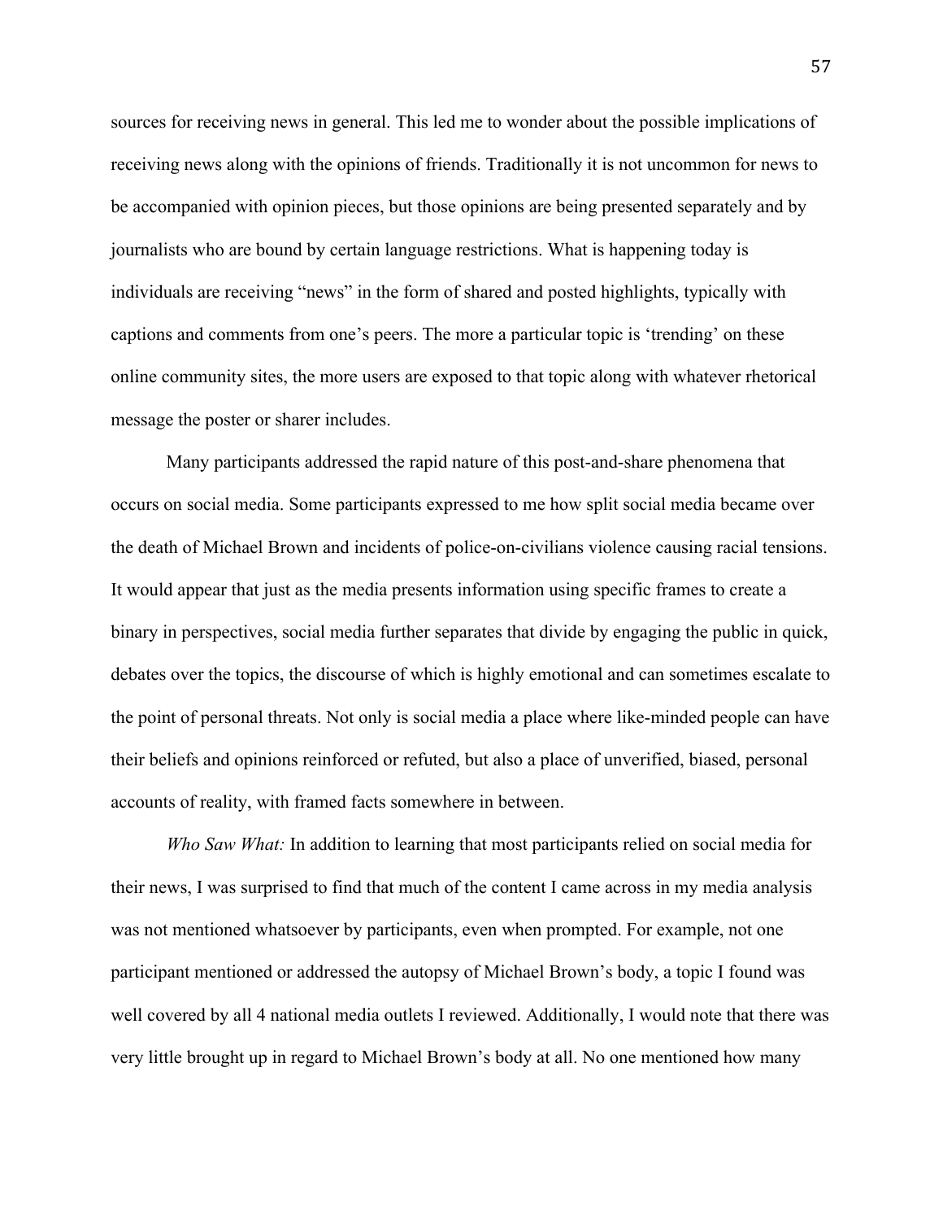sources for receiving news in general. This led me to wonder about the possible implications of receiving news along with the opinions of friends. Traditionally it is not uncommon for news to be accompanied with opinion pieces, but those opinions are being presented separately and by journalists who are bound by certain language restrictions. What is happening today is individuals are receiving "news" in the form of shared and posted highlights, typically with captions and comments from one's peers. The more a particular topic is 'trending' on these online community sites, the more users are exposed to that topic along with whatever rhetorical message the poster or sharer includes.

Many participants addressed the rapid nature of this post-and-share phenomena that occurs on social media. Some participants expressed to me how split social media became over the death of Michael Brown and incidents of police-on-civilians violence causing racial tensions. It would appear that just as the media presents information using specific frames to create a binary in perspectives, social media further separates that divide by engaging the public in quick, debates over the topics, the discourse of which is highly emotional and can sometimes escalate to the point of personal threats. Not only is social media a place where like-minded people can have their beliefs and opinions reinforced or refuted, but also a place of unverified, biased, personal accounts of reality, with framed facts somewhere in between.

*Who Saw What:* In addition to learning that most participants relied on social media for their news, I was surprised to find that much of the content I came across in my media analysis was not mentioned whatsoever by participants, even when prompted. For example, not one participant mentioned or addressed the autopsy of Michael Brown's body, a topic I found was well covered by all 4 national media outlets I reviewed. Additionally, I would note that there was very little brought up in regard to Michael Brown's body at all. No one mentioned how many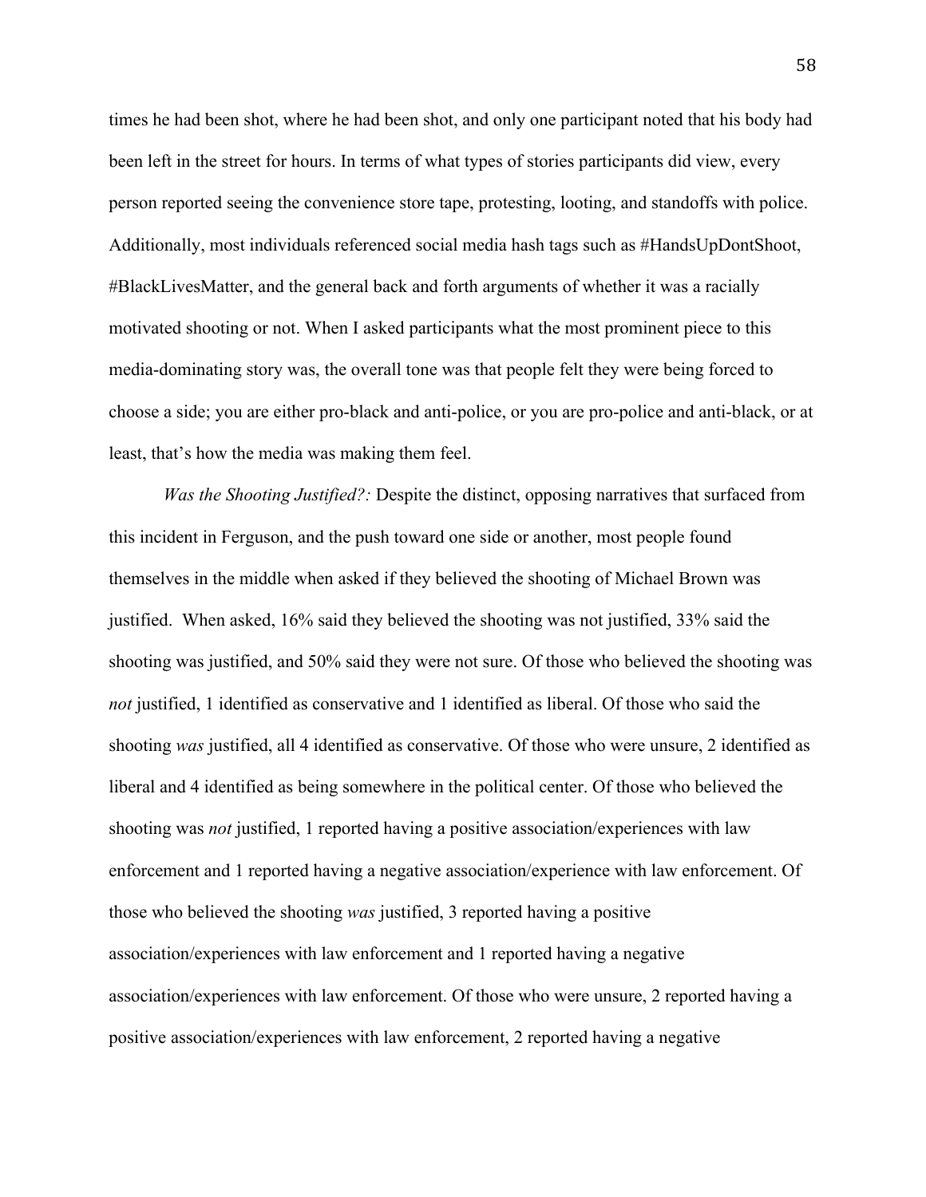times he had been shot, where he had been shot, and only one participant noted that his body had been left in the street for hours. In terms of what types of stories participants did view, every person reported seeing the convenience store tape, protesting, looting, and standoffs with police. Additionally, most individuals referenced social media hash tags such as #HandsUpDontShoot, #BlackLivesMatter, and the general back and forth arguments of whether it was a racially motivated shooting or not. When I asked participants what the most prominent piece to this media-dominating story was, the overall tone was that people felt they were being forced to choose a side; you are either pro-black and anti-police, or you are pro-police and anti-black, or at least, that's how the media was making them feel.

*Was the Shooting Justified?:* Despite the distinct, opposing narratives that surfaced from this incident in Ferguson, and the push toward one side or another, most people found themselves in the middle when asked if they believed the shooting of Michael Brown was justified. When asked, 16% said they believed the shooting was not justified, 33% said the shooting was justified, and 50% said they were not sure. Of those who believed the shooting was *not* justified, 1 identified as conservative and 1 identified as liberal. Of those who said the shooting *was* justified, all 4 identified as conservative. Of those who were unsure, 2 identified as liberal and 4 identified as being somewhere in the political center. Of those who believed the shooting was *not* justified, 1 reported having a positive association/experiences with law enforcement and 1 reported having a negative association/experience with law enforcement. Of those who believed the shooting *was* justified, 3 reported having a positive association/experiences with law enforcement and 1 reported having a negative association/experiences with law enforcement. Of those who were unsure, 2 reported having a positive association/experiences with law enforcement, 2 reported having a negative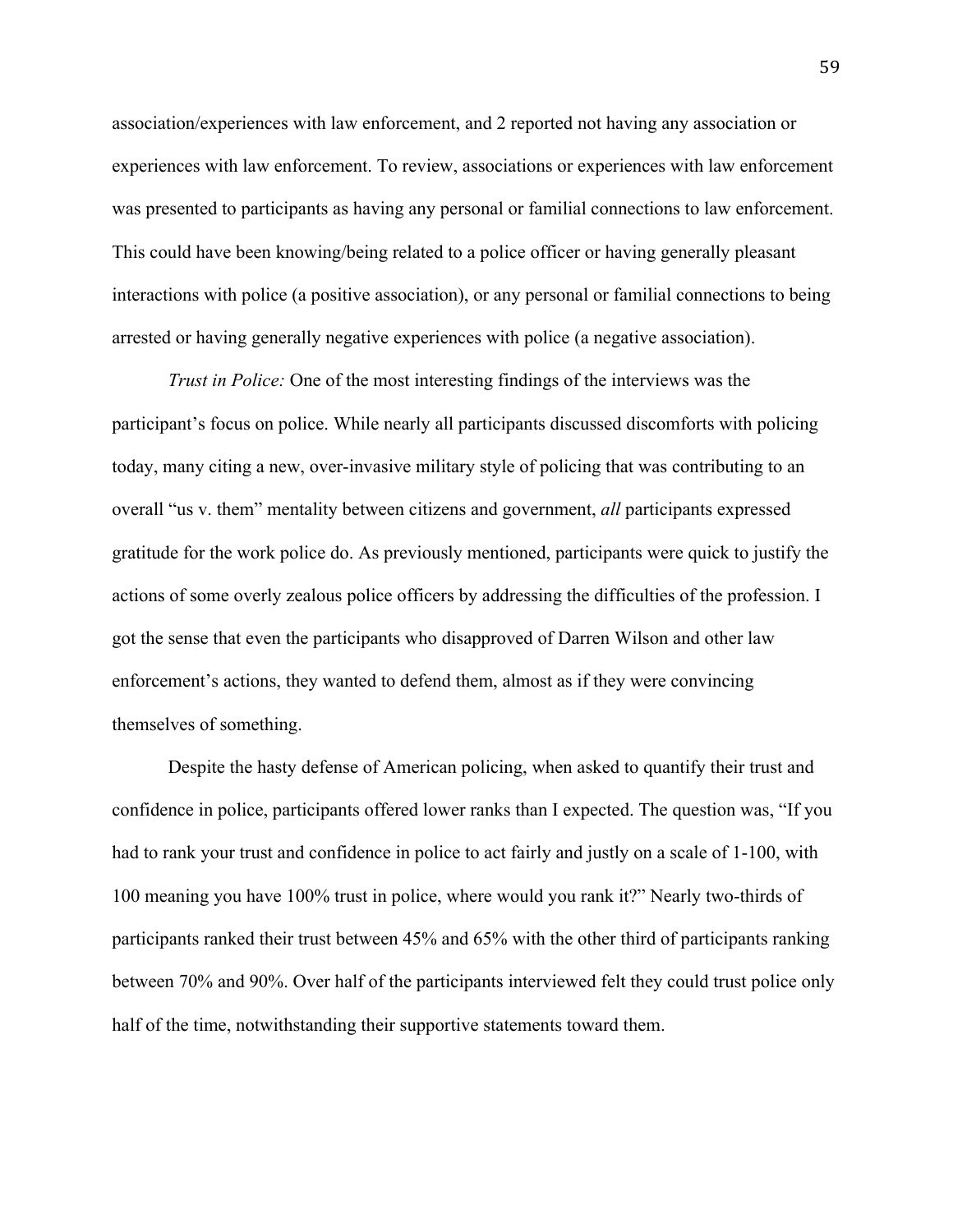association/experiences with law enforcement, and 2 reported not having any association or experiences with law enforcement. To review, associations or experiences with law enforcement was presented to participants as having any personal or familial connections to law enforcement. This could have been knowing/being related to a police officer or having generally pleasant interactions with police (a positive association), or any personal or familial connections to being arrested or having generally negative experiences with police (a negative association).

*Trust in Police:* One of the most interesting findings of the interviews was the participant's focus on police. While nearly all participants discussed discomforts with policing today, many citing a new, over-invasive military style of policing that was contributing to an overall "us v. them" mentality between citizens and government, *all* participants expressed gratitude for the work police do. As previously mentioned, participants were quick to justify the actions of some overly zealous police officers by addressing the difficulties of the profession. I got the sense that even the participants who disapproved of Darren Wilson and other law enforcement's actions, they wanted to defend them, almost as if they were convincing themselves of something.

Despite the hasty defense of American policing, when asked to quantify their trust and confidence in police, participants offered lower ranks than I expected. The question was, "If you had to rank your trust and confidence in police to act fairly and justly on a scale of 1-100, with 100 meaning you have 100% trust in police, where would you rank it?" Nearly two-thirds of participants ranked their trust between 45% and 65% with the other third of participants ranking between 70% and 90%. Over half of the participants interviewed felt they could trust police only half of the time, notwithstanding their supportive statements toward them.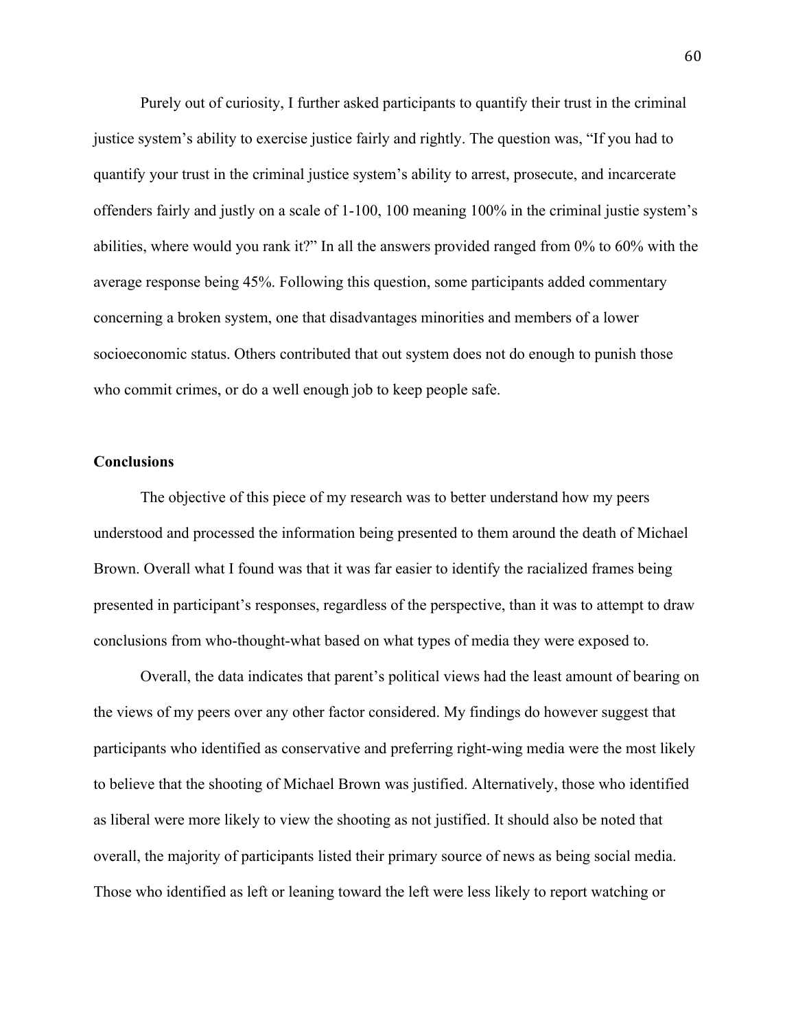Purely out of curiosity, I further asked participants to quantify their trust in the criminal justice system's ability to exercise justice fairly and rightly. The question was, "If you had to quantify your trust in the criminal justice system's ability to arrest, prosecute, and incarcerate offenders fairly and justly on a scale of 1-100, 100 meaning 100% in the criminal justie system's abilities, where would you rank it?" In all the answers provided ranged from 0% to 60% with the average response being 45%. Following this question, some participants added commentary concerning a broken system, one that disadvantages minorities and members of a lower socioeconomic status. Others contributed that out system does not do enough to punish those who commit crimes, or do a well enough job to keep people safe.

**Conclusions**

The objective of this piece of my research was to better understand how my peers understood and processed the information being presented to them around the death of Michael Brown. Overall what I found was that it was far easier to identify the racialized frames being presented in participant's responses, regardless of the perspective, than it was to attempt to draw conclusions from who-thought-what based on what types of media they were exposed to.

Overall, the data indicates that parent's political views had the least amount of bearing on the views of my peers over any other factor considered. My findings do however suggest that participants who identified as conservative and preferring right-wing media were the most likely to believe that the shooting of Michael Brown was justified. Alternatively, those who identified as liberal were more likely to view the shooting as not justified. It should also be noted that overall, the majority of participants listed their primary source of news as being social media. Those who identified as left or leaning toward the left were less likely to report watching or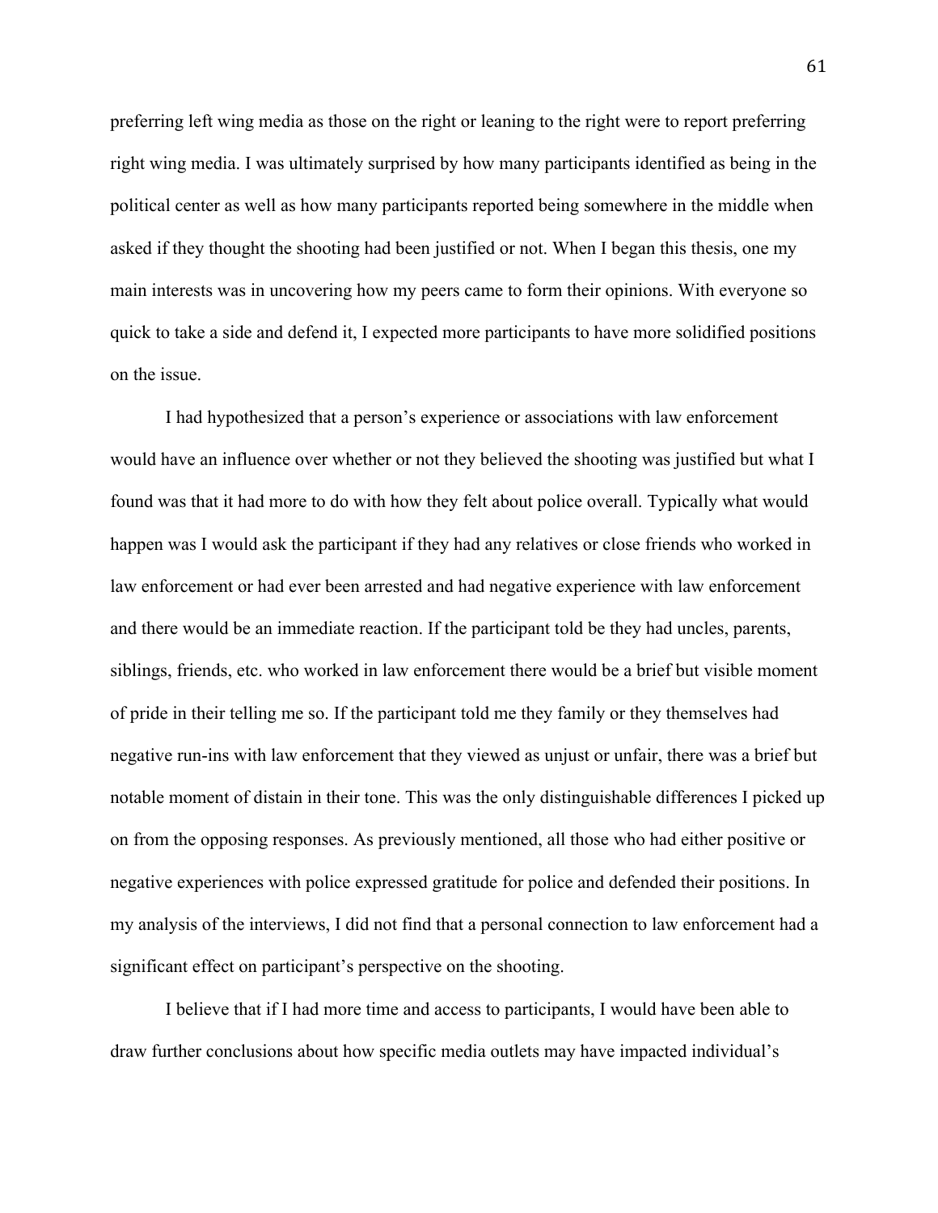preferring left wing media as those on the right or leaning to the right were to report preferring right wing media. I was ultimately surprised by how many participants identified as being in the political center as well as how many participants reported being somewhere in the middle when asked if they thought the shooting had been justified or not. When I began this thesis, one my main interests was in uncovering how my peers came to form their opinions. With everyone so quick to take a side and defend it, I expected more participants to have more solidified positions on the issue.

I had hypothesized that a person's experience or associations with law enforcement would have an influence over whether or not they believed the shooting was justified but what I found was that it had more to do with how they felt about police overall. Typically what would happen was I would ask the participant if they had any relatives or close friends who worked in law enforcement or had ever been arrested and had negative experience with law enforcement and there would be an immediate reaction. If the participant told be they had uncles, parents, siblings, friends, etc. who worked in law enforcement there would be a brief but visible moment of pride in their telling me so. If the participant told me they family or they themselves had negative run-ins with law enforcement that they viewed as unjust or unfair, there was a brief but notable moment of distain in their tone. This was the only distinguishable differences I picked up on from the opposing responses. As previously mentioned, all those who had either positive or negative experiences with police expressed gratitude for police and defended their positions. In my analysis of the interviews, I did not find that a personal connection to law enforcement had a significant effect on participant's perspective on the shooting.

I believe that if I had more time and access to participants, I would have been able to draw further conclusions about how specific media outlets may have impacted individual's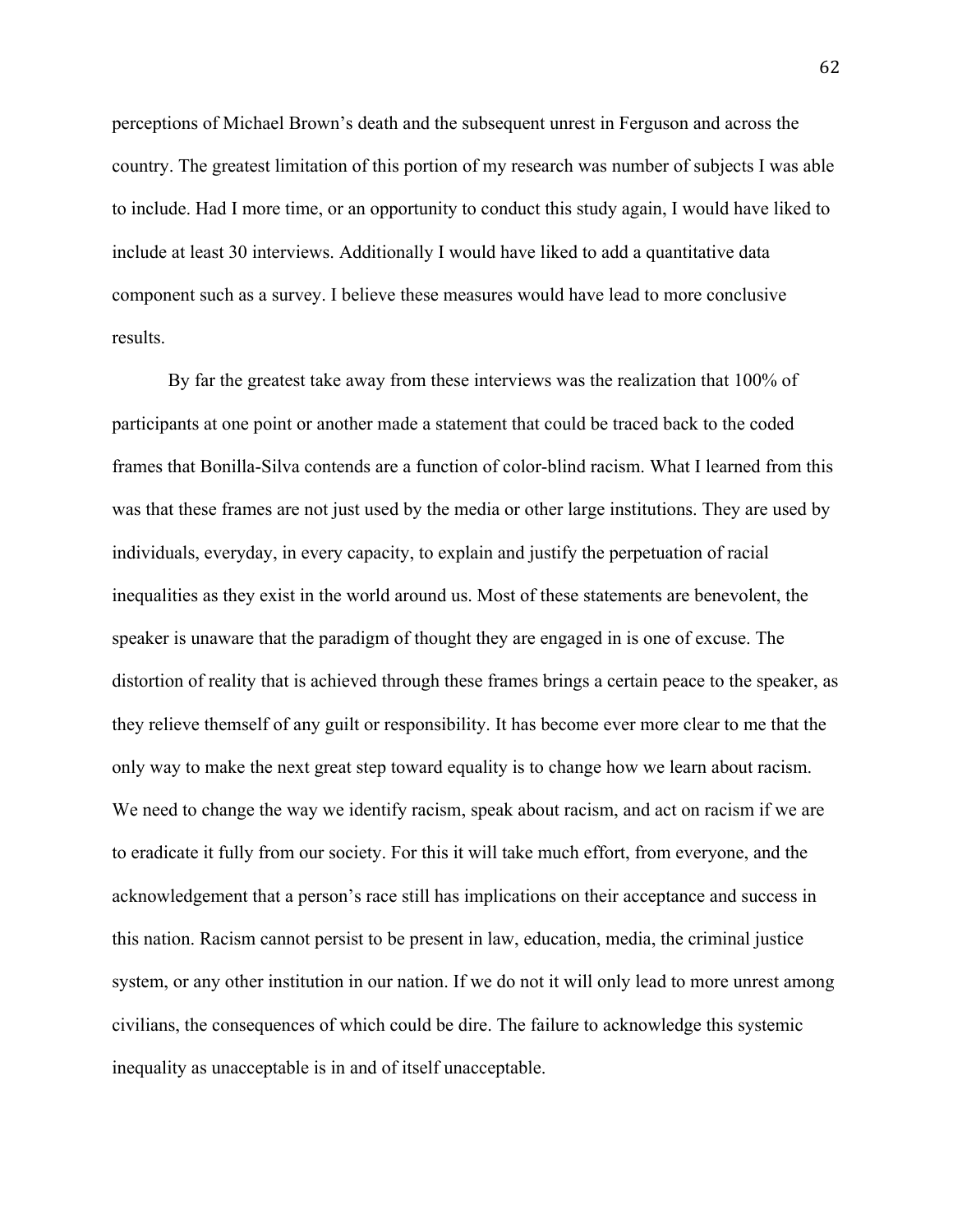perceptions of Michael Brown's death and the subsequent unrest in Ferguson and across the country. The greatest limitation of this portion of my research was number of subjects I was able to include. Had I more time, or an opportunity to conduct this study again, I would have liked to include at least 30 interviews. Additionally I would have liked to add a quantitative data component such as a survey. I believe these measures would have lead to more conclusive results.

By far the greatest take away from these interviews was the realization that 100% of participants at one point or another made a statement that could be traced back to the coded frames that Bonilla-Silva contends are a function of color-blind racism. What I learned from this was that these frames are not just used by the media or other large institutions. They are used by individuals, everyday, in every capacity, to explain and justify the perpetuation of racial inequalities as they exist in the world around us. Most of these statements are benevolent, the speaker is unaware that the paradigm of thought they are engaged in is one of excuse. The distortion of reality that is achieved through these frames brings a certain peace to the speaker, as they relieve themself of any guilt or responsibility. It has become ever more clear to me that the only way to make the next great step toward equality is to change how we learn about racism. We need to change the way we identify racism, speak about racism, and act on racism if we are to eradicate it fully from our society. For this it will take much effort, from everyone, and the acknowledgement that a person's race still has implications on their acceptance and success in this nation. Racism cannot persist to be present in law, education, media, the criminal justice system, or any other institution in our nation. If we do not it will only lead to more unrest among civilians, the consequences of which could be dire. The failure to acknowledge this systemic inequality as unacceptable is in and of itself unacceptable.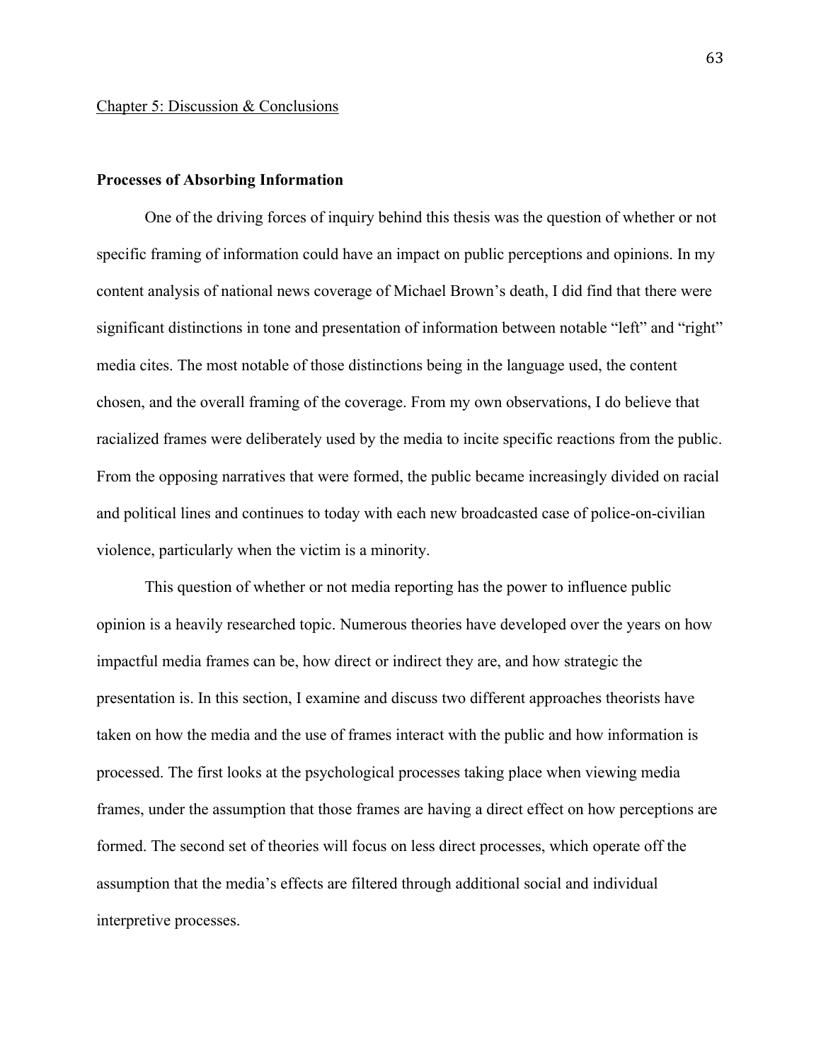Chapter 5: Discussion & Conclusions

**Processes of Absorbing Information**

One of the driving forces of inquiry behind this thesis was the question of whether or not specific framing of information could have an impact on public perceptions and opinions. In my content analysis of national news coverage of Michael Brown's death, I did find that there were significant distinctions in tone and presentation of information between notable "left" and "right" media cites. The most notable of those distinctions being in the language used, the content chosen, and the overall framing of the coverage. From my own observations, I do believe that racialized frames were deliberately used by the media to incite specific reactions from the public. From the opposing narratives that were formed, the public became increasingly divided on racial and political lines and continues to today with each new broadcasted case of police-on-civilian violence, particularly when the victim is a minority.

This question of whether or not media reporting has the power to influence public opinion is a heavily researched topic. Numerous theories have developed over the years on how impactful media frames can be, how direct or indirect they are, and how strategic the presentation is. In this section, I examine and discuss two different approaches theorists have taken on how the media and the use of frames interact with the public and how information is processed. The first looks at the psychological processes taking place when viewing media frames, under the assumption that those frames are having a direct effect on how perceptions are formed. The second set of theories will focus on less direct processes, which operate off the assumption that the media's effects are filtered through additional social and individual interpretive processes.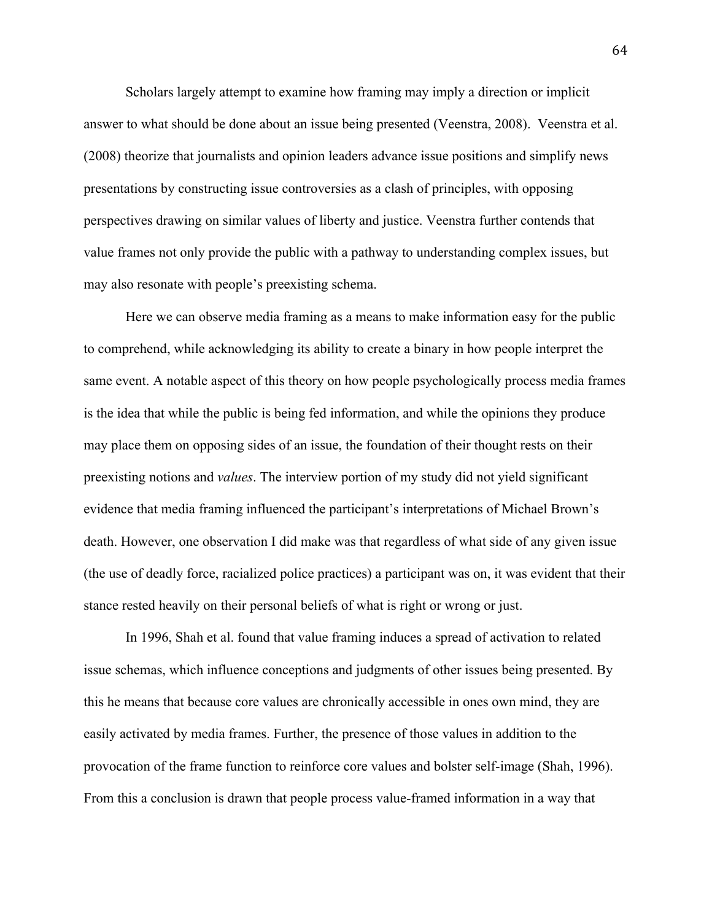Scholars largely attempt to examine how framing may imply a direction or implicit answer to what should be done about an issue being presented (Veenstra, 2008). Veenstra et al. (2008) theorize that journalists and opinion leaders advance issue positions and simplify news presentations by constructing issue controversies as a clash of principles, with opposing perspectives drawing on similar values of liberty and justice. Veenstra further contends that value frames not only provide the public with a pathway to understanding complex issues, but may also resonate with people's preexisting schema.

Here we can observe media framing as a means to make information easy for the public to comprehend, while acknowledging its ability to create a binary in how people interpret the same event. A notable aspect of this theory on how people psychologically process media frames is the idea that while the public is being fed information, and while the opinions they produce may place them on opposing sides of an issue, the foundation of their thought rests on their preexisting notions and *values*. The interview portion of my study did not yield significant evidence that media framing influenced the participant's interpretations of Michael Brown's death. However, one observation I did make was that regardless of what side of any given issue (the use of deadly force, racialized police practices) a participant was on, it was evident that their stance rested heavily on their personal beliefs of what is right or wrong or just.

In 1996, Shah et al. found that value framing induces a spread of activation to related issue schemas, which influence conceptions and judgments of other issues being presented. By this he means that because core values are chronically accessible in ones own mind, they are easily activated by media frames. Further, the presence of those values in addition to the provocation of the frame function to reinforce core values and bolster self-image (Shah, 1996). From this a conclusion is drawn that people process value-framed information in a way that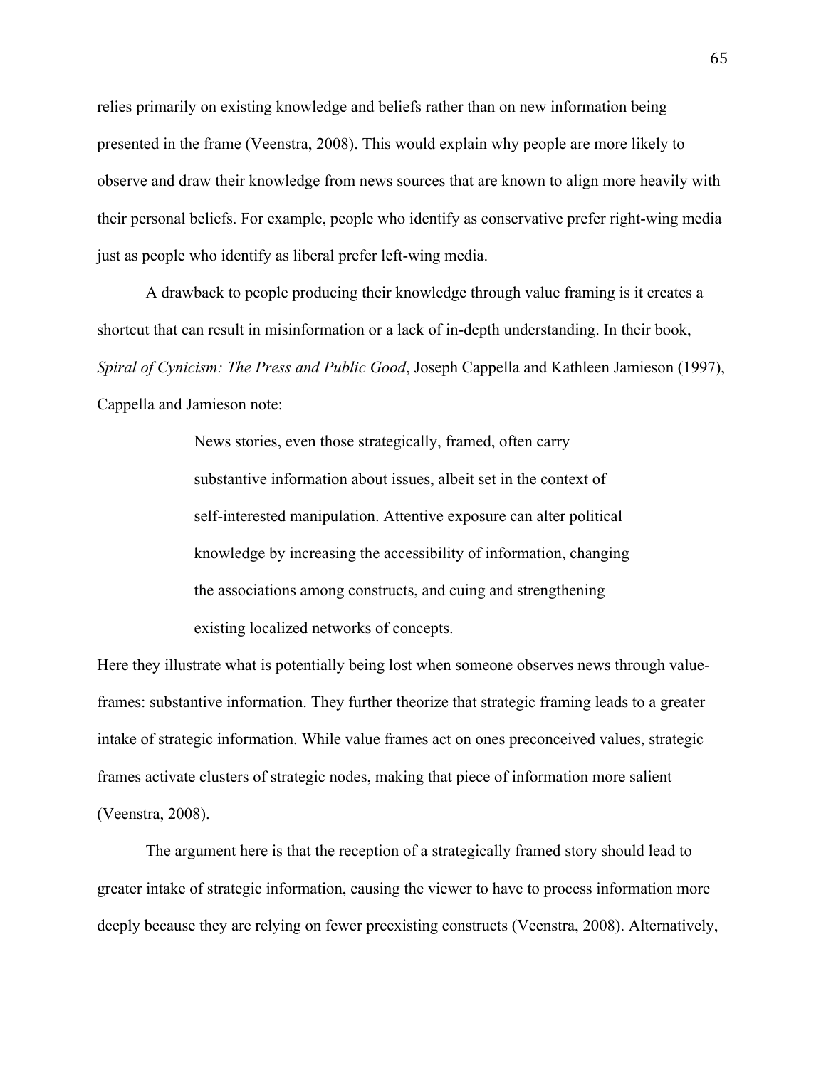relies primarily on existing knowledge and beliefs rather than on new information being presented in the frame (Veenstra, 2008). This would explain why people are more likely to observe and draw their knowledge from news sources that are known to align more heavily with their personal beliefs. For example, people who identify as conservative prefer right-wing media just as people who identify as liberal prefer left-wing media.

A drawback to people producing their knowledge through value framing is it creates a shortcut that can result in misinformation or a lack of in-depth understanding. In their book, *Spiral of Cynicism: The Press and Public Good*, Joseph Cappella and Kathleen Jamieson (1997), Cappella and Jamieson note:

> News stories, even those strategically, framed, often carry substantive information about issues, albeit set in the context of self-interested manipulation. Attentive exposure can alter political knowledge by increasing the accessibility of information, changing the associations among constructs, and cuing and strengthening existing localized networks of concepts.

Here they illustrate what is potentially being lost when someone observes news through value-frames: substantive information. They further theorize that strategic framing leads to a greater intake of strategic information. While value frames act on ones preconceived values, strategic frames activate clusters of strategic nodes, making that piece of information more salient (Veenstra, 2008).

The argument here is that the reception of a strategically framed story should lead to greater intake of strategic information, causing the viewer to have to process information more deeply because they are relying on fewer preexisting constructs (Veenstra, 2008). Alternatively,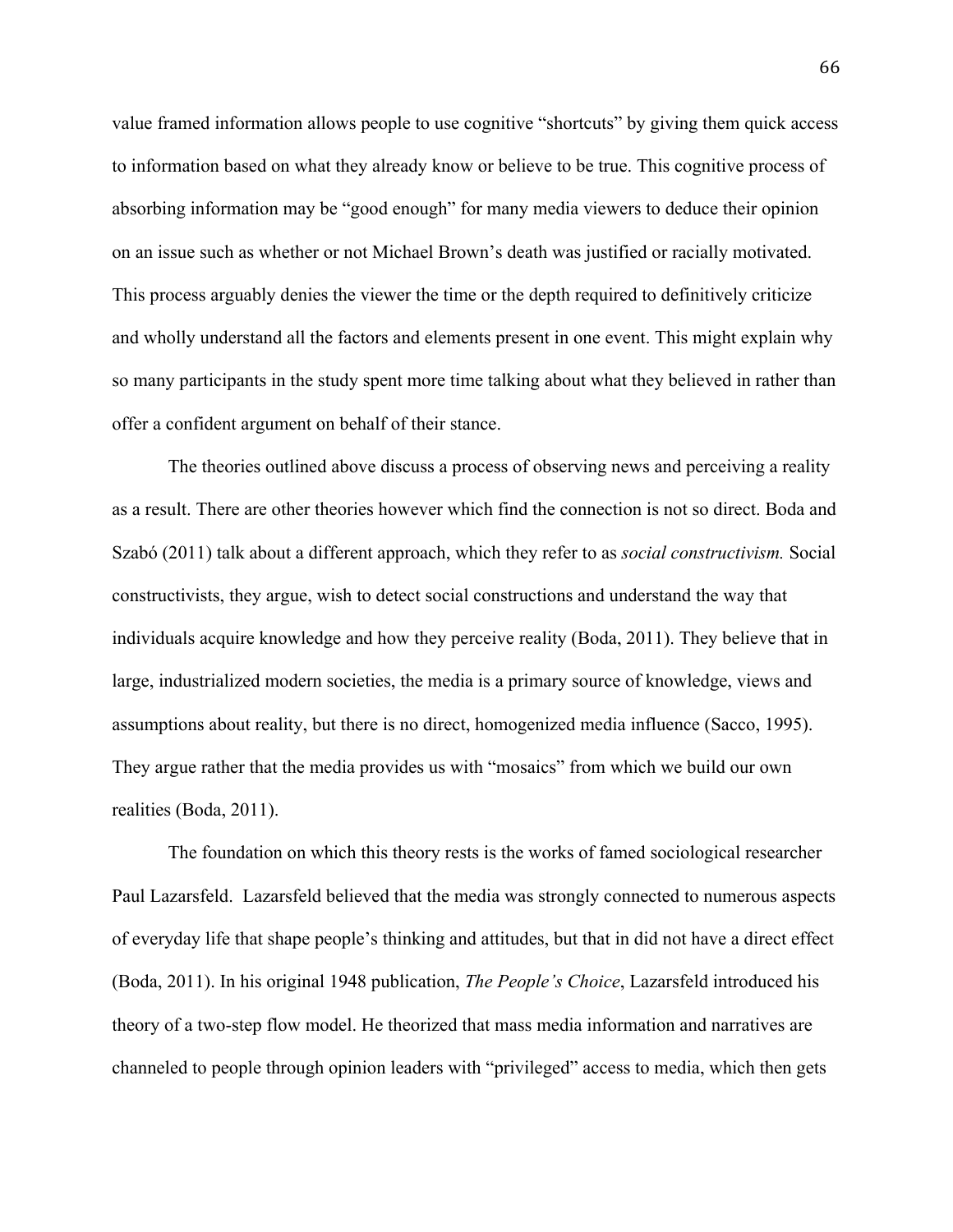value framed information allows people to use cognitive "shortcuts" by giving them quick access to information based on what they already know or believe to be true. This cognitive process of absorbing information may be "good enough" for many media viewers to deduce their opinion on an issue such as whether or not Michael Brown's death was justified or racially motivated. This process arguably denies the viewer the time or the depth required to definitively criticize and wholly understand all the factors and elements present in one event. This might explain why so many participants in the study spent more time talking about what they believed in rather than offer a confident argument on behalf of their stance.

The theories outlined above discuss a process of observing news and perceiving a reality as a result. There are other theories however which find the connection is not so direct. Boda and Szabó (2011) talk about a different approach, which they refer to as *social constructivism.* Social constructivists, they argue, wish to detect social constructions and understand the way that individuals acquire knowledge and how they perceive reality (Boda, 2011). They believe that in large, industrialized modern societies, the media is a primary source of knowledge, views and assumptions about reality, but there is no direct, homogenized media influence (Sacco, 1995). They argue rather that the media provides us with "mosaics" from which we build our own realities (Boda, 2011).

The foundation on which this theory rests is the works of famed sociological researcher Paul Lazarsfeld. Lazarsfeld believed that the media was strongly connected to numerous aspects of everyday life that shape people's thinking and attitudes, but that in did not have a direct effect (Boda, 2011). In his original 1948 publication, *The People's Choice*, Lazarsfeld introduced his theory of a two-step flow model. He theorized that mass media information and narratives are channeled to people through opinion leaders with "privileged" access to media, which then gets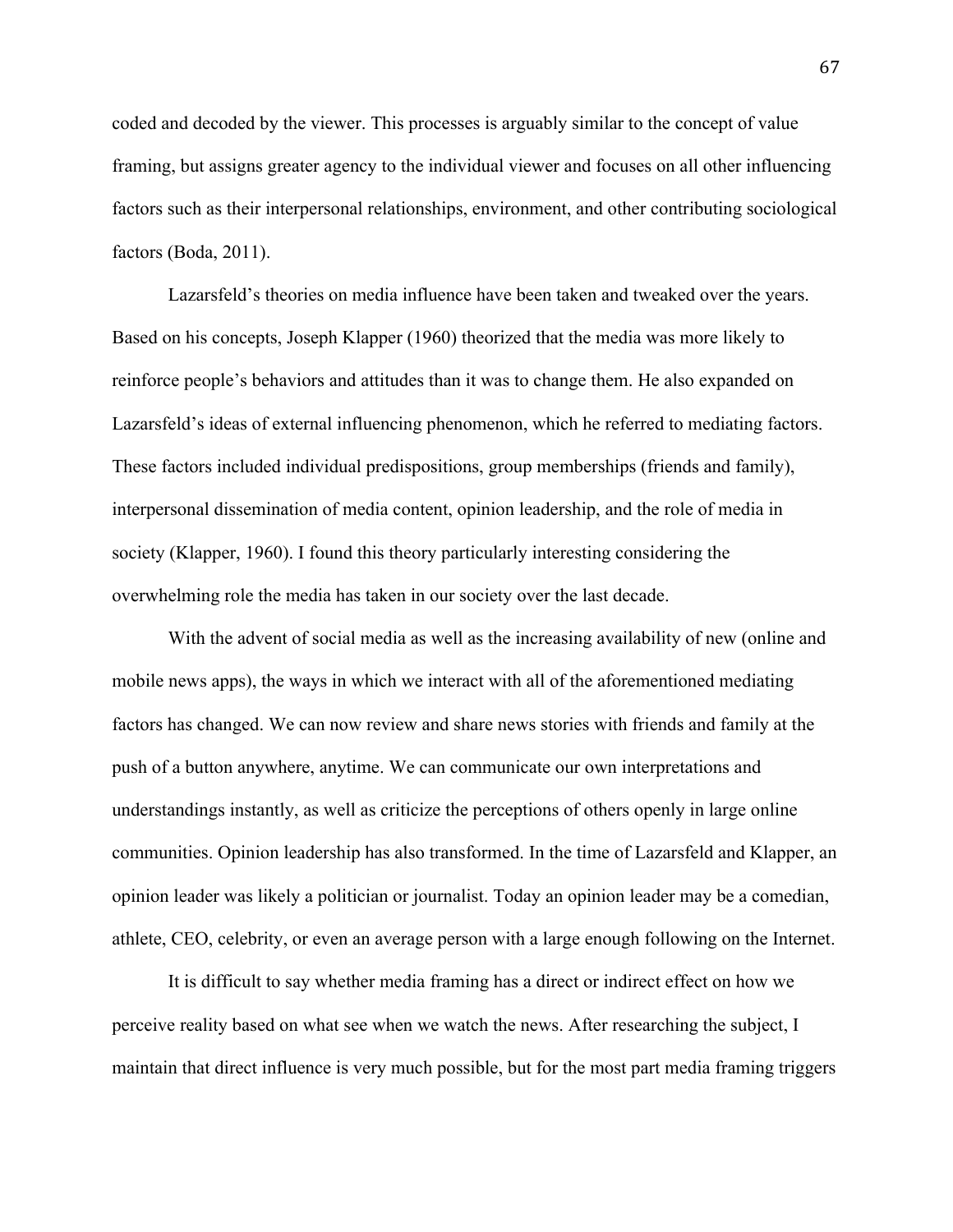coded and decoded by the viewer. This processes is arguably similar to the concept of value framing, but assigns greater agency to the individual viewer and focuses on all other influencing factors such as their interpersonal relationships, environment, and other contributing sociological factors (Boda, 2011).

Lazarsfeld's theories on media influence have been taken and tweaked over the years. Based on his concepts, Joseph Klapper (1960) theorized that the media was more likely to reinforce people's behaviors and attitudes than it was to change them. He also expanded on Lazarsfeld's ideas of external influencing phenomenon, which he referred to mediating factors. These factors included individual predispositions, group memberships (friends and family), interpersonal dissemination of media content, opinion leadership, and the role of media in society (Klapper, 1960). I found this theory particularly interesting considering the overwhelming role the media has taken in our society over the last decade.

With the advent of social media as well as the increasing availability of new (online and mobile news apps), the ways in which we interact with all of the aforementioned mediating factors has changed. We can now review and share news stories with friends and family at the push of a button anywhere, anytime. We can communicate our own interpretations and understandings instantly, as well as criticize the perceptions of others openly in large online communities. Opinion leadership has also transformed. In the time of Lazarsfeld and Klapper, an opinion leader was likely a politician or journalist. Today an opinion leader may be a comedian, athlete, CEO, celebrity, or even an average person with a large enough following on the Internet.

It is difficult to say whether media framing has a direct or indirect effect on how we perceive reality based on what see when we watch the news. After researching the subject, I maintain that direct influence is very much possible, but for the most part media framing triggers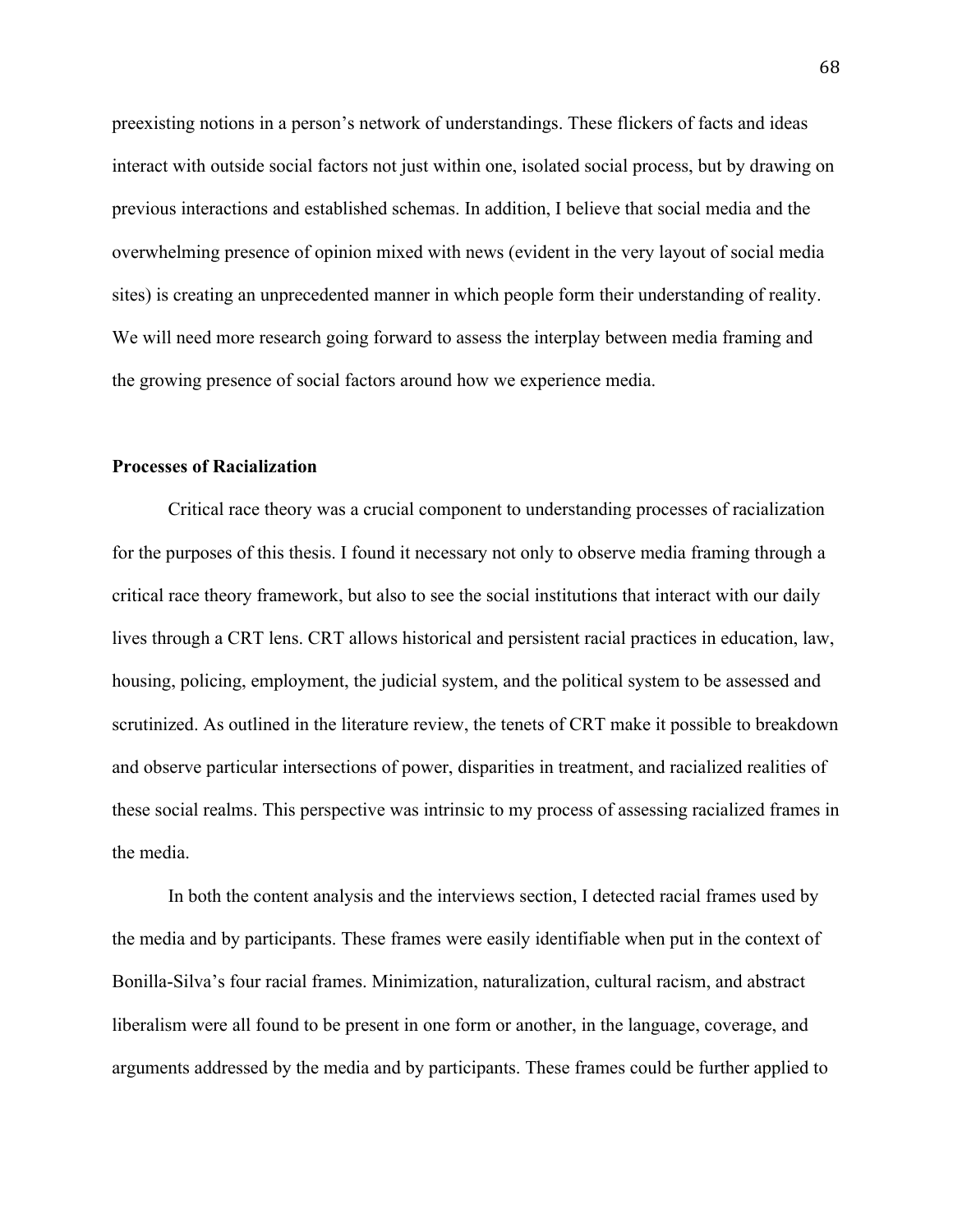preexisting notions in a person's network of understandings. These flickers of facts and ideas interact with outside social factors not just within one, isolated social process, but by drawing on previous interactions and established schemas. In addition, I believe that social media and the overwhelming presence of opinion mixed with news (evident in the very layout of social media sites) is creating an unprecedented manner in which people form their understanding of reality. We will need more research going forward to assess the interplay between media framing and the growing presence of social factors around how we experience media.

**Processes of Racialization**

Critical race theory was a crucial component to understanding processes of racialization for the purposes of this thesis. I found it necessary not only to observe media framing through a critical race theory framework, but also to see the social institutions that interact with our daily lives through a CRT lens. CRT allows historical and persistent racial practices in education, law, housing, policing, employment, the judicial system, and the political system to be assessed and scrutinized. As outlined in the literature review, the tenets of CRT make it possible to breakdown and observe particular intersections of power, disparities in treatment, and racialized realities of these social realms. This perspective was intrinsic to my process of assessing racialized frames in the media.

In both the content analysis and the interviews section, I detected racial frames used by the media and by participants. These frames were easily identifiable when put in the context of Bonilla-Silva's four racial frames. Minimization, naturalization, cultural racism, and abstract liberalism were all found to be present in one form or another, in the language, coverage, and arguments addressed by the media and by participants. These frames could be further applied to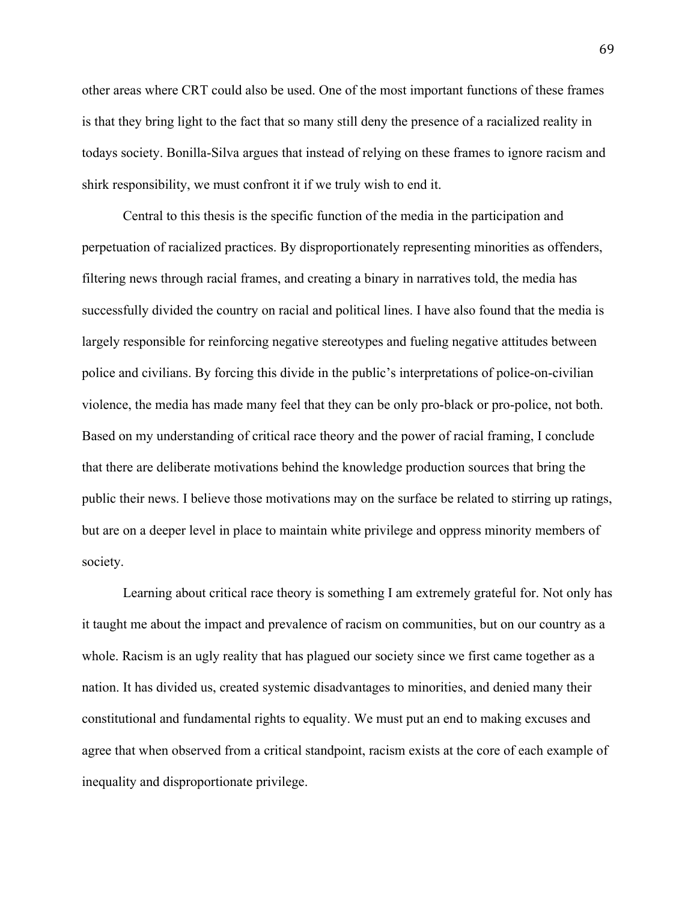other areas where CRT could also be used. One of the most important functions of these frames is that they bring light to the fact that so many still deny the presence of a racialized reality in todays society. Bonilla-Silva argues that instead of relying on these frames to ignore racism and shirk responsibility, we must confront it if we truly wish to end it.

Central to this thesis is the specific function of the media in the participation and perpetuation of racialized practices. By disproportionately representing minorities as offenders, filtering news through racial frames, and creating a binary in narratives told, the media has successfully divided the country on racial and political lines. I have also found that the media is largely responsible for reinforcing negative stereotypes and fueling negative attitudes between police and civilians. By forcing this divide in the public's interpretations of police-on-civilian violence, the media has made many feel that they can be only pro-black or pro-police, not both. Based on my understanding of critical race theory and the power of racial framing, I conclude that there are deliberate motivations behind the knowledge production sources that bring the public their news. I believe those motivations may on the surface be related to stirring up ratings, but are on a deeper level in place to maintain white privilege and oppress minority members of society.

Learning about critical race theory is something I am extremely grateful for. Not only has it taught me about the impact and prevalence of racism on communities, but on our country as a whole. Racism is an ugly reality that has plagued our society since we first came together as a nation. It has divided us, created systemic disadvantages to minorities, and denied many their constitutional and fundamental rights to equality. We must put an end to making excuses and agree that when observed from a critical standpoint, racism exists at the core of each example of inequality and disproportionate privilege.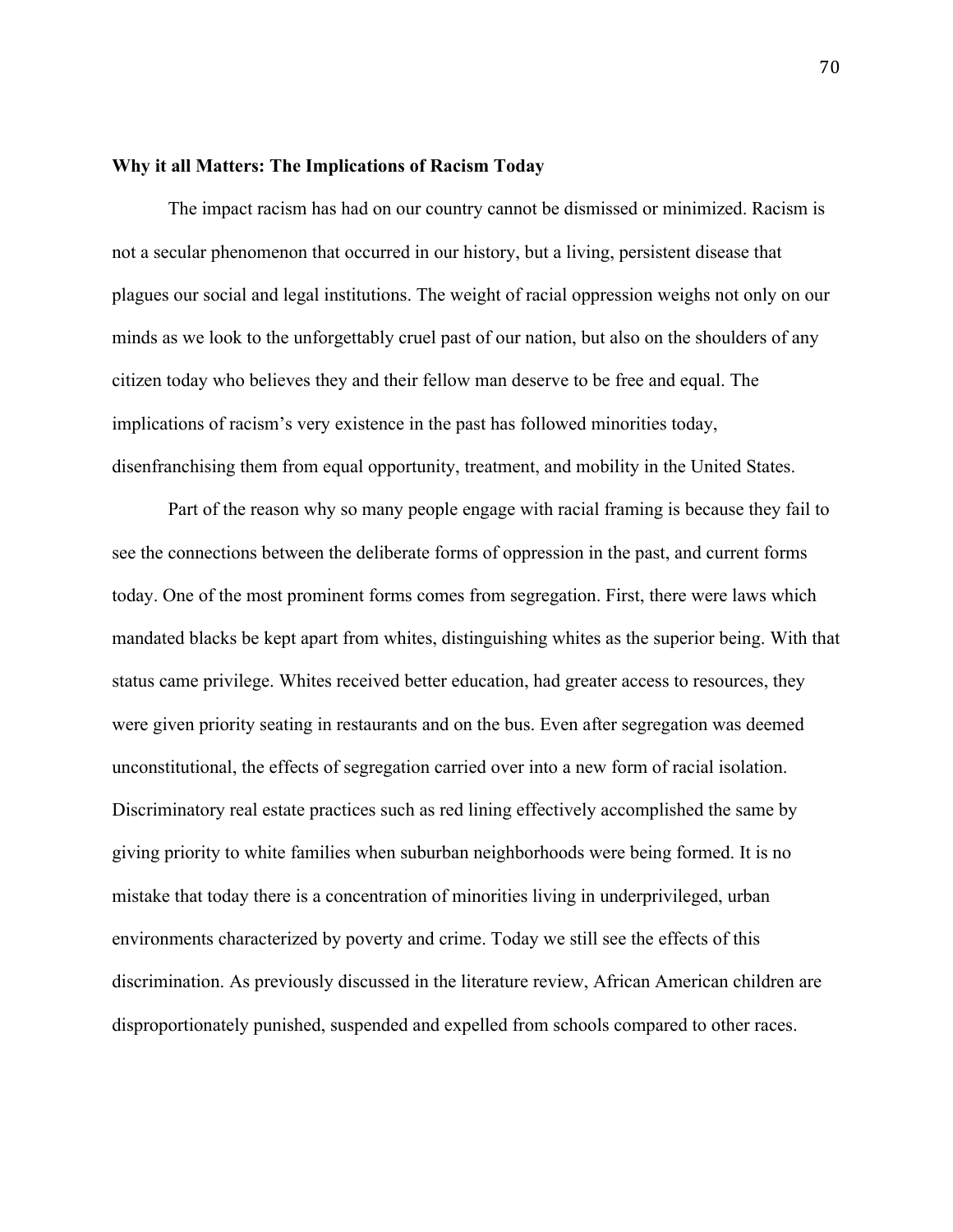**Why it all Matters: The Implications of Racism Today**

The impact racism has had on our country cannot be dismissed or minimized. Racism is not a secular phenomenon that occurred in our history, but a living, persistent disease that plagues our social and legal institutions. The weight of racial oppression weighs not only on our minds as we look to the unforgettably cruel past of our nation, but also on the shoulders of any citizen today who believes they and their fellow man deserve to be free and equal. The implications of racism's very existence in the past has followed minorities today, disenfranchising them from equal opportunity, treatment, and mobility in the United States.

Part of the reason why so many people engage with racial framing is because they fail to see the connections between the deliberate forms of oppression in the past, and current forms today. One of the most prominent forms comes from segregation. First, there were laws which mandated blacks be kept apart from whites, distinguishing whites as the superior being. With that status came privilege. Whites received better education, had greater access to resources, they were given priority seating in restaurants and on the bus. Even after segregation was deemed unconstitutional, the effects of segregation carried over into a new form of racial isolation. Discriminatory real estate practices such as red lining effectively accomplished the same by giving priority to white families when suburban neighborhoods were being formed. It is no mistake that today there is a concentration of minorities living in underprivileged, urban environments characterized by poverty and crime. Today we still see the effects of this discrimination. As previously discussed in the literature review, African American children are disproportionately punished, suspended and expelled from schools compared to other races.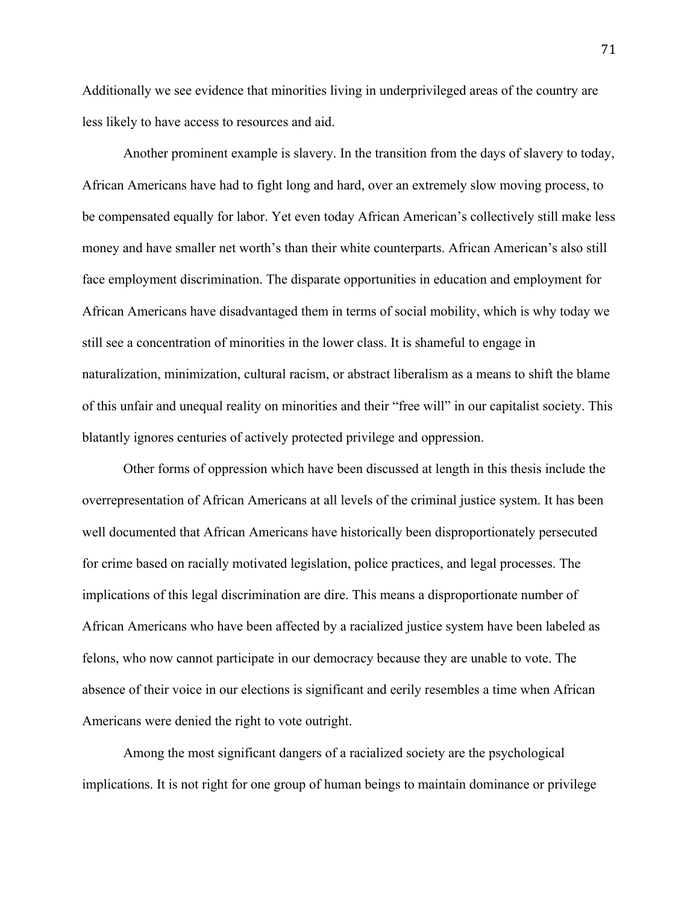Additionally we see evidence that minorities living in underprivileged areas of the country are less likely to have access to resources and aid.

Another prominent example is slavery. In the transition from the days of slavery to today, African Americans have had to fight long and hard, over an extremely slow moving process, to be compensated equally for labor. Yet even today African American's collectively still make less money and have smaller net worth's than their white counterparts. African American's also still face employment discrimination. The disparate opportunities in education and employment for African Americans have disadvantaged them in terms of social mobility, which is why today we still see a concentration of minorities in the lower class. It is shameful to engage in naturalization, minimization, cultural racism, or abstract liberalism as a means to shift the blame of this unfair and unequal reality on minorities and their "free will" in our capitalist society. This blatantly ignores centuries of actively protected privilege and oppression.

Other forms of oppression which have been discussed at length in this thesis include the overrepresentation of African Americans at all levels of the criminal justice system. It has been well documented that African Americans have historically been disproportionately persecuted for crime based on racially motivated legislation, police practices, and legal processes. The implications of this legal discrimination are dire. This means a disproportionate number of African Americans who have been affected by a racialized justice system have been labeled as felons, who now cannot participate in our democracy because they are unable to vote. The absence of their voice in our elections is significant and eerily resembles a time when African Americans were denied the right to vote outright.

Among the most significant dangers of a racialized society are the psychological implications. It is not right for one group of human beings to maintain dominance or privilege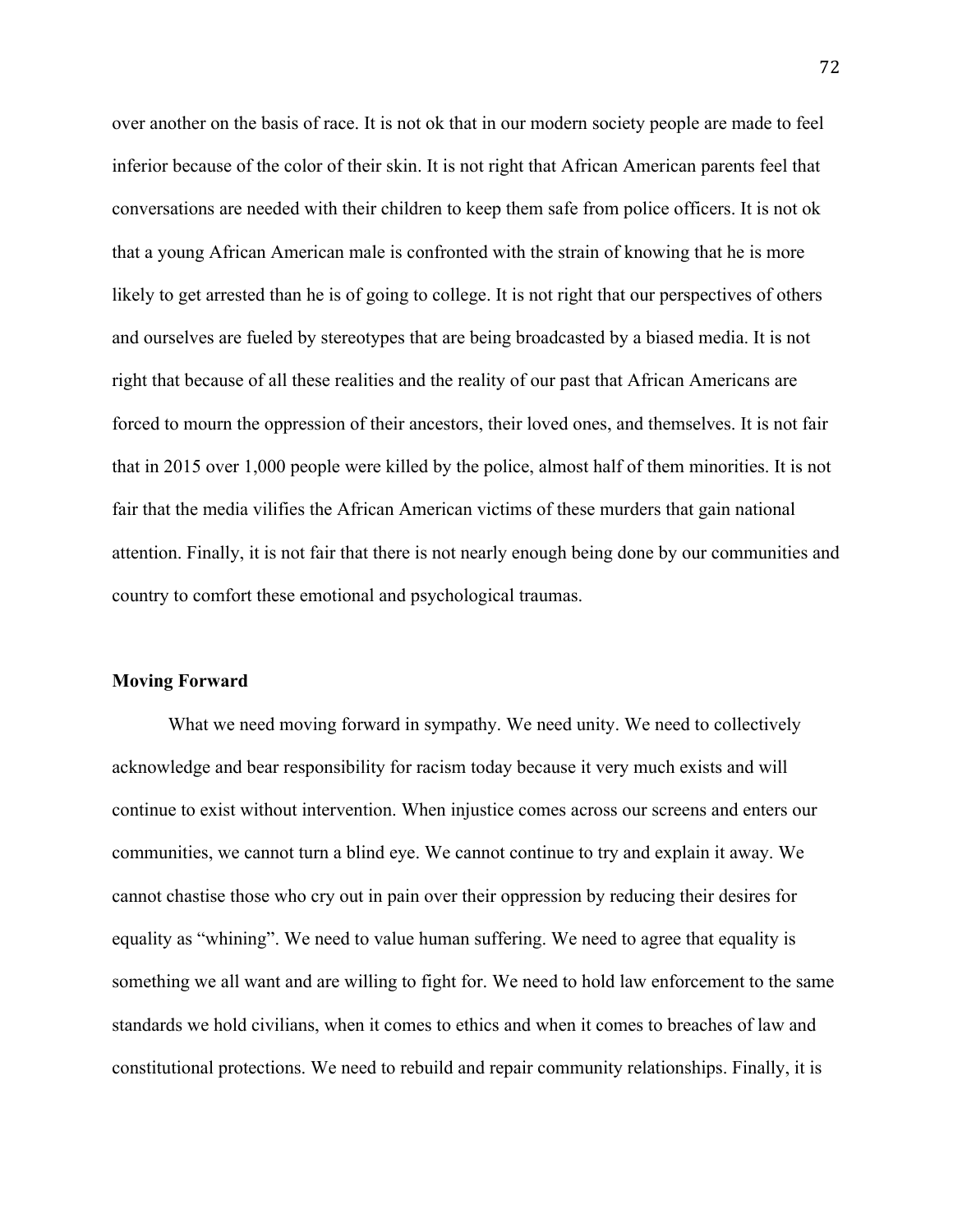over another on the basis of race. It is not ok that in our modern society people are made to feel inferior because of the color of their skin. It is not right that African American parents feel that conversations are needed with their children to keep them safe from police officers. It is not ok that a young African American male is confronted with the strain of knowing that he is more likely to get arrested than he is of going to college. It is not right that our perspectives of others and ourselves are fueled by stereotypes that are being broadcasted by a biased media. It is not right that because of all these realities and the reality of our past that African Americans are forced to mourn the oppression of their ancestors, their loved ones, and themselves. It is not fair that in 2015 over 1,000 people were killed by the police, almost half of them minorities. It is not fair that the media vilifies the African American victims of these murders that gain national attention. Finally, it is not fair that there is not nearly enough being done by our communities and country to comfort these emotional and psychological traumas.

**Moving Forward**

What we need moving forward in sympathy. We need unity. We need to collectively acknowledge and bear responsibility for racism today because it very much exists and will continue to exist without intervention. When injustice comes across our screens and enters our communities, we cannot turn a blind eye. We cannot continue to try and explain it away. We cannot chastise those who cry out in pain over their oppression by reducing their desires for equality as "whining". We need to value human suffering. We need to agree that equality is something we all want and are willing to fight for. We need to hold law enforcement to the same standards we hold civilians, when it comes to ethics and when it comes to breaches of law and constitutional protections. We need to rebuild and repair community relationships. Finally, it is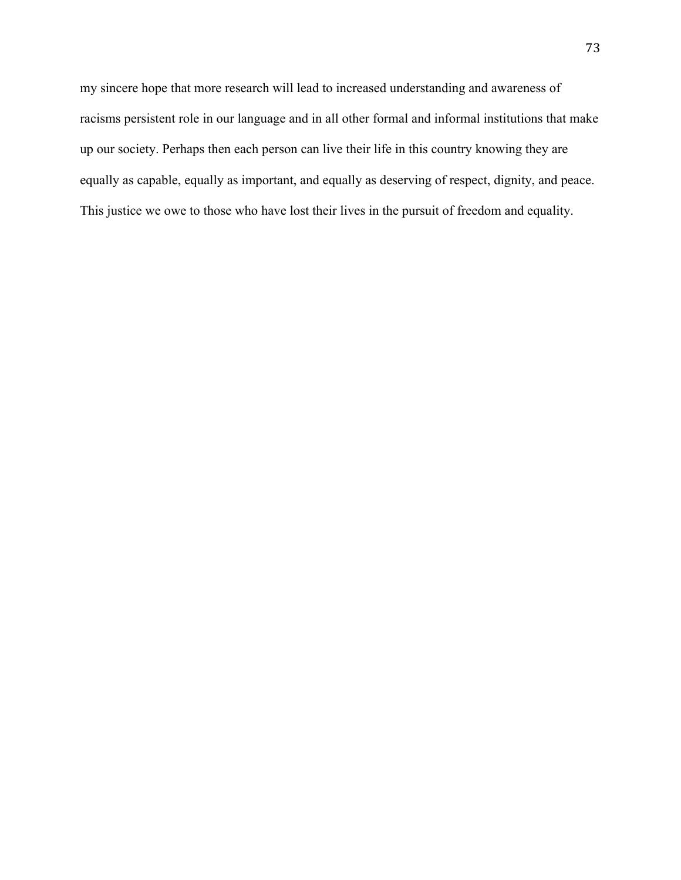my sincere hope that more research will lead to increased understanding and awareness of racisms persistent role in our language and in all other formal and informal institutions that make up our society. Perhaps then each person can live their life in this country knowing they are equally as capable, equally as important, and equally as deserving of respect, dignity, and peace. This justice we owe to those who have lost their lives in the pursuit of freedom and equality.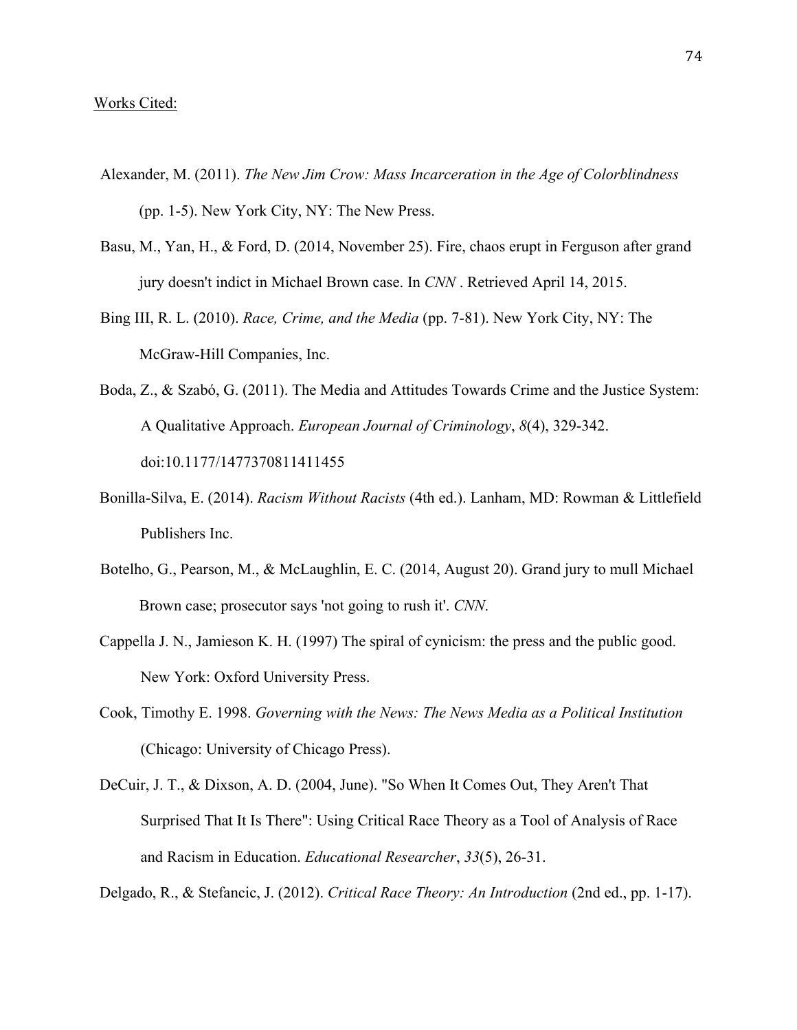Works Cited:

Alexander, M. (2011). *The New Jim Crow: Mass Incarceration in the Age of Colorblindness* (pp. 1-5). New York City, NY: The New Press.

Basu, M., Yan, H., & Ford, D. (2014, November 25). Fire, chaos erupt in Ferguson after grand jury doesn't indict in Michael Brown case. In *CNN* . Retrieved April 14, 2015.

Bing III, R. L. (2010). *Race, Crime, and the Media* (pp. 7-81). New York City, NY: The McGraw-Hill Companies, Inc.

Boda, Z., & Szabó, G. (2011). The Media and Attitudes Towards Crime and the Justice System: A Qualitative Approach. *European Journal of Criminology*, *8*(4), 329-342. doi:10.1177/1477370811411455

Bonilla-Silva, E. (2014). *Racism Without Racists* (4th ed.). Lanham, MD: Rowman & Littlefield Publishers Inc.

Botelho, G., Pearson, M., & McLaughlin, E. C. (2014, August 20). Grand jury to mull Michael Brown case; prosecutor says 'not going to rush it'. *CNN*.

Cappella J. N., Jamieson K. H. (1997) The spiral of cynicism: the press and the public good. New York: Oxford University Press.

Cook, Timothy E. 1998. *Governing with the News: The News Media as a Political Institution* (Chicago: University of Chicago Press).

DeCuir, J. T., & Dixson, A. D. (2004, June). "So When It Comes Out, They Aren't That Surprised That It Is There": Using Critical Race Theory as a Tool of Analysis of Race and Racism in Education. *Educational Researcher*, *33*(5), 26-31.

Delgado, R., & Stefancic, J. (2012). *Critical Race Theory: An Introduction* (2nd ed., pp. 1-17).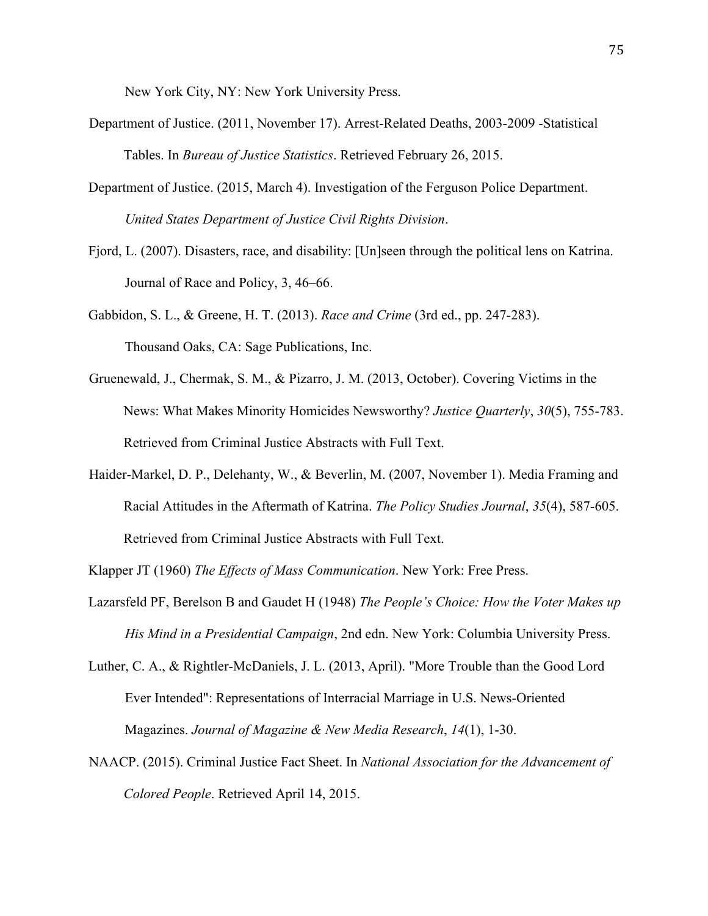New York City, NY: New York University Press.

Department of Justice. (2011, November 17). Arrest-Related Deaths, 2003-2009 -Statistical Tables. In *Bureau of Justice Statistics*. Retrieved February 26, 2015.

Department of Justice. (2015, March 4). Investigation of the Ferguson Police Department. *United States Department of Justice Civil Rights Division*.

Fjord, L. (2007). Disasters, race, and disability: [Un]seen through the political lens on Katrina. Journal of Race and Policy, 3, 46–66.

Gabbidon, S. L., & Greene, H. T. (2013). *Race and Crime* (3rd ed., pp. 247-283). Thousand Oaks, CA: Sage Publications, Inc.

Gruenewald, J., Chermak, S. M., & Pizarro, J. M. (2013, October). Covering Victims in the News: What Makes Minority Homicides Newsworthy? *Justice Quarterly*, *30*(5), 755-783. Retrieved from Criminal Justice Abstracts with Full Text.

Haider-Markel, D. P., Delehanty, W., & Beverlin, M. (2007, November 1). Media Framing and Racial Attitudes in the Aftermath of Katrina. *The Policy Studies Journal*, *35*(4), 587-605. Retrieved from Criminal Justice Abstracts with Full Text.

Klapper JT (1960) *The Effects of Mass Communication*. New York: Free Press.

Lazarsfeld PF, Berelson B and Gaudet H (1948) *The People's Choice: How the Voter Makes up His Mind in a Presidential Campaign*, 2nd edn. New York: Columbia University Press.

Luther, C. A., & Rightler-McDaniels, J. L. (2013, April). "More Trouble than the Good Lord Ever Intended": Representations of Interracial Marriage in U.S. News-Oriented Magazines. *Journal of Magazine & New Media Research*, *14*(1), 1-30.

NAACP. (2015). Criminal Justice Fact Sheet. In *National Association for the Advancement of Colored People*. Retrieved April 14, 2015.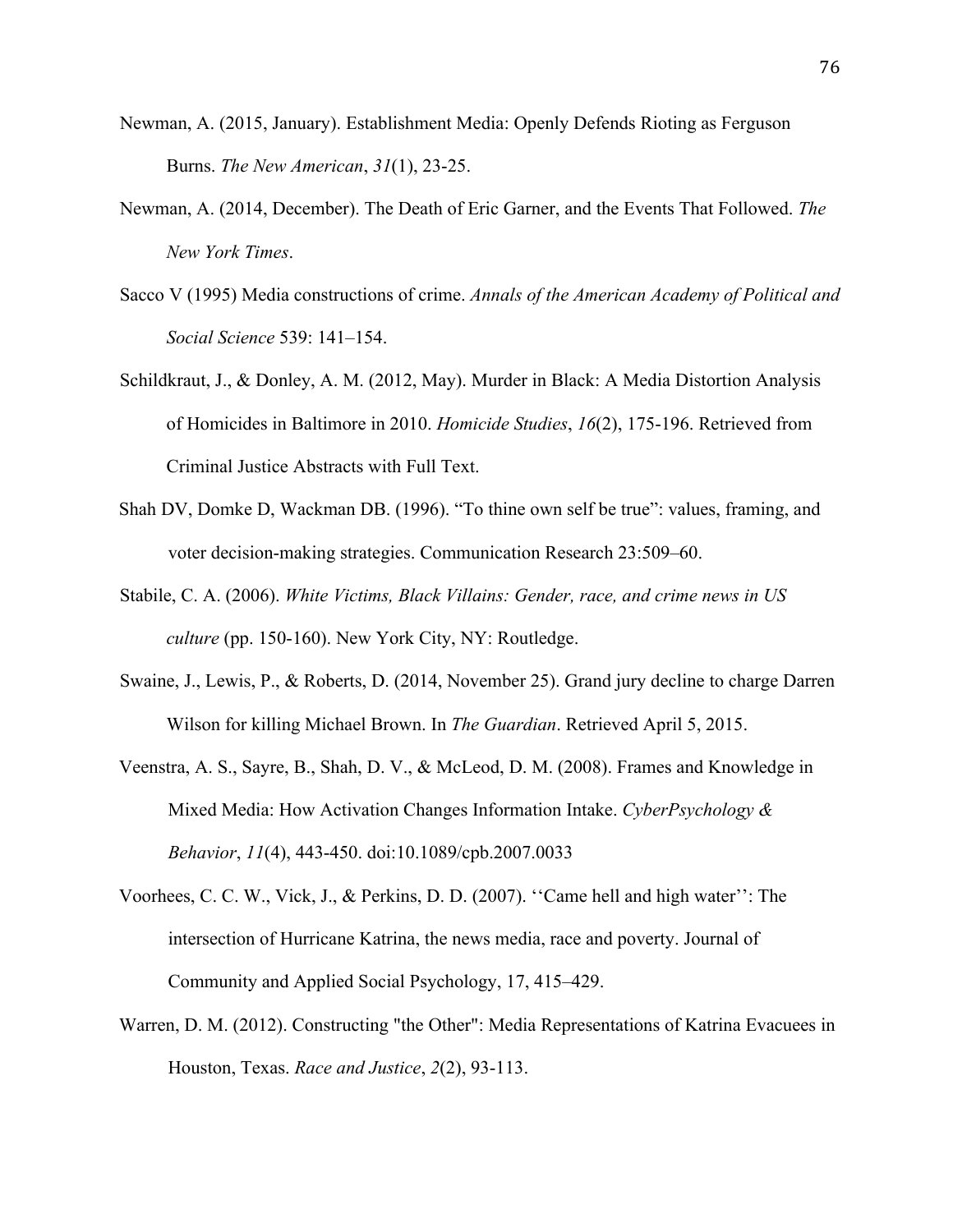Newman, A. (2015, January). Establishment Media: Openly Defends Rioting as Ferguson Burns. *The New American*, *31*(1), 23-25.

Newman, A. (2014, December). The Death of Eric Garner, and the Events That Followed. *The New York Times*.

Sacco V (1995) Media constructions of crime. *Annals of the American Academy of Political and Social Science* 539: 141–154.

Schildkraut, J., & Donley, A. M. (2012, May). Murder in Black: A Media Distortion Analysis of Homicides in Baltimore in 2010. *Homicide Studies*, *16*(2), 175-196. Retrieved from Criminal Justice Abstracts with Full Text.

Shah DV, Domke D, Wackman DB. (1996). "To thine own self be true": values, framing, and voter decision-making strategies. Communication Research 23:509–60.

Stabile, C. A. (2006). *White Victims, Black Villains: Gender, race, and crime news in US culture* (pp. 150-160). New York City, NY: Routledge.

Swaine, J., Lewis, P., & Roberts, D. (2014, November 25). Grand jury decline to charge Darren Wilson for killing Michael Brown. In *The Guardian*. Retrieved April 5, 2015.

Veenstra, A. S., Sayre, B., Shah, D. V., & McLeod, D. M. (2008). Frames and Knowledge in Mixed Media: How Activation Changes Information Intake. *CyberPsychology & Behavior*, *11*(4), 443-450. doi:10.1089/cpb.2007.0033

Voorhees, C. C. W., Vick, J., & Perkins, D. D. (2007). ''Came hell and high water'': The intersection of Hurricane Katrina, the news media, race and poverty. Journal of Community and Applied Social Psychology, 17, 415–429.

Warren, D. M. (2012). Constructing "the Other": Media Representations of Katrina Evacuees in Houston, Texas. *Race and Justice*, *2*(2), 93-113.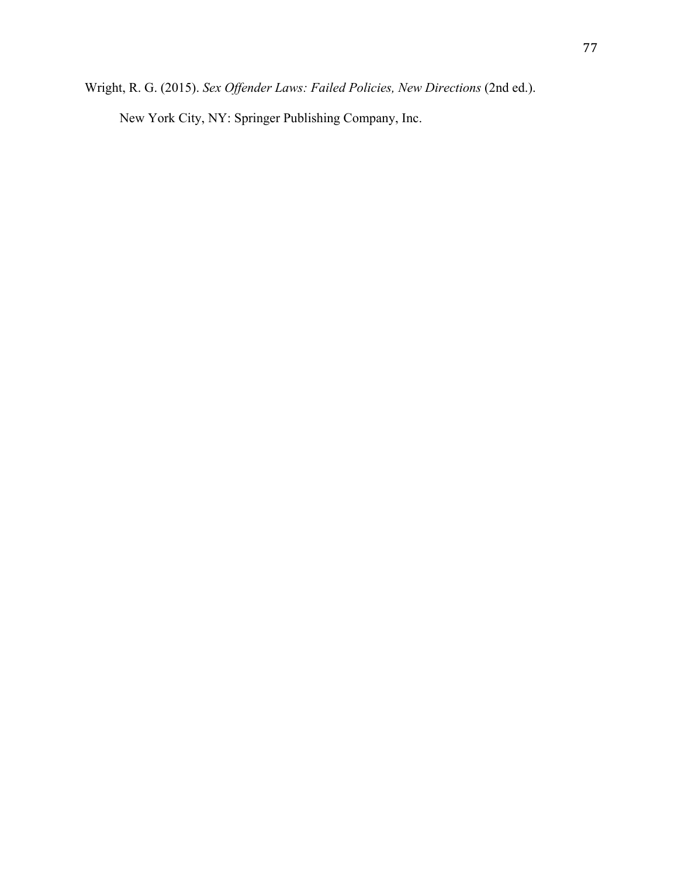Wright, R. G. (2015). *Sex Offender Laws: Failed Policies, New Directions* (2nd ed.). New York City, NY: Springer Publishing Company, Inc.